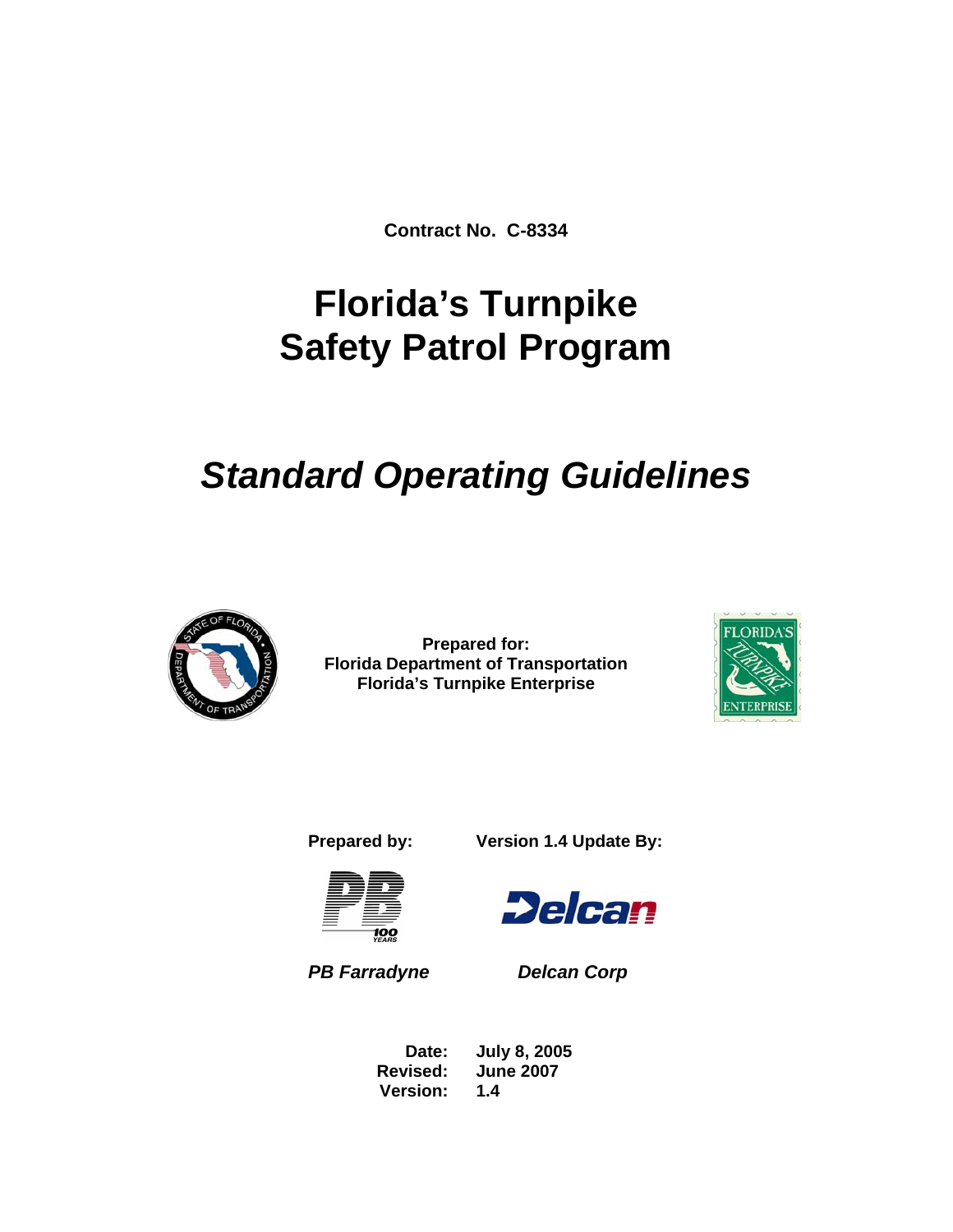**Contract No. C-8334**

# Florida's Turnpike
# Safety Patrol Program

## *Standard Operating Guidelines*

**Prepared for:**
**Florida Department of Transportation**
**Florida's Turnpike Enterprise**

**Prepared by:**

***PB Farradyne***

**Version 1.4 Update By:**

***Delcan Corp***

**Date:** **July 8, 2005**
**Revised:** **June 2007**
**Version:** **1.4**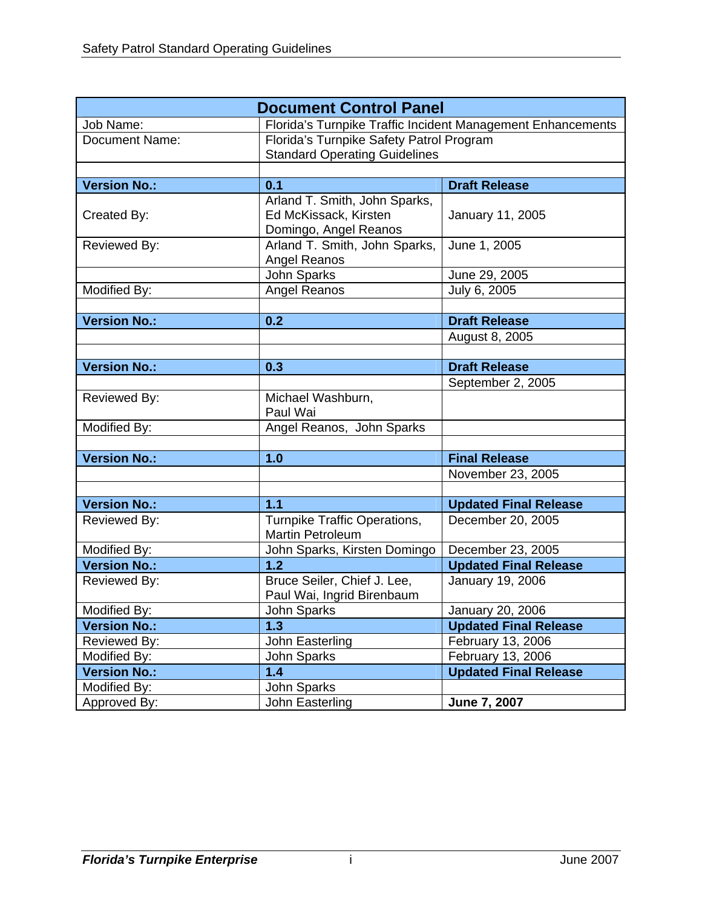| Document Control Panel | | |
|---|---|---|
| Job Name: | Florida's Turnpike Traffic Incident Management Enhancements | |
| Document Name: | Florida's Turnpike Safety Patrol Program Standard Operating Guidelines | |
| | | |
| **Version No.:** | **0.1** | **Draft Release** |
| Created By: | Arland T. Smith, John Sparks, Ed McKissack, Kirsten Domingo, Angel Reanos | January 11, 2005 |
| Reviewed By: | Arland T. Smith, John Sparks, Angel Reanos | June 1, 2005 |
| | John Sparks | June 29, 2005 |
| Modified By: | Angel Reanos | July 6, 2005 |
| | | |
| **Version No.:** | **0.2** | **Draft Release** |
| | | August 8, 2005 |
| | | |
| **Version No.:** | **0.3** | **Draft Release** |
| | | September 2, 2005 |
| Reviewed By: | Michael Washburn, Paul Wai | |
| Modified By: | Angel Reanos, John Sparks | |
| | | |
| **Version No.:** | **1.0** | **Final Release** |
| | | November 23, 2005 |
| | | |
| **Version No.:** | **1.1** | **Updated Final Release** |
| Reviewed By: | Turnpike Traffic Operations, Martin Petroleum | December 20, 2005 |
| Modified By: | John Sparks, Kirsten Domingo | December 23, 2005 |
| **Version No.:** | **1.2** | **Updated Final Release** |
| Reviewed By: | Bruce Seiler, Chief J. Lee, Paul Wai, Ingrid Birenbaum | January 19, 2006 |
| Modified By: | John Sparks | January 20, 2006 |
| **Version No.:** | **1.3** | **Updated Final Release** |
| Reviewed By: | John Easterling | February 13, 2006 |
| Modified By: | John Sparks | February 13, 2006 |
| **Version No.:** | **1.4** | **Updated Final Release** |
| Modified By: | John Sparks | |
| Approved By: | John Easterling | **June 7, 2007** |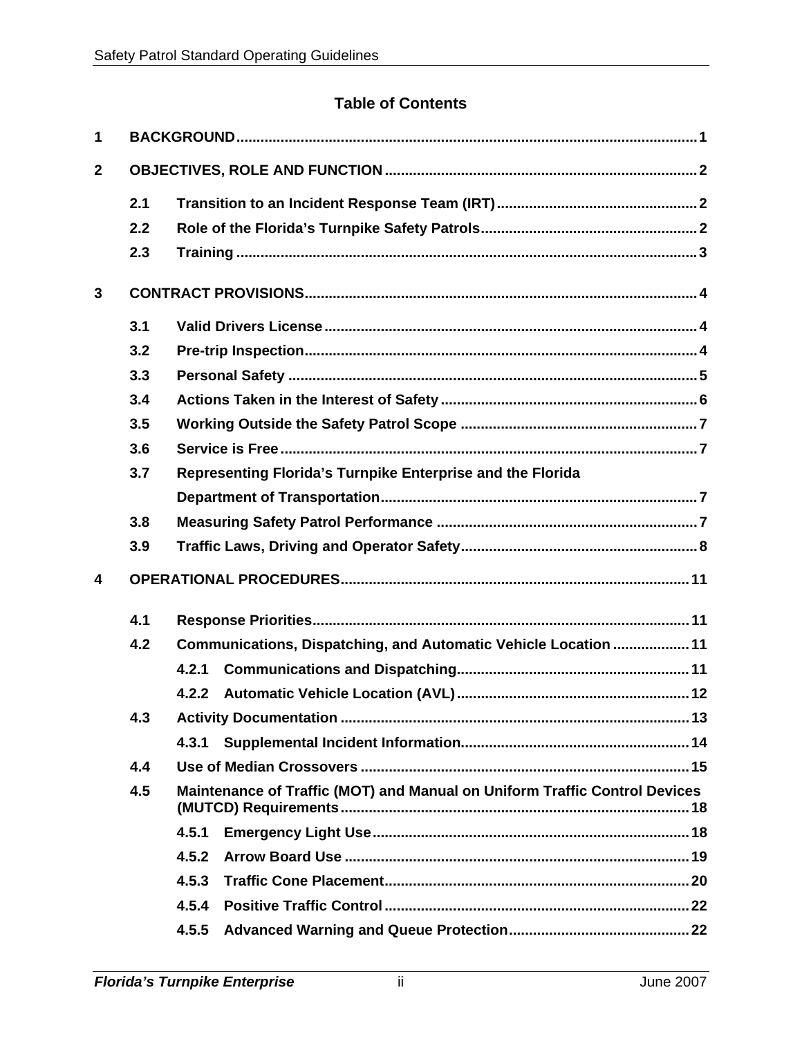# Table of Contents

| | | | |
|---|---|---|---|
| 1 | BACKGROUND | | 1 |
| 2 | OBJECTIVES, ROLE AND FUNCTION | | 2 |
| | 2.1 | Transition to an Incident Response Team (IRT) | 2 |
| | 2.2 | Role of the Florida's Turnpike Safety Patrols | 2 |
| | 2.3 | Training | 3 |
| 3 | CONTRACT PROVISIONS | | 4 |
| | 3.1 | Valid Drivers License | 4 |
| | 3.2 | Pre-trip Inspection | 4 |
| | 3.3 | Personal Safety | 5 |
| | 3.4 | Actions Taken in the Interest of Safety | 6 |
| | 3.5 | Working Outside the Safety Patrol Scope | 7 |
| | 3.6 | Service is Free | 7 |
| | 3.7 | Representing Florida's Turnpike Enterprise and the Florida Department of Transportation | 7 |
| | 3.8 | Measuring Safety Patrol Performance | 7 |
| | 3.9 | Traffic Laws, Driving and Operator Safety | 8 |
| 4 | OPERATIONAL PROCEDURES | | 11 |
| | 4.1 | Response Priorities | 11 |
| | 4.2 | Communications, Dispatching, and Automatic Vehicle Location | 11 |
| | | 4.2.1 Communications and Dispatching | 11 |
| | | 4.2.2 Automatic Vehicle Location (AVL) | 12 |
| | 4.3 | Activity Documentation | 13 |
| | | 4.3.1 Supplemental Incident Information | 14 |
| | 4.4 | Use of Median Crossovers | 15 |
| | 4.5 | Maintenance of Traffic (MOT) and Manual on Uniform Traffic Control Devices (MUTCD) Requirements | 18 |
| | | 4.5.1 Emergency Light Use | 18 |
| | | 4.5.2 Arrow Board Use | 19 |
| | | 4.5.3 Traffic Cone Placement | 20 |
| | | 4.5.4 Positive Traffic Control | 22 |
| | | 4.5.5 Advanced Warning and Queue Protection | 22 |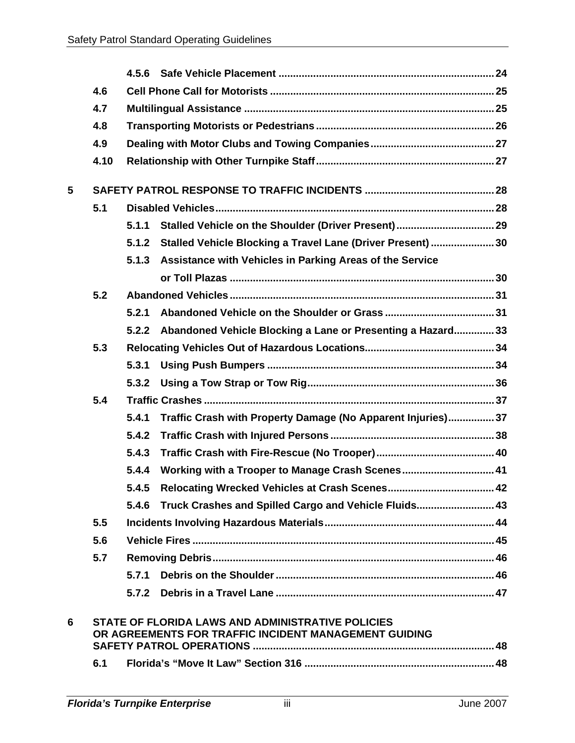| | | | |
|---|---|---|---|
| | 4.5.6 | **Safe Vehicle Placement** | 24 |
| **4.6** | | **Cell Phone Call for Motorists** | 25 |
| **4.7** | | **Multilingual Assistance** | 25 |
| **4.8** | | **Transporting Motorists or Pedestrians** | 26 |
| **4.9** | | **Dealing with Motor Clubs and Towing Companies** | 27 |
| **4.10** | | **Relationship with Other Turnpike Staff** | 27 |
| **5** | | **SAFETY PATROL RESPONSE TO TRAFFIC INCIDENTS** | 28 |
| **5.1** | | **Disabled Vehicles** | 28 |
| | 5.1.1 | **Stalled Vehicle on the Shoulder (Driver Present)** | 29 |
| | 5.1.2 | **Stalled Vehicle Blocking a Travel Lane (Driver Present)** | 30 |
| | 5.1.3 | **Assistance with Vehicles in Parking Areas of the Service or Toll Plazas** | 30 |
| **5.2** | | **Abandoned Vehicles** | 31 |
| | 5.2.1 | **Abandoned Vehicle on the Shoulder or Grass** | 31 |
| | 5.2.2 | **Abandoned Vehicle Blocking a Lane or Presenting a Hazard** | 33 |
| **5.3** | | **Relocating Vehicles Out of Hazardous Locations** | 34 |
| | 5.3.1 | **Using Push Bumpers** | 34 |
| | 5.3.2 | **Using a Tow Strap or Tow Rig** | 36 |
| **5.4** | | **Traffic Crashes** | 37 |
| | 5.4.1 | **Traffic Crash with Property Damage (No Apparent Injuries)** | 37 |
| | 5.4.2 | **Traffic Crash with Injured Persons** | 38 |
| | 5.4.3 | **Traffic Crash with Fire-Rescue (No Trooper)** | 40 |
| | 5.4.4 | **Working with a Trooper to Manage Crash Scenes** | 41 |
| | 5.4.5 | **Relocating Wrecked Vehicles at Crash Scenes** | 42 |
| | 5.4.6 | **Truck Crashes and Spilled Cargo and Vehicle Fluids** | 43 |
| **5.5** | | **Incidents Involving Hazardous Materials** | 44 |
| **5.6** | | **Vehicle Fires** | 45 |
| **5.7** | | **Removing Debris** | 46 |
| | 5.7.1 | **Debris on the Shoulder** | 46 |
| | 5.7.2 | **Debris in a Travel Lane** | 47 |
| **6** | | **STATE OF FLORIDA LAWS AND ADMINISTRATIVE POLICIES OR AGREEMENTS FOR TRAFFIC INCIDENT MANAGEMENT GUIDING SAFETY PATROL OPERATIONS** | 48 |
| **6.1** | | **Florida's "Move It Law" Section 316** | 48 |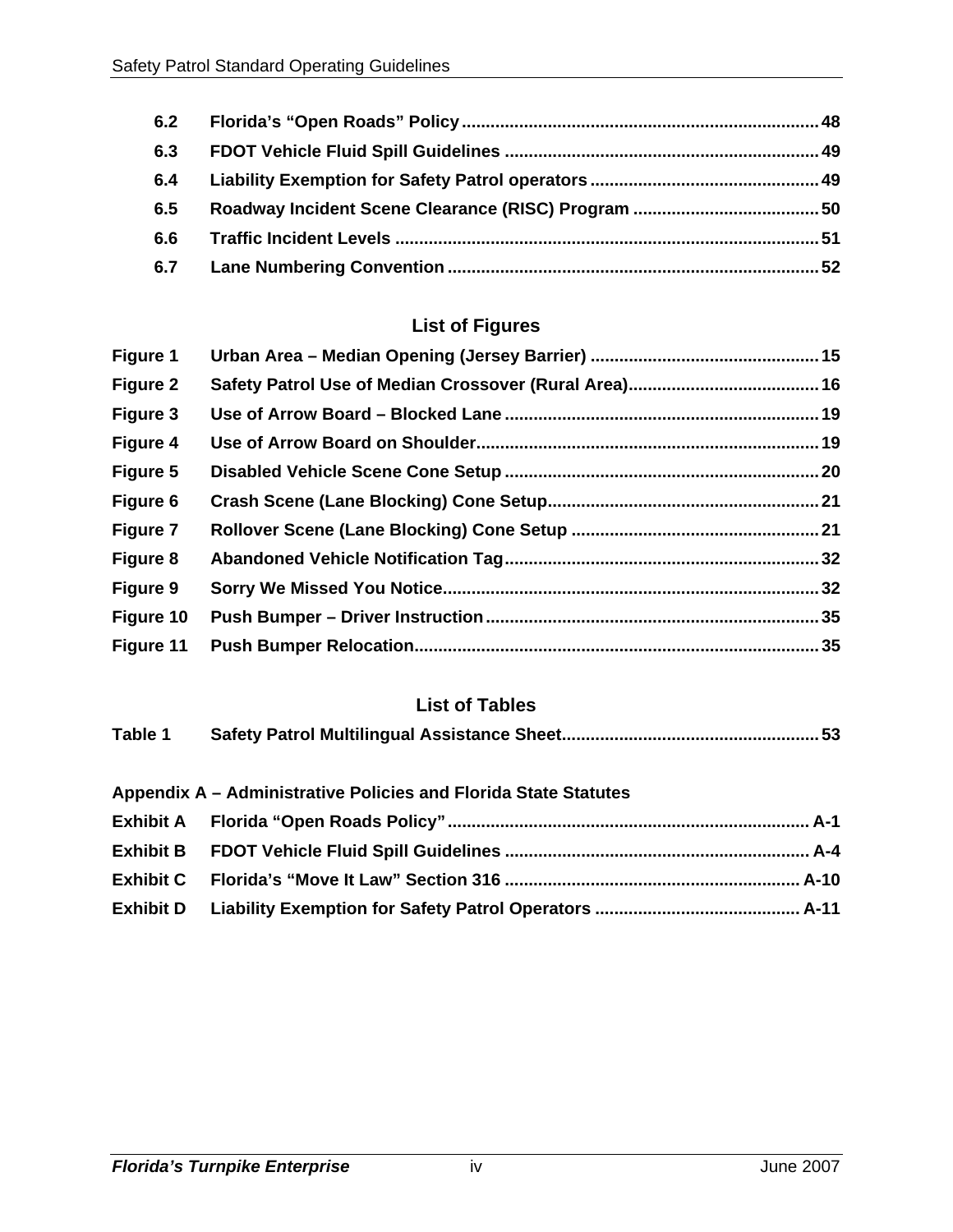**6.2 Florida's "Open Roads" Policy .......... 48**
**6.3 FDOT Vehicle Fluid Spill Guidelines .......... 49**
**6.4 Liability Exemption for Safety Patrol operators .......... 49**
**6.5 Roadway Incident Scene Clearance (RISC) Program .......... 50**
**6.6 Traffic Incident Levels .......... 51**
**6.7 Lane Numbering Convention .......... 52**

## List of Figures

**Figure 1 Urban Area – Median Opening (Jersey Barrier) .......... 15**
**Figure 2 Safety Patrol Use of Median Crossover (Rural Area) .......... 16**
**Figure 3 Use of Arrow Board – Blocked Lane .......... 19**
**Figure 4 Use of Arrow Board on Shoulder .......... 19**
**Figure 5 Disabled Vehicle Scene Cone Setup .......... 20**
**Figure 6 Crash Scene (Lane Blocking) Cone Setup .......... 21**
**Figure 7 Rollover Scene (Lane Blocking) Cone Setup .......... 21**
**Figure 8 Abandoned Vehicle Notification Tag .......... 32**
**Figure 9 Sorry We Missed You Notice .......... 32**
**Figure 10 Push Bumper – Driver Instruction .......... 35**
**Figure 11 Push Bumper Relocation .......... 35**

## List of Tables

**Table 1 Safety Patrol Multilingual Assistance Sheet .......... 53**

**Appendix A – Administrative Policies and Florida State Statutes**

**Exhibit A Florida "Open Roads Policy" .......... A-1**
**Exhibit B FDOT Vehicle Fluid Spill Guidelines .......... A-4**
**Exhibit C Florida's "Move It Law" Section 316 .......... A-10**
**Exhibit D Liability Exemption for Safety Patrol Operators .......... A-11**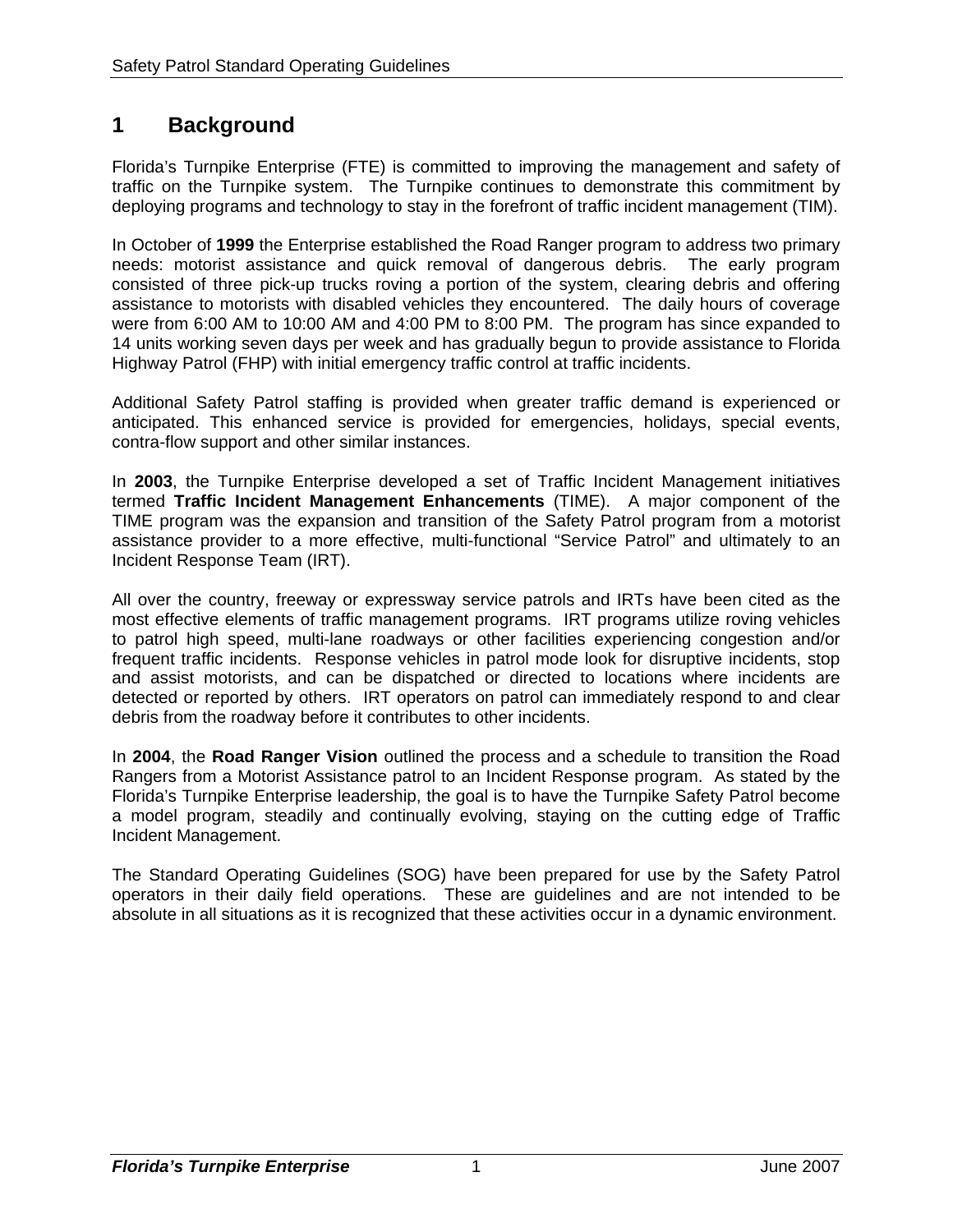# 1 Background

Florida's Turnpike Enterprise (FTE) is committed to improving the management and safety of traffic on the Turnpike system. The Turnpike continues to demonstrate this commitment by deploying programs and technology to stay in the forefront of traffic incident management (TIM).

In October of **1999** the Enterprise established the Road Ranger program to address two primary needs: motorist assistance and quick removal of dangerous debris. The early program consisted of three pick-up trucks roving a portion of the system, clearing debris and offering assistance to motorists with disabled vehicles they encountered. The daily hours of coverage were from 6:00 AM to 10:00 AM and 4:00 PM to 8:00 PM. The program has since expanded to 14 units working seven days per week and has gradually begun to provide assistance to Florida Highway Patrol (FHP) with initial emergency traffic control at traffic incidents.

Additional Safety Patrol staffing is provided when greater traffic demand is experienced or anticipated. This enhanced service is provided for emergencies, holidays, special events, contra-flow support and other similar instances.

In **2003**, the Turnpike Enterprise developed a set of Traffic Incident Management initiatives termed **Traffic Incident Management Enhancements** (TIME). A major component of the TIME program was the expansion and transition of the Safety Patrol program from a motorist assistance provider to a more effective, multi-functional "Service Patrol" and ultimately to an Incident Response Team (IRT).

All over the country, freeway or expressway service patrols and IRTs have been cited as the most effective elements of traffic management programs. IRT programs utilize roving vehicles to patrol high speed, multi-lane roadways or other facilities experiencing congestion and/or frequent traffic incidents. Response vehicles in patrol mode look for disruptive incidents, stop and assist motorists, and can be dispatched or directed to locations where incidents are detected or reported by others. IRT operators on patrol can immediately respond to and clear debris from the roadway before it contributes to other incidents.

In **2004**, the **Road Ranger Vision** outlined the process and a schedule to transition the Road Rangers from a Motorist Assistance patrol to an Incident Response program. As stated by the Florida's Turnpike Enterprise leadership, the goal is to have the Turnpike Safety Patrol become a model program, steadily and continually evolving, staying on the cutting edge of Traffic Incident Management.

The Standard Operating Guidelines (SOG) have been prepared for use by the Safety Patrol operators in their daily field operations. These are guidelines and are not intended to be absolute in all situations as it is recognized that these activities occur in a dynamic environment.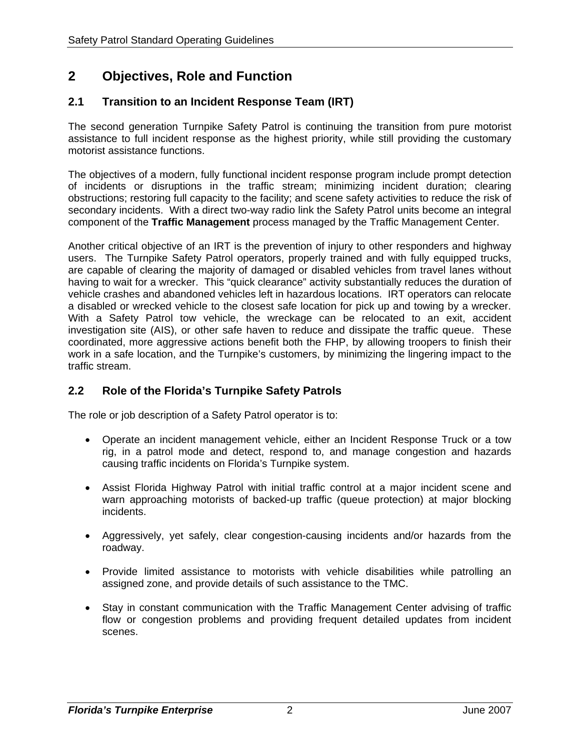# 2 Objectives, Role and Function

## 2.1 Transition to an Incident Response Team (IRT)

The second generation Turnpike Safety Patrol is continuing the transition from pure motorist assistance to full incident response as the highest priority, while still providing the customary motorist assistance functions.

The objectives of a modern, fully functional incident response program include prompt detection of incidents or disruptions in the traffic stream; minimizing incident duration; clearing obstructions; restoring full capacity to the facility; and scene safety activities to reduce the risk of secondary incidents. With a direct two-way radio link the Safety Patrol units become an integral component of the **Traffic Management** process managed by the Traffic Management Center.

Another critical objective of an IRT is the prevention of injury to other responders and highway users. The Turnpike Safety Patrol operators, properly trained and with fully equipped trucks, are capable of clearing the majority of damaged or disabled vehicles from travel lanes without having to wait for a wrecker. This "quick clearance" activity substantially reduces the duration of vehicle crashes and abandoned vehicles left in hazardous locations. IRT operators can relocate a disabled or wrecked vehicle to the closest safe location for pick up and towing by a wrecker. With a Safety Patrol tow vehicle, the wreckage can be relocated to an exit, accident investigation site (AIS), or other safe haven to reduce and dissipate the traffic queue. These coordinated, more aggressive actions benefit both the FHP, by allowing troopers to finish their work in a safe location, and the Turnpike's customers, by minimizing the lingering impact to the traffic stream.

## 2.2 Role of the Florida's Turnpike Safety Patrols

The role or job description of a Safety Patrol operator is to:

- Operate an incident management vehicle, either an Incident Response Truck or a tow rig, in a patrol mode and detect, respond to, and manage congestion and hazards causing traffic incidents on Florida's Turnpike system.
- Assist Florida Highway Patrol with initial traffic control at a major incident scene and warn approaching motorists of backed-up traffic (queue protection) at major blocking incidents.
- Aggressively, yet safely, clear congestion-causing incidents and/or hazards from the roadway.
- Provide limited assistance to motorists with vehicle disabilities while patrolling an assigned zone, and provide details of such assistance to the TMC.
- Stay in constant communication with the Traffic Management Center advising of traffic flow or congestion problems and providing frequent detailed updates from incident scenes.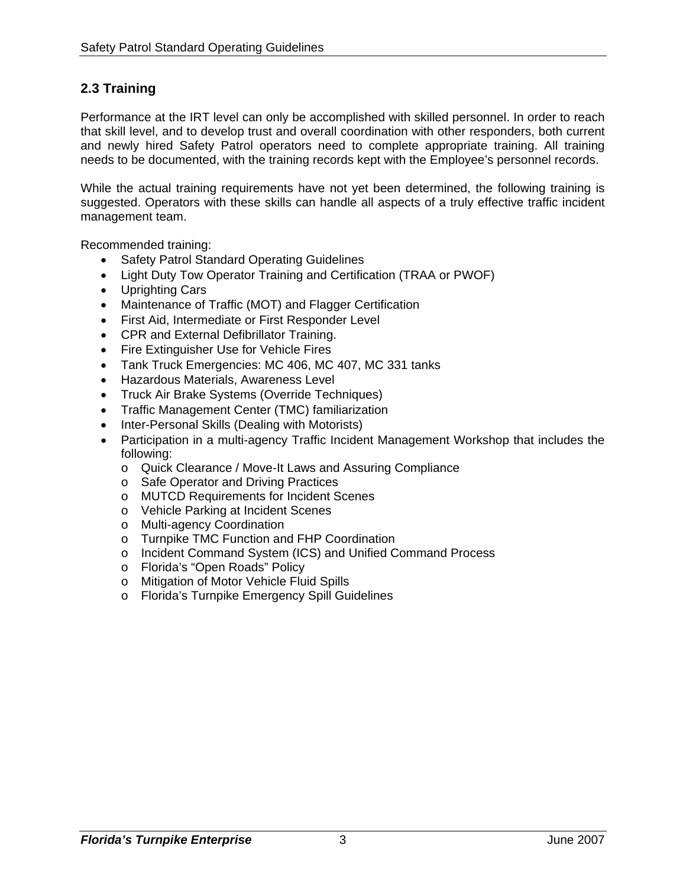## 2.3 Training

Performance at the IRT level can only be accomplished with skilled personnel. In order to reach that skill level, and to develop trust and overall coordination with other responders, both current and newly hired Safety Patrol operators need to complete appropriate training. All training needs to be documented, with the training records kept with the Employee's personnel records.

While the actual training requirements have not yet been determined, the following training is suggested. Operators with these skills can handle all aspects of a truly effective traffic incident management team.

Recommended training:

- Safety Patrol Standard Operating Guidelines
- Light Duty Tow Operator Training and Certification (TRAA or PWOF)
- Uprighting Cars
- Maintenance of Traffic (MOT) and Flagger Certification
- First Aid, Intermediate or First Responder Level
- CPR and External Defibrillator Training.
- Fire Extinguisher Use for Vehicle Fires
- Tank Truck Emergencies: MC 406, MC 407, MC 331 tanks
- Hazardous Materials, Awareness Level
- Truck Air Brake Systems (Override Techniques)
- Traffic Management Center (TMC) familiarization
- Inter-Personal Skills (Dealing with Motorists)
- Participation in a multi-agency Traffic Incident Management Workshop that includes the following:
  - Quick Clearance / Move-It Laws and Assuring Compliance
  - Safe Operator and Driving Practices
  - MUTCD Requirements for Incident Scenes
  - Vehicle Parking at Incident Scenes
  - Multi-agency Coordination
  - Turnpike TMC Function and FHP Coordination
  - Incident Command System (ICS) and Unified Command Process
  - Florida's "Open Roads" Policy
  - Mitigation of Motor Vehicle Fluid Spills
  - Florida's Turnpike Emergency Spill Guidelines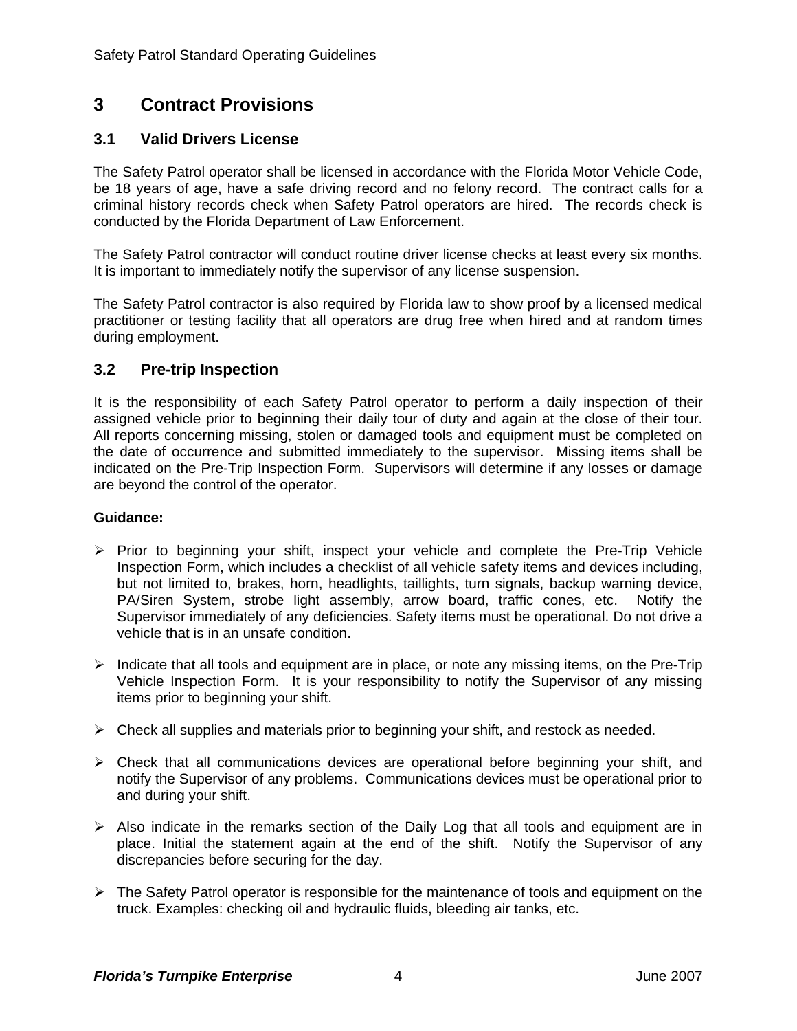# 3 Contract Provisions

## 3.1 Valid Drivers License

The Safety Patrol operator shall be licensed in accordance with the Florida Motor Vehicle Code, be 18 years of age, have a safe driving record and no felony record. The contract calls for a criminal history records check when Safety Patrol operators are hired. The records check is conducted by the Florida Department of Law Enforcement.

The Safety Patrol contractor will conduct routine driver license checks at least every six months. It is important to immediately notify the supervisor of any license suspension.

The Safety Patrol contractor is also required by Florida law to show proof by a licensed medical practitioner or testing facility that all operators are drug free when hired and at random times during employment.

## 3.2 Pre-trip Inspection

It is the responsibility of each Safety Patrol operator to perform a daily inspection of their assigned vehicle prior to beginning their daily tour of duty and again at the close of their tour. All reports concerning missing, stolen or damaged tools and equipment must be completed on the date of occurrence and submitted immediately to the supervisor. Missing items shall be indicated on the Pre-Trip Inspection Form. Supervisors will determine if any losses or damage are beyond the control of the operator.

**Guidance:**

- Prior to beginning your shift, inspect your vehicle and complete the Pre-Trip Vehicle Inspection Form, which includes a checklist of all vehicle safety items and devices including, but not limited to, brakes, horn, headlights, taillights, turn signals, backup warning device, PA/Siren System, strobe light assembly, arrow board, traffic cones, etc. Notify the Supervisor immediately of any deficiencies. Safety items must be operational. Do not drive a vehicle that is in an unsafe condition.
- Indicate that all tools and equipment are in place, or note any missing items, on the Pre-Trip Vehicle Inspection Form. It is your responsibility to notify the Supervisor of any missing items prior to beginning your shift.
- Check all supplies and materials prior to beginning your shift, and restock as needed.
- Check that all communications devices are operational before beginning your shift, and notify the Supervisor of any problems. Communications devices must be operational prior to and during your shift.
- Also indicate in the remarks section of the Daily Log that all tools and equipment are in place. Initial the statement again at the end of the shift. Notify the Supervisor of any discrepancies before securing for the day.
- The Safety Patrol operator is responsible for the maintenance of tools and equipment on the truck. Examples: checking oil and hydraulic fluids, bleeding air tanks, etc.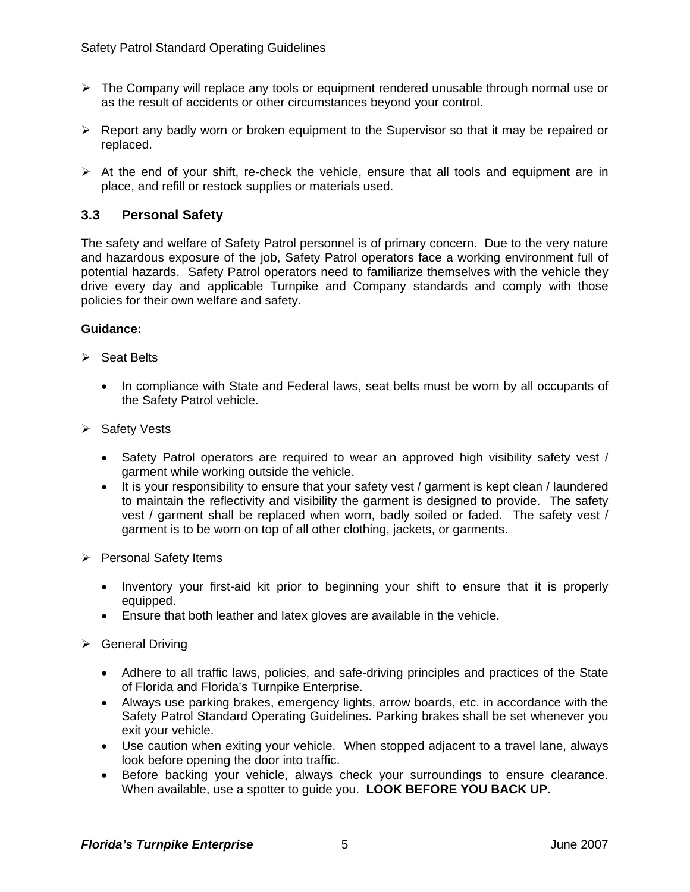- The Company will replace any tools or equipment rendered unusable through normal use or as the result of accidents or other circumstances beyond your control.

- Report any badly worn or broken equipment to the Supervisor so that it may be repaired or replaced.

- At the end of your shift, re-check the vehicle, ensure that all tools and equipment are in place, and refill or restock supplies or materials used.

### 3.3 Personal Safety

The safety and welfare of Safety Patrol personnel is of primary concern. Due to the very nature and hazardous exposure of the job, Safety Patrol operators face a working environment full of potential hazards. Safety Patrol operators need to familiarize themselves with the vehicle they drive every day and applicable Turnpike and Company standards and comply with those policies for their own welfare and safety.

**Guidance:**

- Seat Belts
  - In compliance with State and Federal laws, seat belts must be worn by all occupants of the Safety Patrol vehicle.

- Safety Vests
  - Safety Patrol operators are required to wear an approved high visibility safety vest / garment while working outside the vehicle.
  - It is your responsibility to ensure that your safety vest / garment is kept clean / laundered to maintain the reflectivity and visibility the garment is designed to provide. The safety vest / garment shall be replaced when worn, badly soiled or faded. The safety vest / garment is to be worn on top of all other clothing, jackets, or garments.

- Personal Safety Items
  - Inventory your first-aid kit prior to beginning your shift to ensure that it is properly equipped.
  - Ensure that both leather and latex gloves are available in the vehicle.

- General Driving
  - Adhere to all traffic laws, policies, and safe-driving principles and practices of the State of Florida and Florida's Turnpike Enterprise.
  - Always use parking brakes, emergency lights, arrow boards, etc. in accordance with the Safety Patrol Standard Operating Guidelines. Parking brakes shall be set whenever you exit your vehicle.
  - Use caution when exiting your vehicle. When stopped adjacent to a travel lane, always look before opening the door into traffic.
  - Before backing your vehicle, always check your surroundings to ensure clearance. When available, use a spotter to guide you. **LOOK BEFORE YOU BACK UP.**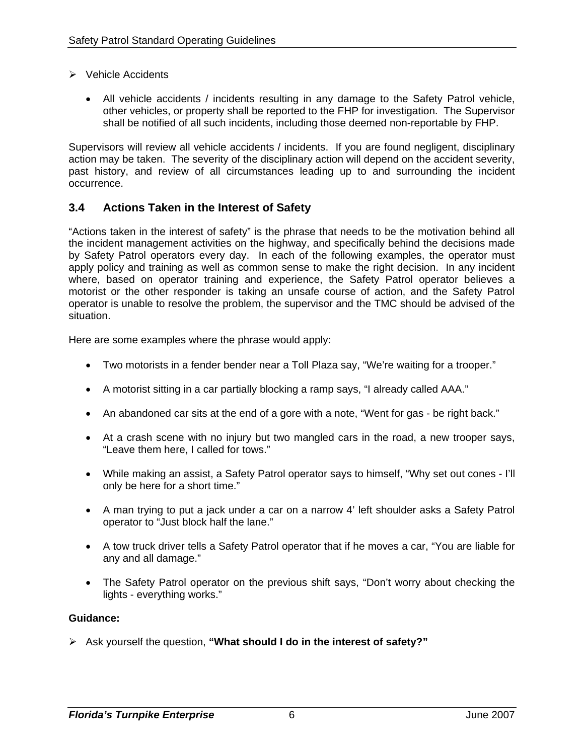- Vehicle Accidents

  - All vehicle accidents / incidents resulting in any damage to the Safety Patrol vehicle, other vehicles, or property shall be reported to the FHP for investigation. The Supervisor shall be notified of all such incidents, including those deemed non-reportable by FHP.

Supervisors will review all vehicle accidents / incidents. If you are found negligent, disciplinary action may be taken. The severity of the disciplinary action will depend on the accident severity, past history, and review of all circumstances leading up to and surrounding the incident occurrence.

## 3.4 Actions Taken in the Interest of Safety

"Actions taken in the interest of safety" is the phrase that needs to be the motivation behind all the incident management activities on the highway, and specifically behind the decisions made by Safety Patrol operators every day. In each of the following examples, the operator must apply policy and training as well as common sense to make the right decision. In any incident where, based on operator training and experience, the Safety Patrol operator believes a motorist or the other responder is taking an unsafe course of action, and the Safety Patrol operator is unable to resolve the problem, the supervisor and the TMC should be advised of the situation.

Here are some examples where the phrase would apply:

- Two motorists in a fender bender near a Toll Plaza say, "We're waiting for a trooper."
- A motorist sitting in a car partially blocking a ramp says, "I already called AAA."
- An abandoned car sits at the end of a gore with a note, "Went for gas - be right back."
- At a crash scene with no injury but two mangled cars in the road, a new trooper says, "Leave them here, I called for tows."
- While making an assist, a Safety Patrol operator says to himself, "Why set out cones - I'll only be here for a short time."
- A man trying to put a jack under a car on a narrow 4' left shoulder asks a Safety Patrol operator to "Just block half the lane."
- A tow truck driver tells a Safety Patrol operator that if he moves a car, "You are liable for any and all damage."
- The Safety Patrol operator on the previous shift says, "Don't worry about checking the lights - everything works."

**Guidance:**

- Ask yourself the question, **"What should I do in the interest of safety?"**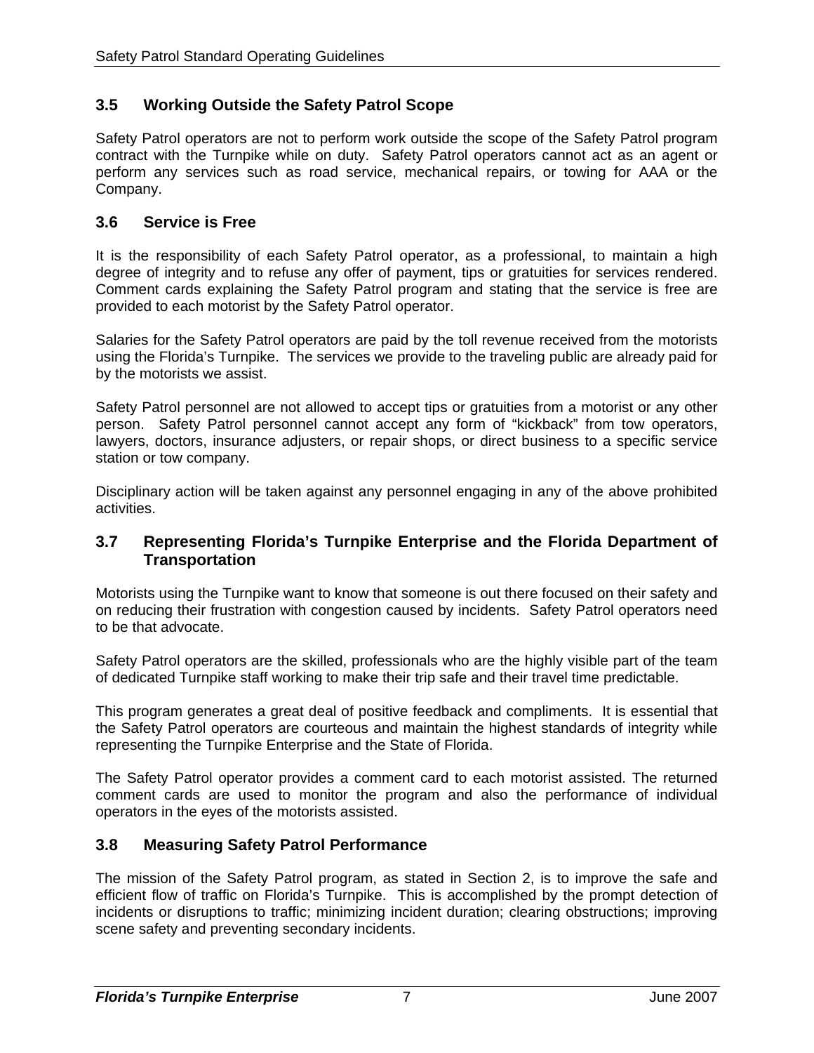## 3.5 Working Outside the Safety Patrol Scope

Safety Patrol operators are not to perform work outside the scope of the Safety Patrol program contract with the Turnpike while on duty. Safety Patrol operators cannot act as an agent or perform any services such as road service, mechanical repairs, or towing for AAA or the Company.

## 3.6 Service is Free

It is the responsibility of each Safety Patrol operator, as a professional, to maintain a high degree of integrity and to refuse any offer of payment, tips or gratuities for services rendered. Comment cards explaining the Safety Patrol program and stating that the service is free are provided to each motorist by the Safety Patrol operator.

Salaries for the Safety Patrol operators are paid by the toll revenue received from the motorists using the Florida's Turnpike. The services we provide to the traveling public are already paid for by the motorists we assist.

Safety Patrol personnel are not allowed to accept tips or gratuities from a motorist or any other person. Safety Patrol personnel cannot accept any form of "kickback" from tow operators, lawyers, doctors, insurance adjusters, or repair shops, or direct business to a specific service station or tow company.

Disciplinary action will be taken against any personnel engaging in any of the above prohibited activities.

## 3.7 Representing Florida's Turnpike Enterprise and the Florida Department of Transportation

Motorists using the Turnpike want to know that someone is out there focused on their safety and on reducing their frustration with congestion caused by incidents. Safety Patrol operators need to be that advocate.

Safety Patrol operators are the skilled, professionals who are the highly visible part of the team of dedicated Turnpike staff working to make their trip safe and their travel time predictable.

This program generates a great deal of positive feedback and compliments. It is essential that the Safety Patrol operators are courteous and maintain the highest standards of integrity while representing the Turnpike Enterprise and the State of Florida.

The Safety Patrol operator provides a comment card to each motorist assisted. The returned comment cards are used to monitor the program and also the performance of individual operators in the eyes of the motorists assisted.

## 3.8 Measuring Safety Patrol Performance

The mission of the Safety Patrol program, as stated in Section 2, is to improve the safe and efficient flow of traffic on Florida's Turnpike. This is accomplished by the prompt detection of incidents or disruptions to traffic; minimizing incident duration; clearing obstructions; improving scene safety and preventing secondary incidents.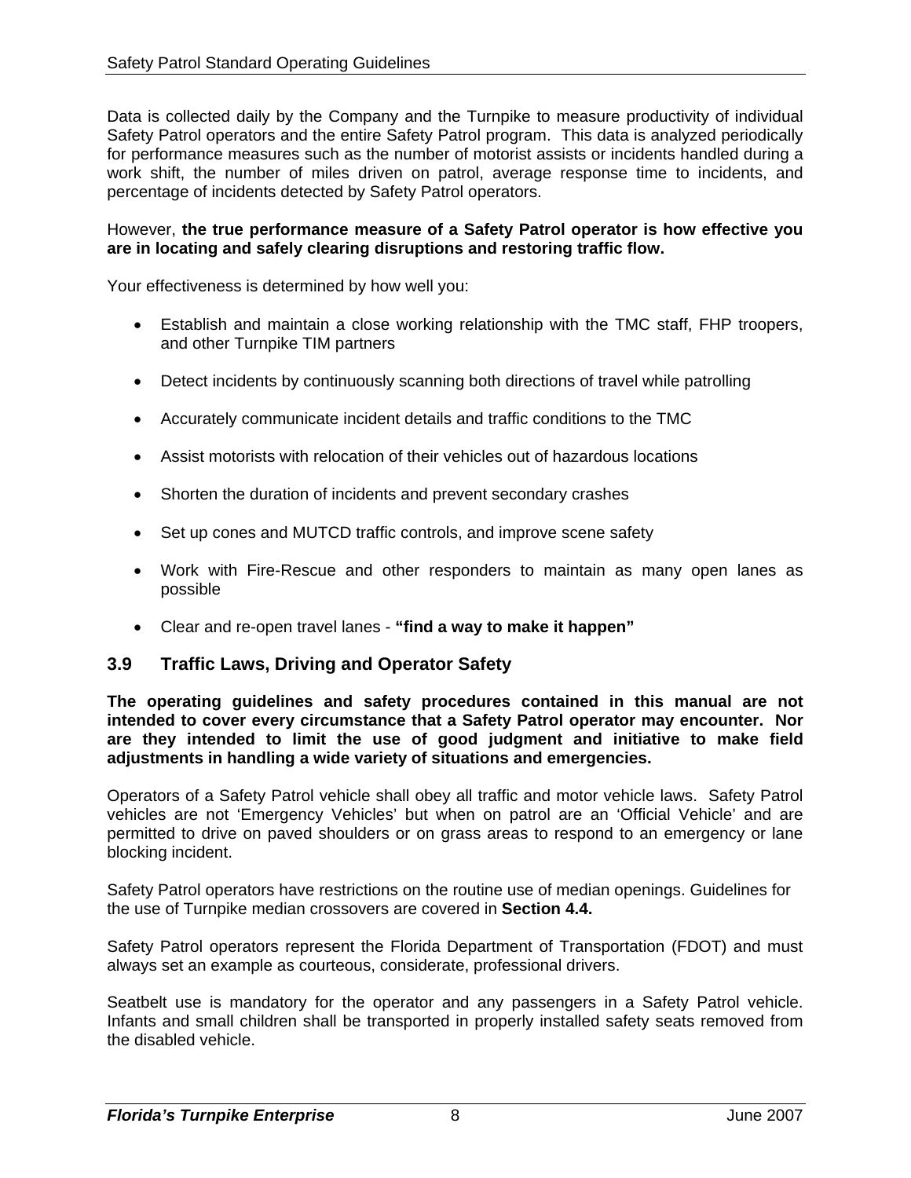Data is collected daily by the Company and the Turnpike to measure productivity of individual Safety Patrol operators and the entire Safety Patrol program. This data is analyzed periodically for performance measures such as the number of motorist assists or incidents handled during a work shift, the number of miles driven on patrol, average response time to incidents, and percentage of incidents detected by Safety Patrol operators.

However, **the true performance measure of a Safety Patrol operator is how effective you are in locating and safely clearing disruptions and restoring traffic flow.**

Your effectiveness is determined by how well you:

- Establish and maintain a close working relationship with the TMC staff, FHP troopers, and other Turnpike TIM partners
- Detect incidents by continuously scanning both directions of travel while patrolling
- Accurately communicate incident details and traffic conditions to the TMC
- Assist motorists with relocation of their vehicles out of hazardous locations
- Shorten the duration of incidents and prevent secondary crashes
- Set up cones and MUTCD traffic controls, and improve scene safety
- Work with Fire-Rescue and other responders to maintain as many open lanes as possible
- Clear and re-open travel lanes - **"find a way to make it happen"**

## 3.9 Traffic Laws, Driving and Operator Safety

**The operating guidelines and safety procedures contained in this manual are not intended to cover every circumstance that a Safety Patrol operator may encounter. Nor are they intended to limit the use of good judgment and initiative to make field adjustments in handling a wide variety of situations and emergencies.**

Operators of a Safety Patrol vehicle shall obey all traffic and motor vehicle laws. Safety Patrol vehicles are not 'Emergency Vehicles' but when on patrol are an 'Official Vehicle' and are permitted to drive on paved shoulders or on grass areas to respond to an emergency or lane blocking incident.

Safety Patrol operators have restrictions on the routine use of median openings. Guidelines for the use of Turnpike median crossovers are covered in **Section 4.4.**

Safety Patrol operators represent the Florida Department of Transportation (FDOT) and must always set an example as courteous, considerate, professional drivers.

Seatbelt use is mandatory for the operator and any passengers in a Safety Patrol vehicle. Infants and small children shall be transported in properly installed safety seats removed from the disabled vehicle.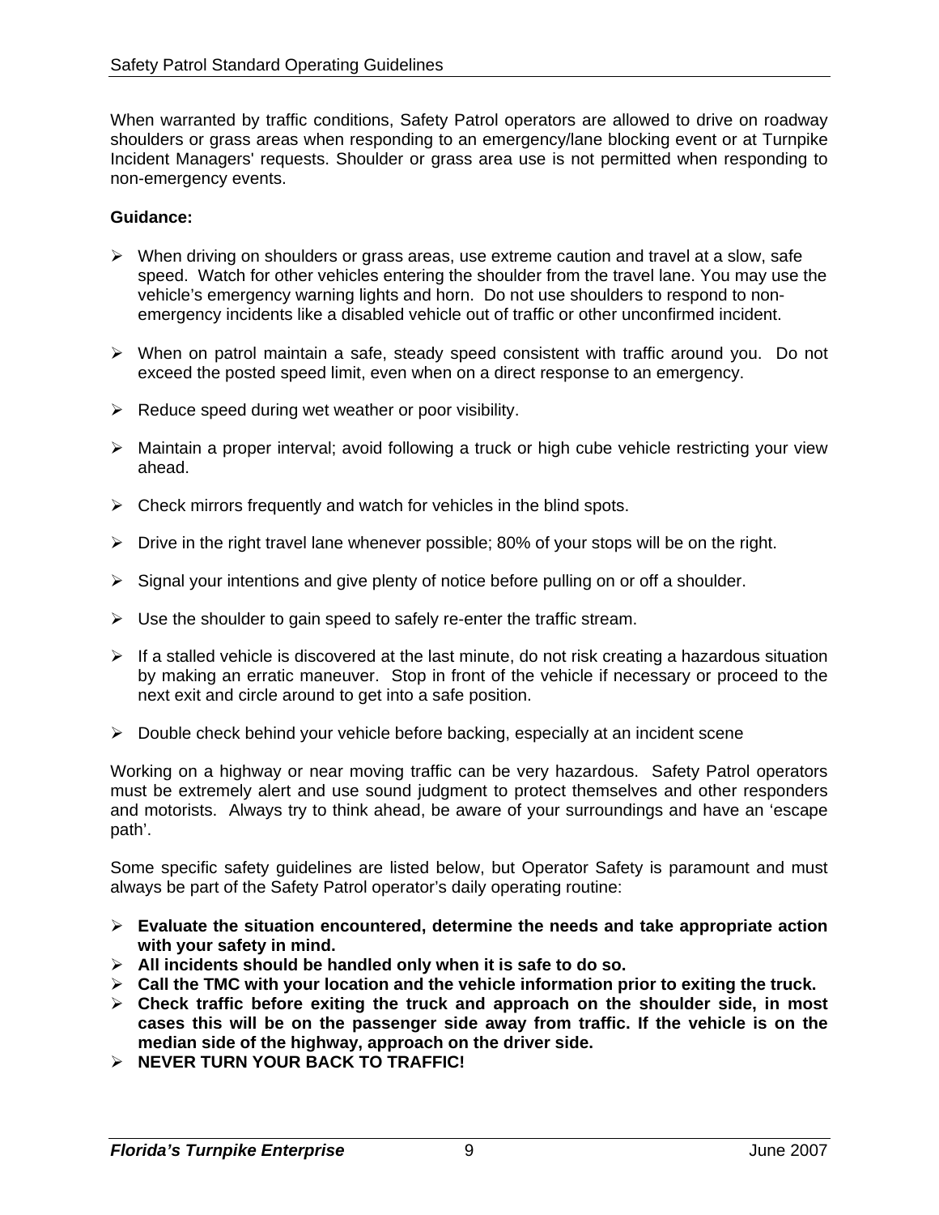When warranted by traffic conditions, Safety Patrol operators are allowed to drive on roadway shoulders or grass areas when responding to an emergency/lane blocking event or at Turnpike Incident Managers' requests. Shoulder or grass area use is not permitted when responding to non-emergency events.

**Guidance:**

- When driving on shoulders or grass areas, use extreme caution and travel at a slow, safe speed. Watch for other vehicles entering the shoulder from the travel lane. You may use the vehicle's emergency warning lights and horn. Do not use shoulders to respond to non-emergency incidents like a disabled vehicle out of traffic or other unconfirmed incident.
- When on patrol maintain a safe, steady speed consistent with traffic around you. Do not exceed the posted speed limit, even when on a direct response to an emergency.
- Reduce speed during wet weather or poor visibility.
- Maintain a proper interval; avoid following a truck or high cube vehicle restricting your view ahead.
- Check mirrors frequently and watch for vehicles in the blind spots.
- Drive in the right travel lane whenever possible; 80% of your stops will be on the right.
- Signal your intentions and give plenty of notice before pulling on or off a shoulder.
- Use the shoulder to gain speed to safely re-enter the traffic stream.
- If a stalled vehicle is discovered at the last minute, do not risk creating a hazardous situation by making an erratic maneuver. Stop in front of the vehicle if necessary or proceed to the next exit and circle around to get into a safe position.
- Double check behind your vehicle before backing, especially at an incident scene

Working on a highway or near moving traffic can be very hazardous. Safety Patrol operators must be extremely alert and use sound judgment to protect themselves and other responders and motorists. Always try to think ahead, be aware of your surroundings and have an 'escape path'.

Some specific safety guidelines are listed below, but Operator Safety is paramount and must always be part of the Safety Patrol operator's daily operating routine:

- **Evaluate the situation encountered, determine the needs and take appropriate action with your safety in mind.**
- **All incidents should be handled only when it is safe to do so.**
- **Call the TMC with your location and the vehicle information prior to exiting the truck.**
- **Check traffic before exiting the truck and approach on the shoulder side, in most cases this will be on the passenger side away from traffic. If the vehicle is on the median side of the highway, approach on the driver side.**
- **NEVER TURN YOUR BACK TO TRAFFIC!**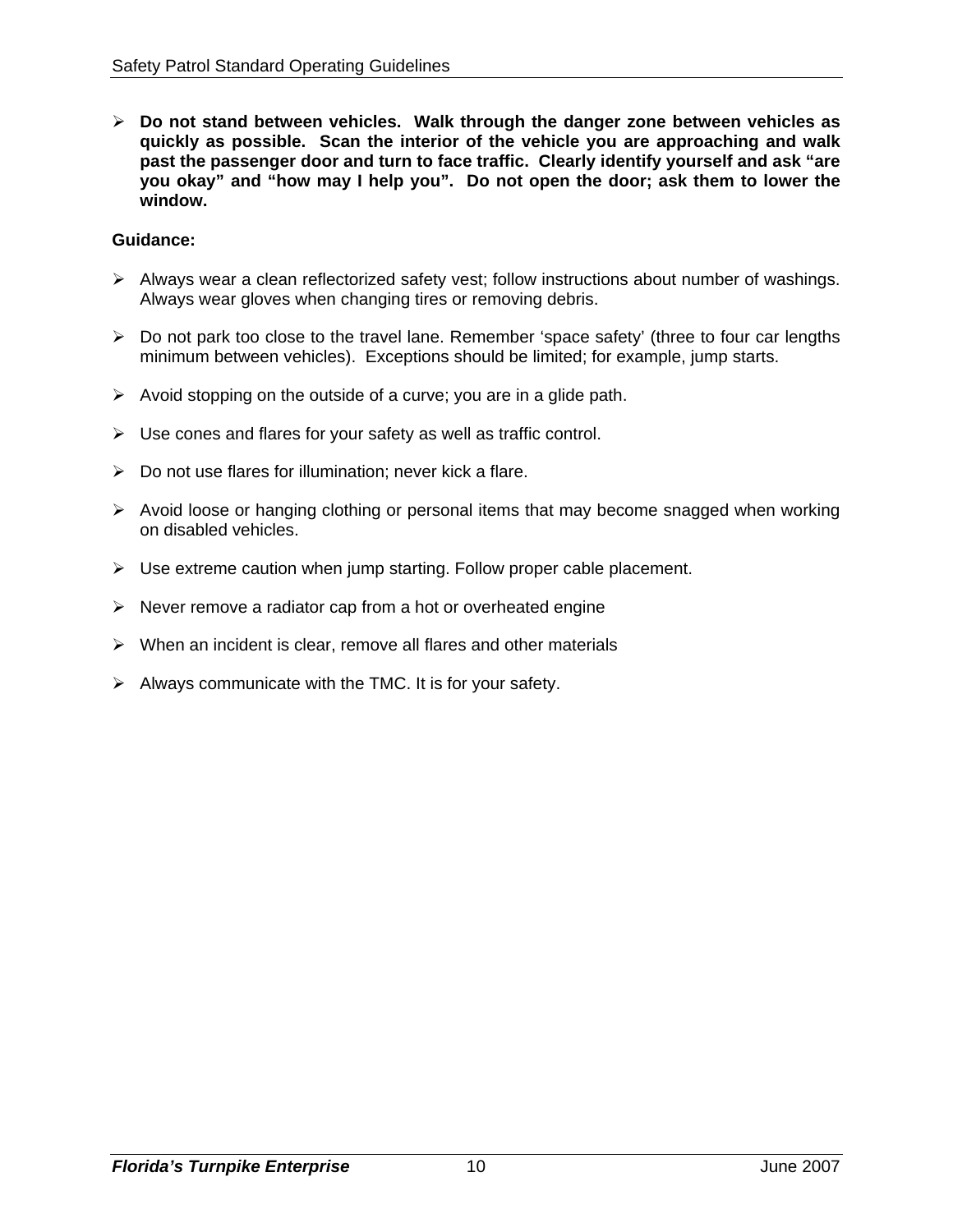- **Do not stand between vehicles. Walk through the danger zone between vehicles as quickly as possible. Scan the interior of the vehicle you are approaching and walk past the passenger door and turn to face traffic. Clearly identify yourself and ask "are you okay" and "how may I help you". Do not open the door; ask them to lower the window.**

**Guidance:**

- Always wear a clean reflectorized safety vest; follow instructions about number of washings. Always wear gloves when changing tires or removing debris.
- Do not park too close to the travel lane. Remember 'space safety' (three to four car lengths minimum between vehicles). Exceptions should be limited; for example, jump starts.
- Avoid stopping on the outside of a curve; you are in a glide path.
- Use cones and flares for your safety as well as traffic control.
- Do not use flares for illumination; never kick a flare.
- Avoid loose or hanging clothing or personal items that may become snagged when working on disabled vehicles.
- Use extreme caution when jump starting. Follow proper cable placement.
- Never remove a radiator cap from a hot or overheated engine
- When an incident is clear, remove all flares and other materials
- Always communicate with the TMC. It is for your safety.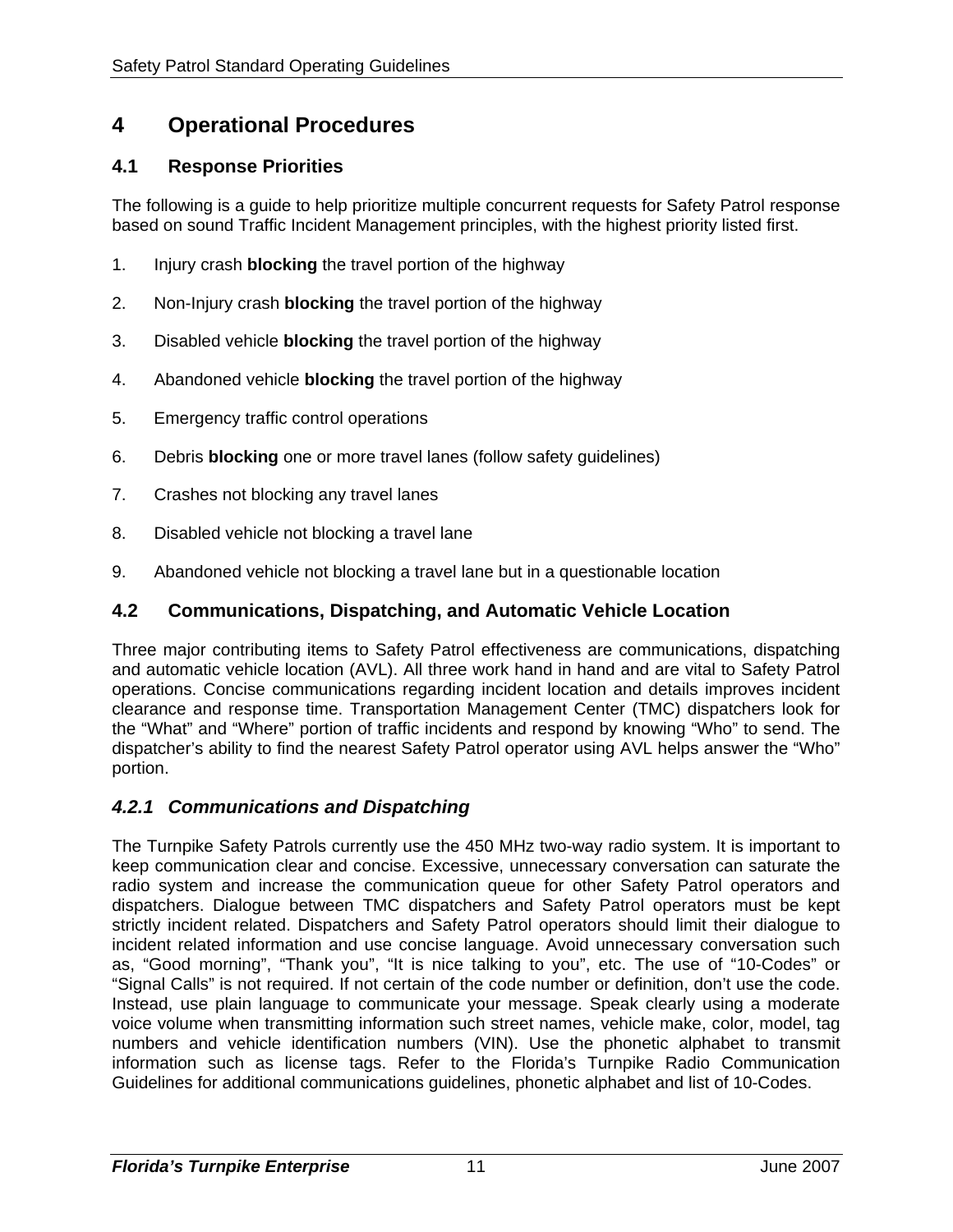# 4 Operational Procedures

## 4.1 Response Priorities

The following is a guide to help prioritize multiple concurrent requests for Safety Patrol response based on sound Traffic Incident Management principles, with the highest priority listed first.

1. Injury crash **blocking** the travel portion of the highway
2. Non-Injury crash **blocking** the travel portion of the highway
3. Disabled vehicle **blocking** the travel portion of the highway
4. Abandoned vehicle **blocking** the travel portion of the highway
5. Emergency traffic control operations
6. Debris **blocking** one or more travel lanes (follow safety guidelines)
7. Crashes not blocking any travel lanes
8. Disabled vehicle not blocking a travel lane
9. Abandoned vehicle not blocking a travel lane but in a questionable location

## 4.2 Communications, Dispatching, and Automatic Vehicle Location

Three major contributing items to Safety Patrol effectiveness are communications, dispatching and automatic vehicle location (AVL). All three work hand in hand and are vital to Safety Patrol operations. Concise communications regarding incident location and details improves incident clearance and response time. Transportation Management Center (TMC) dispatchers look for the “What” and “Where” portion of traffic incidents and respond by knowing “Who” to send. The dispatcher’s ability to find the nearest Safety Patrol operator using AVL helps answer the “Who” portion.

### *4.2.1 Communications and Dispatching*

The Turnpike Safety Patrols currently use the 450 MHz two-way radio system. It is important to keep communication clear and concise. Excessive, unnecessary conversation can saturate the radio system and increase the communication queue for other Safety Patrol operators and dispatchers. Dialogue between TMC dispatchers and Safety Patrol operators must be kept strictly incident related. Dispatchers and Safety Patrol operators should limit their dialogue to incident related information and use concise language. Avoid unnecessary conversation such as, “Good morning”, “Thank you”, “It is nice talking to you”, etc. The use of “10-Codes” or “Signal Calls” is not required. If not certain of the code number or definition, don’t use the code. Instead, use plain language to communicate your message. Speak clearly using a moderate voice volume when transmitting information such street names, vehicle make, color, model, tag numbers and vehicle identification numbers (VIN). Use the phonetic alphabet to transmit information such as license tags. Refer to the Florida’s Turnpike Radio Communication Guidelines for additional communications guidelines, phonetic alphabet and list of 10-Codes.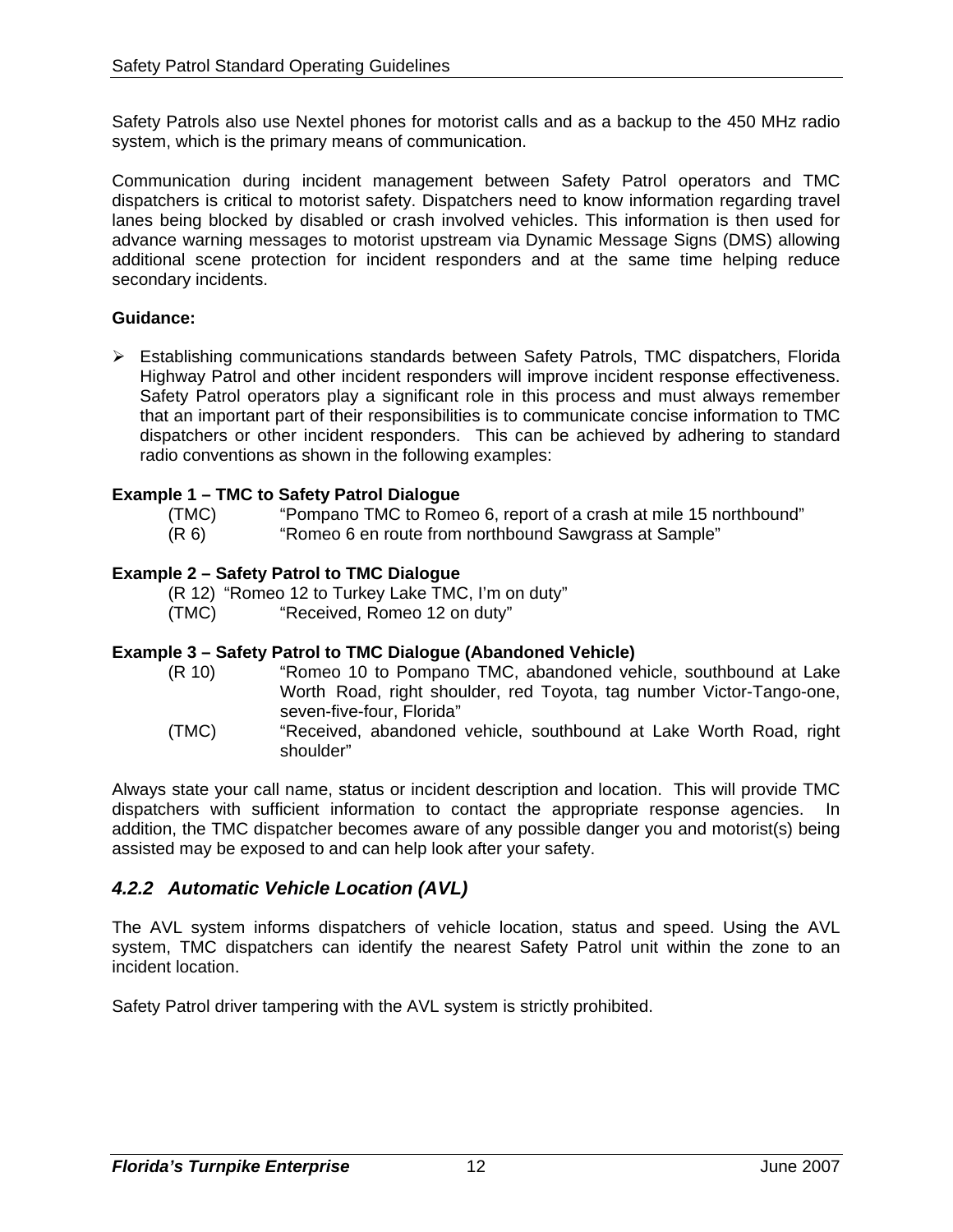Safety Patrols also use Nextel phones for motorist calls and as a backup to the 450 MHz radio system, which is the primary means of communication.

Communication during incident management between Safety Patrol operators and TMC dispatchers is critical to motorist safety. Dispatchers need to know information regarding travel lanes being blocked by disabled or crash involved vehicles. This information is then used for advance warning messages to motorist upstream via Dynamic Message Signs (DMS) allowing additional scene protection for incident responders and at the same time helping reduce secondary incidents.

**Guidance:**

- Establishing communications standards between Safety Patrols, TMC dispatchers, Florida Highway Patrol and other incident responders will improve incident response effectiveness. Safety Patrol operators play a significant role in this process and must always remember that an important part of their responsibilities is to communicate concise information to TMC dispatchers or other incident responders. This can be achieved by adhering to standard radio conventions as shown in the following examples:

**Example 1 – TMC to Safety Patrol Dialogue**

(TMC) "Pompano TMC to Romeo 6, report of a crash at mile 15 northbound"
(R 6) "Romeo 6 en route from northbound Sawgrass at Sample"

**Example 2 – Safety Patrol to TMC Dialogue**

(R 12) "Romeo 12 to Turkey Lake TMC, I'm on duty"
(TMC) "Received, Romeo 12 on duty"

**Example 3 – Safety Patrol to TMC Dialogue (Abandoned Vehicle)**

(R 10) "Romeo 10 to Pompano TMC, abandoned vehicle, southbound at Lake Worth Road, right shoulder, red Toyota, tag number Victor-Tango-one, seven-five-four, Florida"
(TMC) "Received, abandoned vehicle, southbound at Lake Worth Road, right shoulder"

Always state your call name, status or incident description and location. This will provide TMC dispatchers with sufficient information to contact the appropriate response agencies. In addition, the TMC dispatcher becomes aware of any possible danger you and motorist(s) being assisted may be exposed to and can help look after your safety.

### *4.2.2 Automatic Vehicle Location (AVL)*

The AVL system informs dispatchers of vehicle location, status and speed. Using the AVL system, TMC dispatchers can identify the nearest Safety Patrol unit within the zone to an incident location.

Safety Patrol driver tampering with the AVL system is strictly prohibited.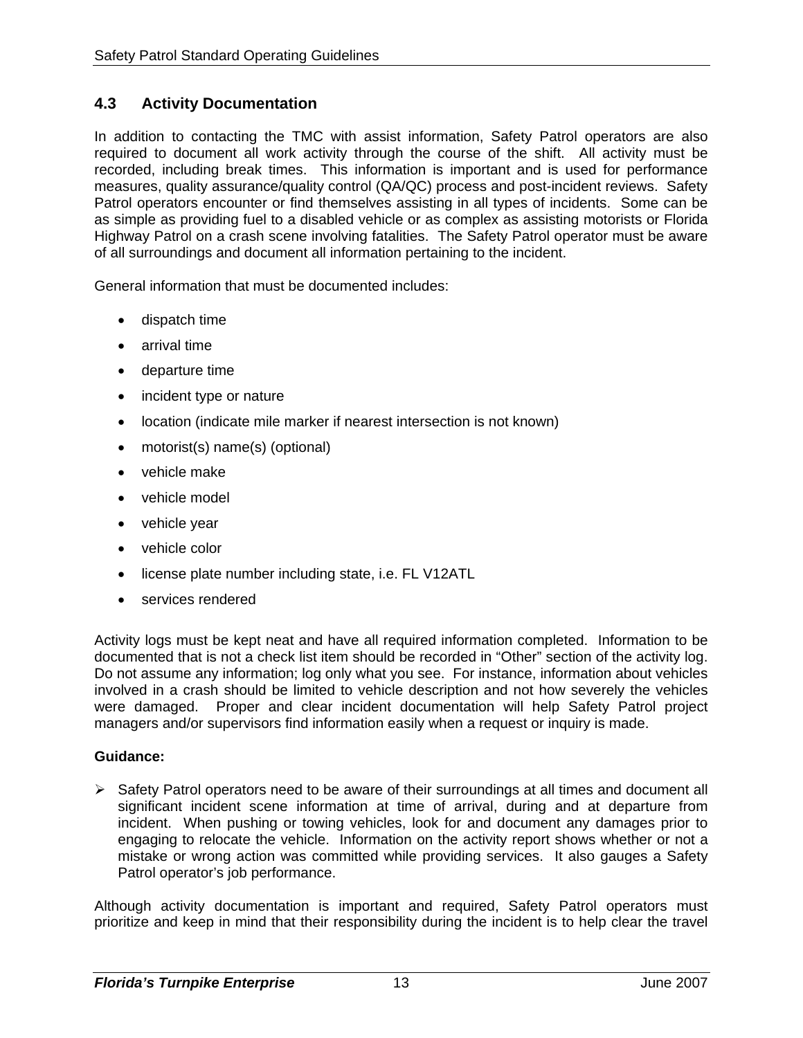## 4.3 Activity Documentation

In addition to contacting the TMC with assist information, Safety Patrol operators are also required to document all work activity through the course of the shift. All activity must be recorded, including break times. This information is important and is used for performance measures, quality assurance/quality control (QA/QC) process and post-incident reviews. Safety Patrol operators encounter or find themselves assisting in all types of incidents. Some can be as simple as providing fuel to a disabled vehicle or as complex as assisting motorists or Florida Highway Patrol on a crash scene involving fatalities. The Safety Patrol operator must be aware of all surroundings and document all information pertaining to the incident.

General information that must be documented includes:

- dispatch time
- arrival time
- departure time
- incident type or nature
- location (indicate mile marker if nearest intersection is not known)
- motorist(s) name(s) (optional)
- vehicle make
- vehicle model
- vehicle year
- vehicle color
- license plate number including state, i.e. FL V12ATL
- services rendered

Activity logs must be kept neat and have all required information completed. Information to be documented that is not a check list item should be recorded in "Other" section of the activity log. Do not assume any information; log only what you see. For instance, information about vehicles involved in a crash should be limited to vehicle description and not how severely the vehicles were damaged. Proper and clear incident documentation will help Safety Patrol project managers and/or supervisors find information easily when a request or inquiry is made.

**Guidance:**

- Safety Patrol operators need to be aware of their surroundings at all times and document all significant incident scene information at time of arrival, during and at departure from incident. When pushing or towing vehicles, look for and document any damages prior to engaging to relocate the vehicle. Information on the activity report shows whether or not a mistake or wrong action was committed while providing services. It also gauges a Safety Patrol operator's job performance.

Although activity documentation is important and required, Safety Patrol operators must prioritize and keep in mind that their responsibility during the incident is to help clear the travel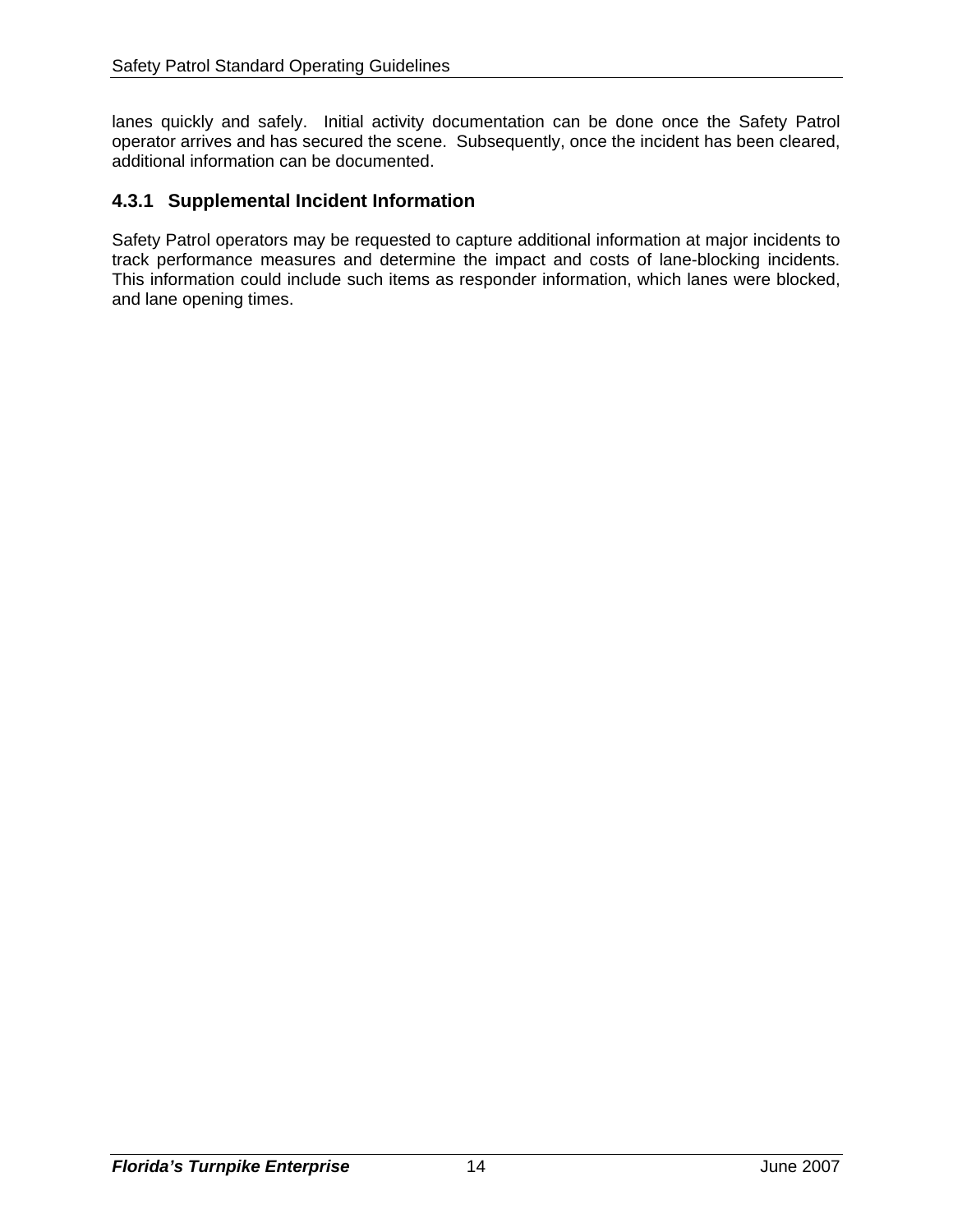lanes quickly and safely. Initial activity documentation can be done once the Safety Patrol operator arrives and has secured the scene. Subsequently, once the incident has been cleared, additional information can be documented.

### 4.3.1 Supplemental Incident Information

Safety Patrol operators may be requested to capture additional information at major incidents to track performance measures and determine the impact and costs of lane-blocking incidents. This information could include such items as responder information, which lanes were blocked, and lane opening times.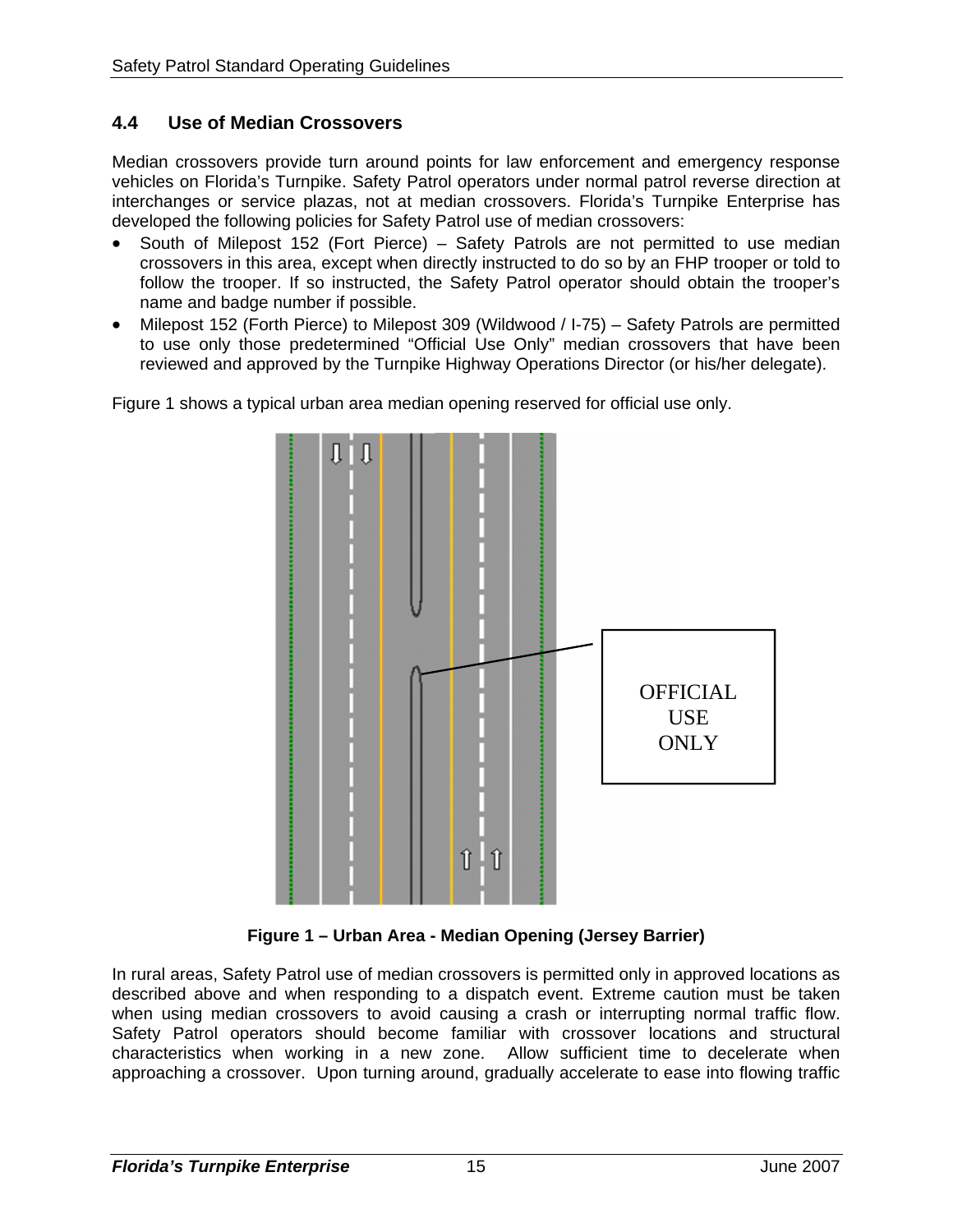## 4.4 Use of Median Crossovers

Median crossovers provide turn around points for law enforcement and emergency response vehicles on Florida's Turnpike. Safety Patrol operators under normal patrol reverse direction at interchanges or service plazas, not at median crossovers. Florida's Turnpike Enterprise has developed the following policies for Safety Patrol use of median crossovers:

- South of Milepost 152 (Fort Pierce) – Safety Patrols are not permitted to use median crossovers in this area, except when directly instructed to do so by an FHP trooper or told to follow the trooper. If so instructed, the Safety Patrol operator should obtain the trooper's name and badge number if possible.
- Milepost 152 (Forth Pierce) to Milepost 309 (Wildwood / I-75) – Safety Patrols are permitted to use only those predetermined "Official Use Only" median crossovers that have been reviewed and approved by the Turnpike Highway Operations Director (or his/her delegate).

Figure 1 shows a typical urban area median opening reserved for official use only.

OFFICIAL USE ONLY

**Figure 1 – Urban Area - Median Opening (Jersey Barrier)**

In rural areas, Safety Patrol use of median crossovers is permitted only in approved locations as described above and when responding to a dispatch event. Extreme caution must be taken when using median crossovers to avoid causing a crash or interrupting normal traffic flow. Safety Patrol operators should become familiar with crossover locations and structural characteristics when working in a new zone. Allow sufficient time to decelerate when approaching a crossover. Upon turning around, gradually accelerate to ease into flowing traffic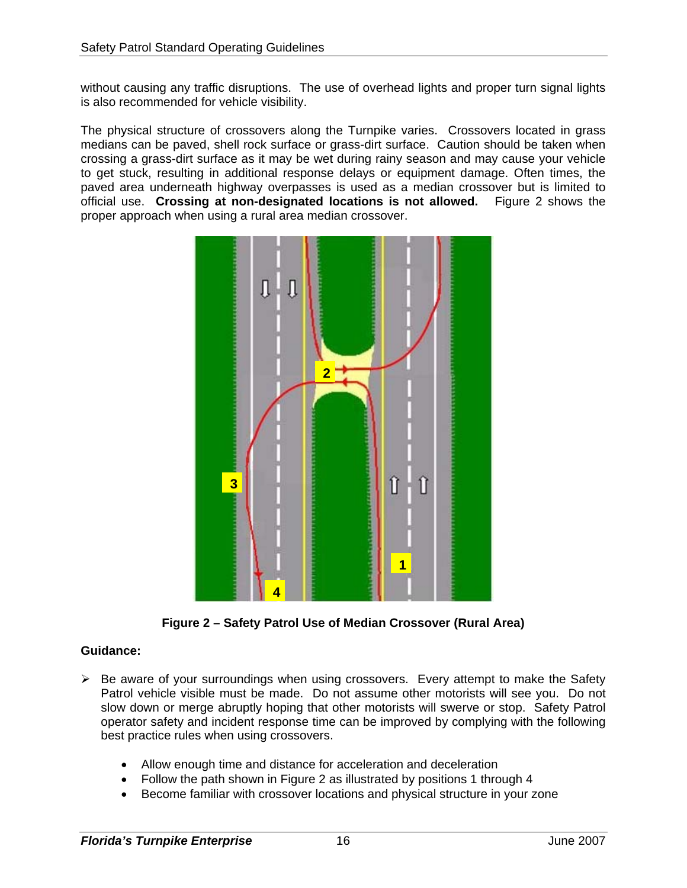without causing any traffic disruptions. The use of overhead lights and proper turn signal lights is also recommended for vehicle visibility.

The physical structure of crossovers along the Turnpike varies. Crossovers located in grass medians can be paved, shell rock surface or grass-dirt surface. Caution should be taken when crossing a grass-dirt surface as it may be wet during rainy season and may cause your vehicle to get stuck, resulting in additional response delays or equipment damage. Often times, the paved area underneath highway overpasses is used as a median crossover but is limited to official use. **Crossing at non-designated locations is not allowed.** Figure 2 shows the proper approach when using a rural area median crossover.

**Figure 2 – Safety Patrol Use of Median Crossover (Rural Area)**

**Guidance:**

- Be aware of your surroundings when using crossovers. Every attempt to make the Safety Patrol vehicle visible must be made. Do not assume other motorists will see you. Do not slow down or merge abruptly hoping that other motorists will swerve or stop. Safety Patrol operator safety and incident response time can be improved by complying with the following best practice rules when using crossovers.
  - Allow enough time and distance for acceleration and deceleration
  - Follow the path shown in Figure 2 as illustrated by positions 1 through 4
  - Become familiar with crossover locations and physical structure in your zone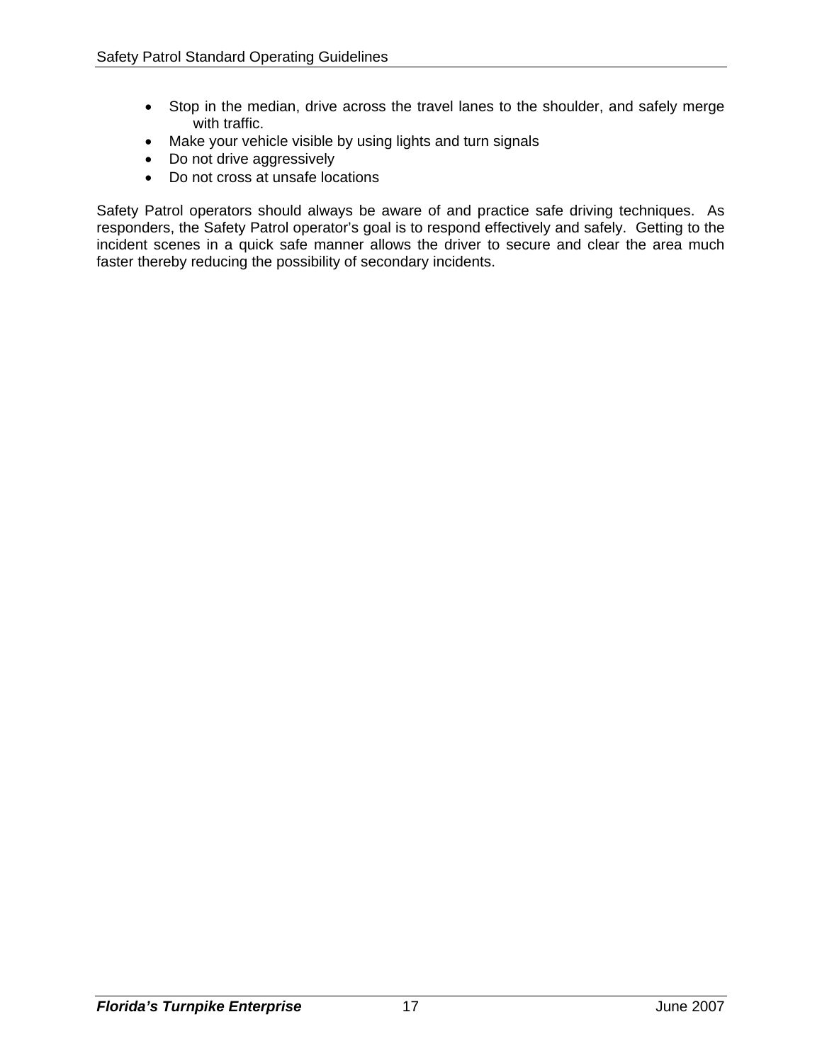- Stop in the median, drive across the travel lanes to the shoulder, and safely merge with traffic.
- Make your vehicle visible by using lights and turn signals
- Do not drive aggressively
- Do not cross at unsafe locations

Safety Patrol operators should always be aware of and practice safe driving techniques. As responders, the Safety Patrol operator's goal is to respond effectively and safely. Getting to the incident scenes in a quick safe manner allows the driver to secure and clear the area much faster thereby reducing the possibility of secondary incidents.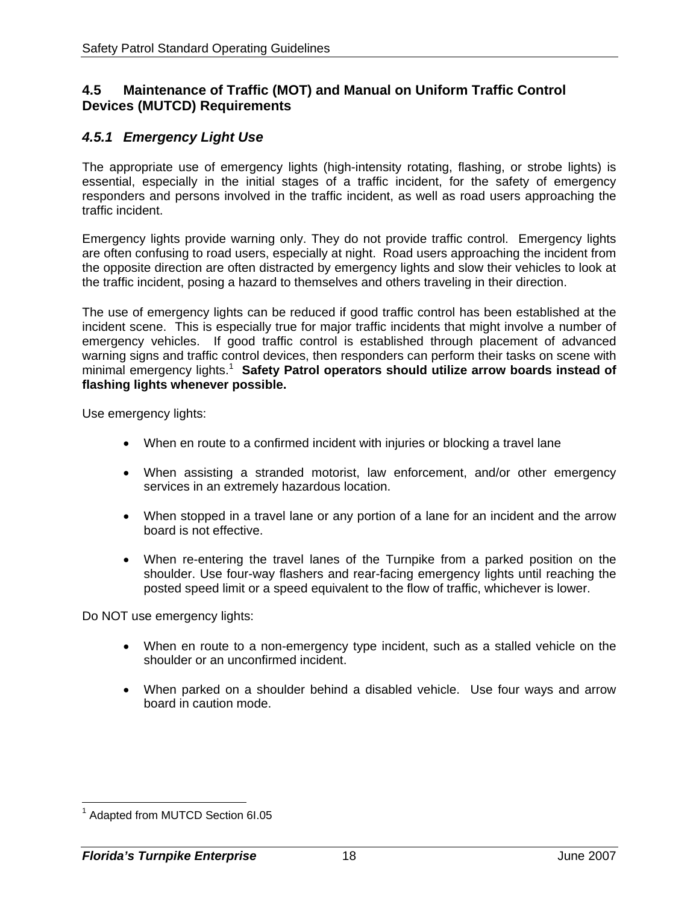## 4.5 Maintenance of Traffic (MOT) and Manual on Uniform Traffic Control Devices (MUTCD) Requirements

### *4.5.1 Emergency Light Use*

The appropriate use of emergency lights (high-intensity rotating, flashing, or strobe lights) is essential, especially in the initial stages of a traffic incident, for the safety of emergency responders and persons involved in the traffic incident, as well as road users approaching the traffic incident.

Emergency lights provide warning only. They do not provide traffic control. Emergency lights are often confusing to road users, especially at night. Road users approaching the incident from the opposite direction are often distracted by emergency lights and slow their vehicles to look at the traffic incident, posing a hazard to themselves and others traveling in their direction.

The use of emergency lights can be reduced if good traffic control has been established at the incident scene. This is especially true for major traffic incidents that might involve a number of emergency vehicles. If good traffic control is established through placement of advanced warning signs and traffic control devices, then responders can perform their tasks on scene with minimal emergency lights.[1] **Safety Patrol operators should utilize arrow boards instead of flashing lights whenever possible.**

Use emergency lights:

- When en route to a confirmed incident with injuries or blocking a travel lane
- When assisting a stranded motorist, law enforcement, and/or other emergency services in an extremely hazardous location.
- When stopped in a travel lane or any portion of a lane for an incident and the arrow board is not effective.
- When re-entering the travel lanes of the Turnpike from a parked position on the shoulder. Use four-way flashers and rear-facing emergency lights until reaching the posted speed limit or a speed equivalent to the flow of traffic, whichever is lower.

Do NOT use emergency lights:

- When en route to a non-emergency type incident, such as a stalled vehicle on the shoulder or an unconfirmed incident.
- When parked on a shoulder behind a disabled vehicle. Use four ways and arrow board in caution mode.

[1] Adapted from MUTCD Section 6I.05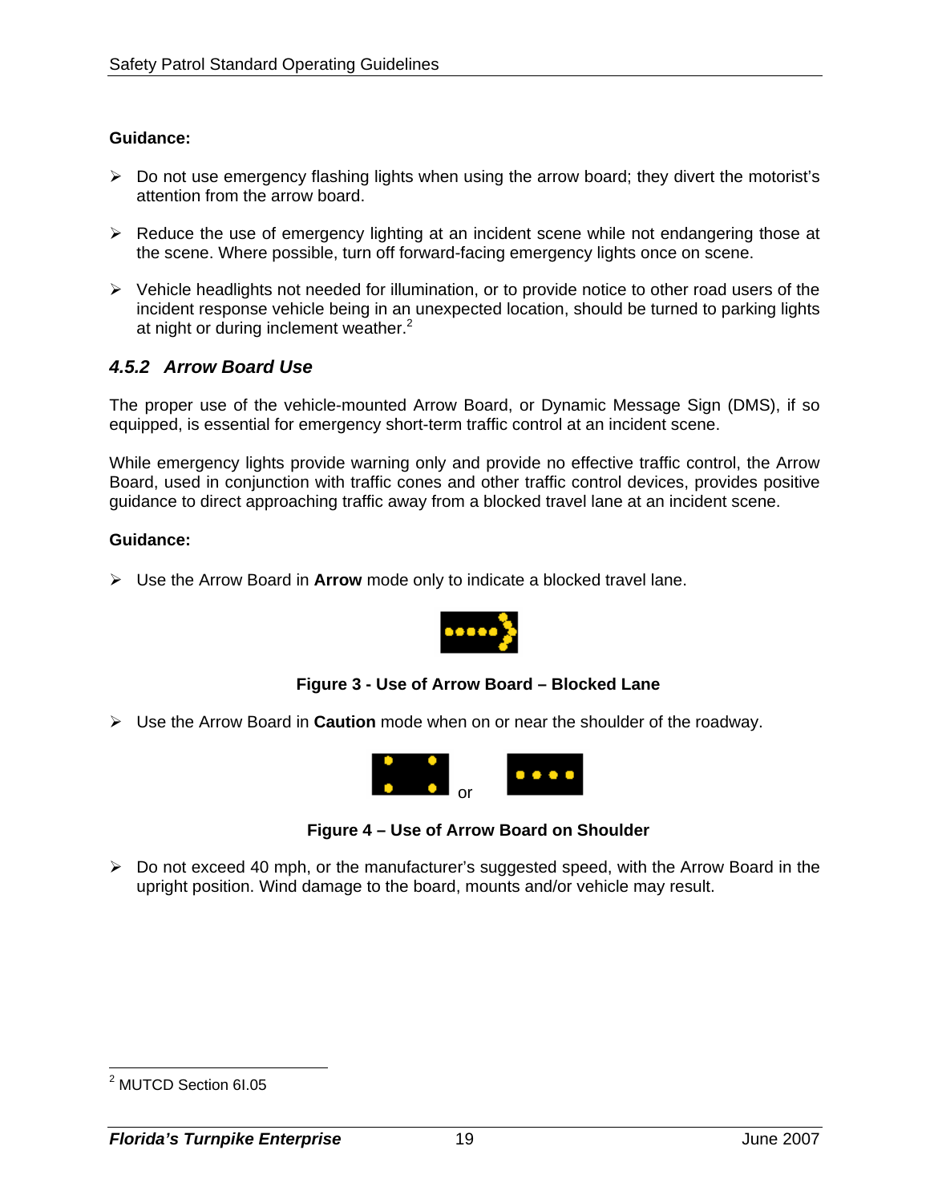**Guidance:**

- Do not use emergency flashing lights when using the arrow board; they divert the motorist's attention from the arrow board.
- Reduce the use of emergency lighting at an incident scene while not endangering those at the scene. Where possible, turn off forward-facing emergency lights once on scene.
- Vehicle headlights not needed for illumination, or to provide notice to other road users of the incident response vehicle being in an unexpected location, should be turned to parking lights at night or during inclement weather.[2]

### *4.5.2 Arrow Board Use*

The proper use of the vehicle-mounted Arrow Board, or Dynamic Message Sign (DMS), if so equipped, is essential for emergency short-term traffic control at an incident scene.

While emergency lights provide warning only and provide no effective traffic control, the Arrow Board, used in conjunction with traffic cones and other traffic control devices, provides positive guidance to direct approaching traffic away from a blocked travel lane at an incident scene.

**Guidance:**

- Use the Arrow Board in **Arrow** mode only to indicate a blocked travel lane.

**Figure 3 - Use of Arrow Board – Blocked Lane**

- Use the Arrow Board in **Caution** mode when on or near the shoulder of the roadway.

or

**Figure 4 – Use of Arrow Board on Shoulder**

- Do not exceed 40 mph, or the manufacturer's suggested speed, with the Arrow Board in the upright position. Wind damage to the board, mounts and/or vehicle may result.

---

[2] MUTCD Section 6I.05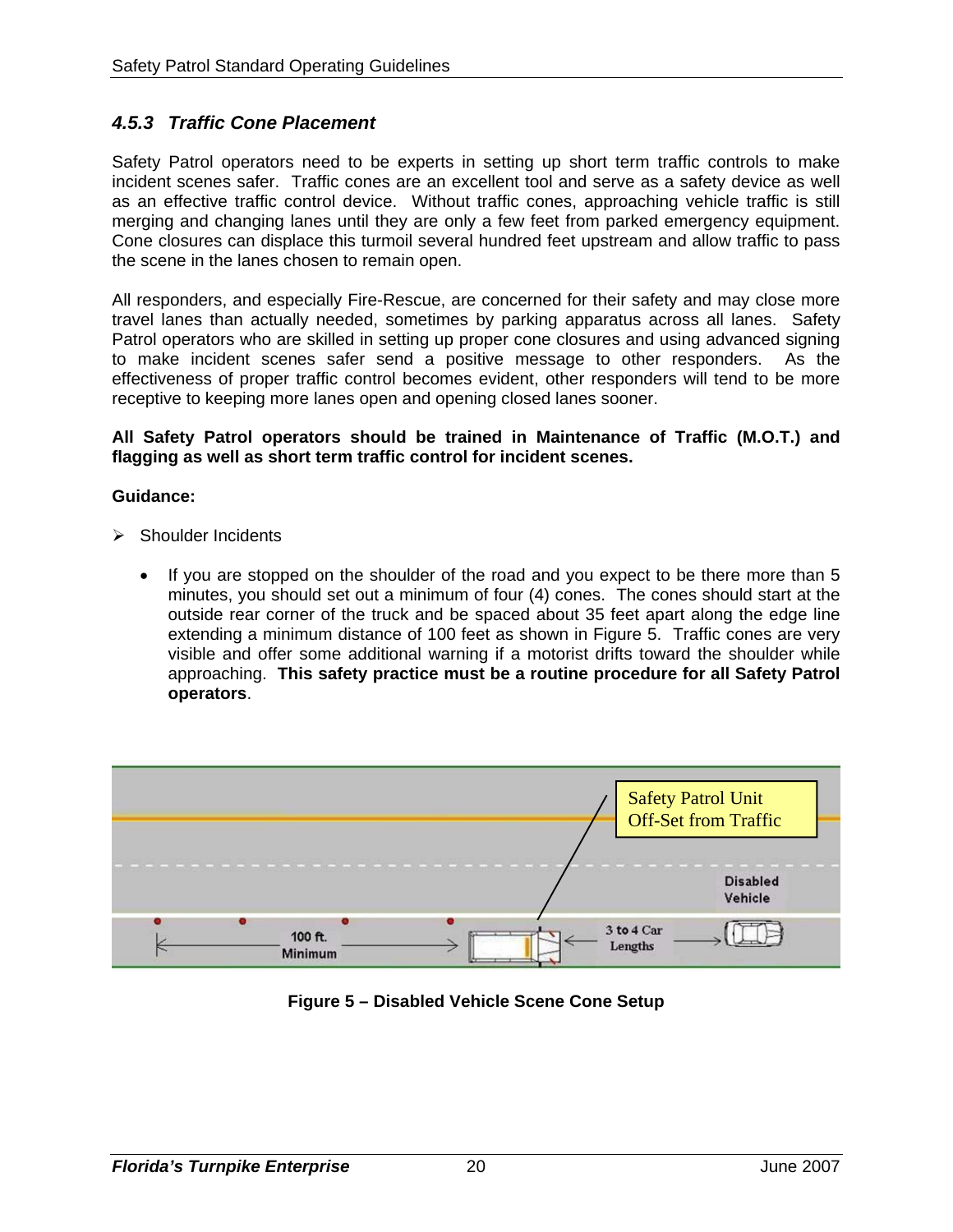### *4.5.3 Traffic Cone Placement*

Safety Patrol operators need to be experts in setting up short term traffic controls to make incident scenes safer. Traffic cones are an excellent tool and serve as a safety device as well as an effective traffic control device. Without traffic cones, approaching vehicle traffic is still merging and changing lanes until they are only a few feet from parked emergency equipment. Cone closures can displace this turmoil several hundred feet upstream and allow traffic to pass the scene in the lanes chosen to remain open.

All responders, and especially Fire-Rescue, are concerned for their safety and may close more travel lanes than actually needed, sometimes by parking apparatus across all lanes. Safety Patrol operators who are skilled in setting up proper cone closures and using advanced signing to make incident scenes safer send a positive message to other responders. As the effectiveness of proper traffic control becomes evident, other responders will tend to be more receptive to keeping more lanes open and opening closed lanes sooner.

**All Safety Patrol operators should be trained in Maintenance of Traffic (M.O.T.) and flagging as well as short term traffic control for incident scenes.**

**Guidance:**

- Shoulder Incidents
  - If you are stopped on the shoulder of the road and you expect to be there more than 5 minutes, you should set out a minimum of four (4) cones. The cones should start at the outside rear corner of the truck and be spaced about 35 feet apart along the edge line extending a minimum distance of 100 feet as shown in Figure 5. Traffic cones are very visible and offer some additional warning if a motorist drifts toward the shoulder while approaching. **This safety practice must be a routine procedure for all Safety Patrol operators**.

Safety Patrol Unit Off-Set from Traffic

Disabled Vehicle

100 ft. Minimum

3 to 4 Car Lengths

**Figure 5 – Disabled Vehicle Scene Cone Setup**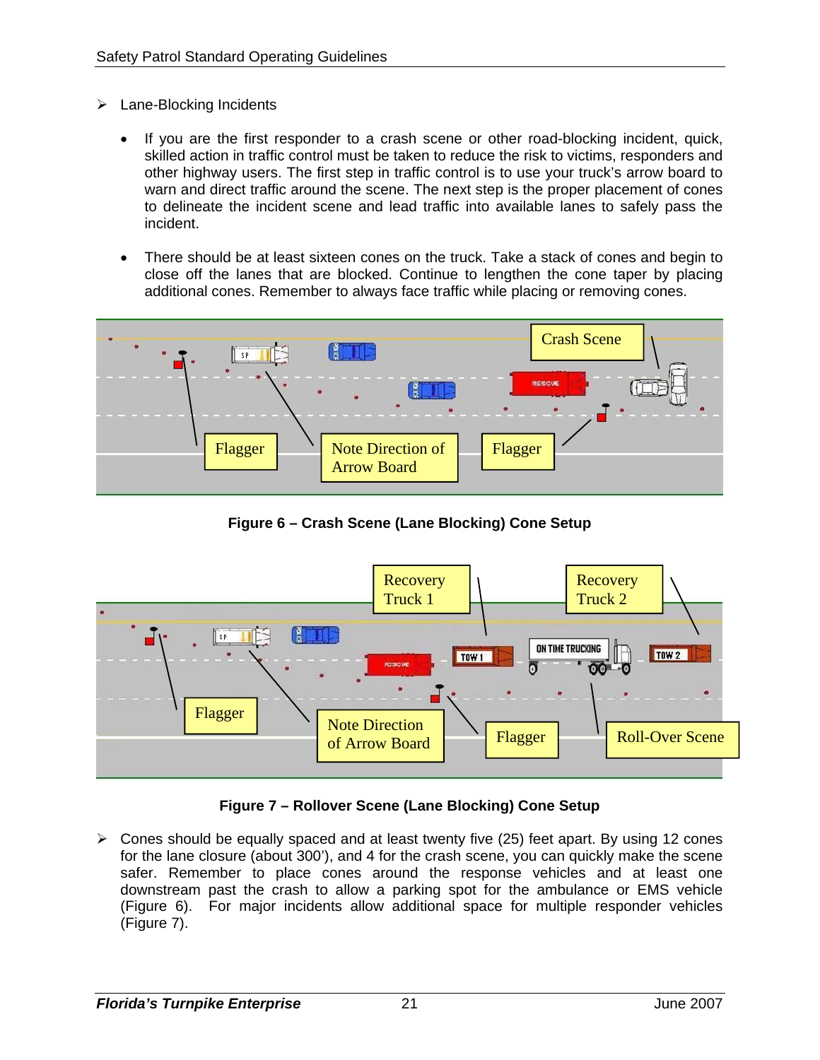- Lane-Blocking Incidents

  - If you are the first responder to a crash scene or other road-blocking incident, quick, skilled action in traffic control must be taken to reduce the risk to victims, responders and other highway users. The first step in traffic control is to use your truck's arrow board to warn and direct traffic around the scene. The next step is the proper placement of cones to delineate the incident scene and lead traffic into available lanes to safely pass the incident.

  - There should be at least sixteen cones on the truck. Take a stack of cones and begin to close off the lanes that are blocked. Continue to lengthen the cone taper by placing additional cones. Remember to always face traffic while placing or removing cones.

**Figure 6 – Crash Scene (Lane Blocking) Cone Setup**

**Figure 7 – Rollover Scene (Lane Blocking) Cone Setup**

- Cones should be equally spaced and at least twenty five (25) feet apart. By using 12 cones for the lane closure (about 300'), and 4 for the crash scene, you can quickly make the scene safer. Remember to place cones around the response vehicles and at least one downstream past the crash to allow a parking spot for the ambulance or EMS vehicle (Figure 6). For major incidents allow additional space for multiple responder vehicles (Figure 7).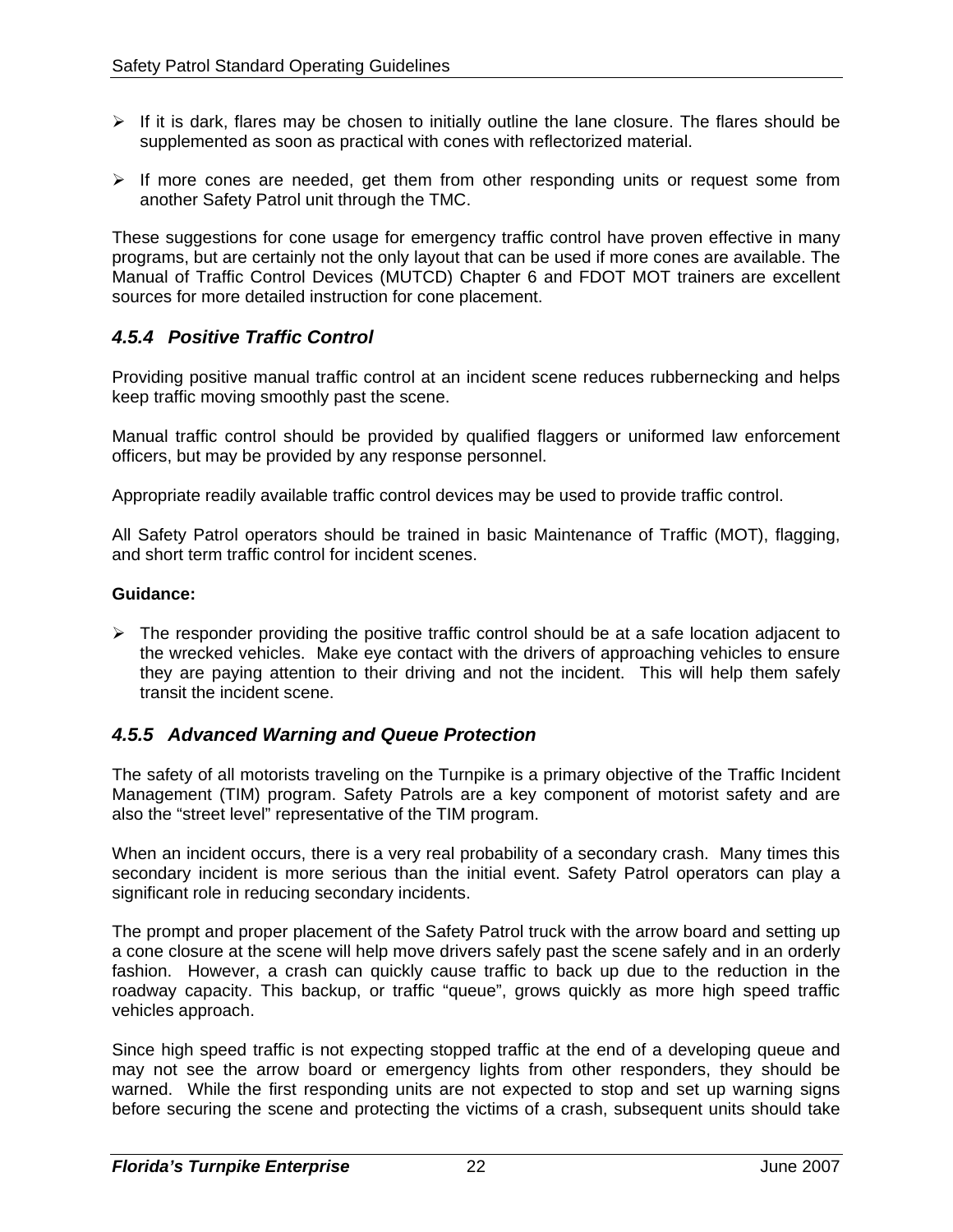- If it is dark, flares may be chosen to initially outline the lane closure. The flares should be supplemented as soon as practical with cones with reflectorized material.

- If more cones are needed, get them from other responding units or request some from another Safety Patrol unit through the TMC.

These suggestions for cone usage for emergency traffic control have proven effective in many programs, but are certainly not the only layout that can be used if more cones are available. The Manual of Traffic Control Devices (MUTCD) Chapter 6 and FDOT MOT trainers are excellent sources for more detailed instruction for cone placement.

### *4.5.4 Positive Traffic Control*

Providing positive manual traffic control at an incident scene reduces rubbernecking and helps keep traffic moving smoothly past the scene.

Manual traffic control should be provided by qualified flaggers or uniformed law enforcement officers, but may be provided by any response personnel.

Appropriate readily available traffic control devices may be used to provide traffic control.

All Safety Patrol operators should be trained in basic Maintenance of Traffic (MOT), flagging, and short term traffic control for incident scenes.

**Guidance:**

- The responder providing the positive traffic control should be at a safe location adjacent to the wrecked vehicles. Make eye contact with the drivers of approaching vehicles to ensure they are paying attention to their driving and not the incident. This will help them safely transit the incident scene.

### *4.5.5 Advanced Warning and Queue Protection*

The safety of all motorists traveling on the Turnpike is a primary objective of the Traffic Incident Management (TIM) program. Safety Patrols are a key component of motorist safety and are also the "street level" representative of the TIM program.

When an incident occurs, there is a very real probability of a secondary crash. Many times this secondary incident is more serious than the initial event. Safety Patrol operators can play a significant role in reducing secondary incidents.

The prompt and proper placement of the Safety Patrol truck with the arrow board and setting up a cone closure at the scene will help move drivers safely past the scene safely and in an orderly fashion. However, a crash can quickly cause traffic to back up due to the reduction in the roadway capacity. This backup, or traffic "queue", grows quickly as more high speed traffic vehicles approach.

Since high speed traffic is not expecting stopped traffic at the end of a developing queue and may not see the arrow board or emergency lights from other responders, they should be warned. While the first responding units are not expected to stop and set up warning signs before securing the scene and protecting the victims of a crash, subsequent units should take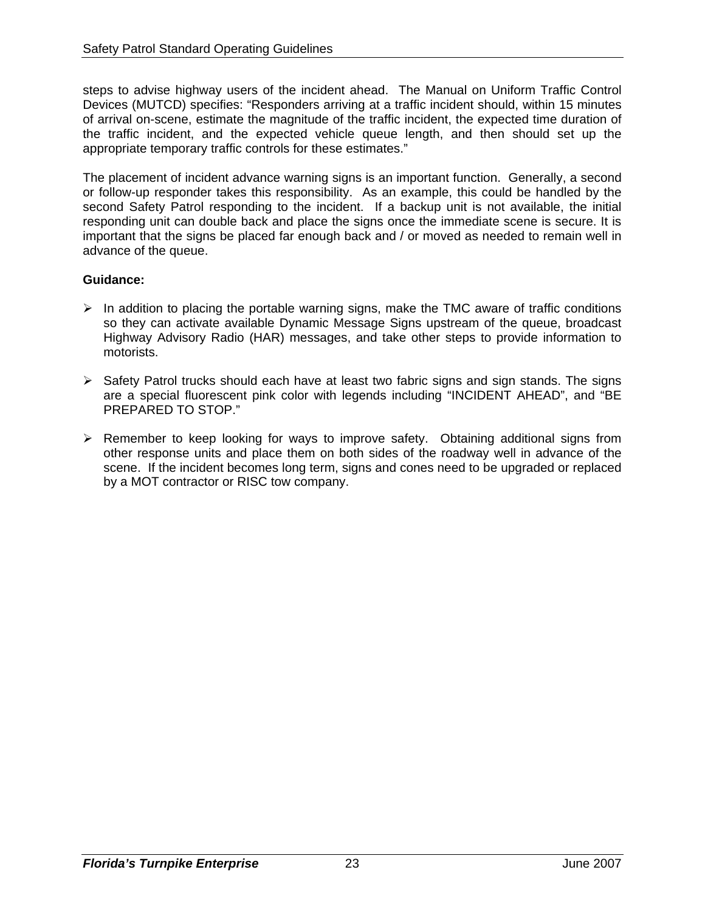steps to advise highway users of the incident ahead. The Manual on Uniform Traffic Control Devices (MUTCD) specifies: "Responders arriving at a traffic incident should, within 15 minutes of arrival on-scene, estimate the magnitude of the traffic incident, the expected time duration of the traffic incident, and the expected vehicle queue length, and then should set up the appropriate temporary traffic controls for these estimates."

The placement of incident advance warning signs is an important function. Generally, a second or follow-up responder takes this responsibility. As an example, this could be handled by the second Safety Patrol responding to the incident. If a backup unit is not available, the initial responding unit can double back and place the signs once the immediate scene is secure. It is important that the signs be placed far enough back and / or moved as needed to remain well in advance of the queue.

**Guidance:**

- In addition to placing the portable warning signs, make the TMC aware of traffic conditions so they can activate available Dynamic Message Signs upstream of the queue, broadcast Highway Advisory Radio (HAR) messages, and take other steps to provide information to motorists.

- Safety Patrol trucks should each have at least two fabric signs and sign stands. The signs are a special fluorescent pink color with legends including "INCIDENT AHEAD", and "BE PREPARED TO STOP."

- Remember to keep looking for ways to improve safety. Obtaining additional signs from other response units and place them on both sides of the roadway well in advance of the scene. If the incident becomes long term, signs and cones need to be upgraded or replaced by a MOT contractor or RISC tow company.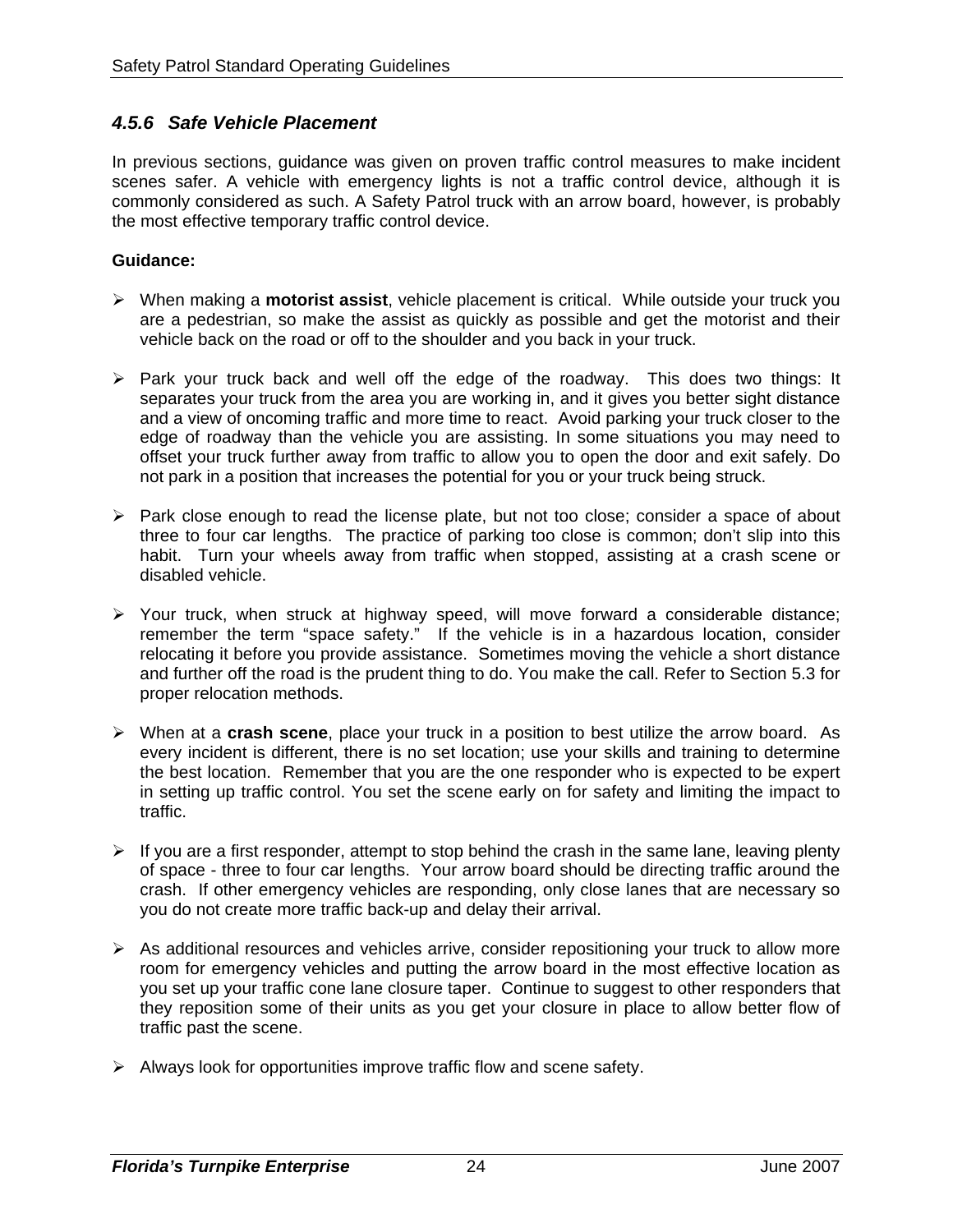### *4.5.6 Safe Vehicle Placement*

In previous sections, guidance was given on proven traffic control measures to make incident scenes safer. A vehicle with emergency lights is not a traffic control device, although it is commonly considered as such. A Safety Patrol truck with an arrow board, however, is probably the most effective temporary traffic control device.

**Guidance:**

- When making a **motorist assist**, vehicle placement is critical. While outside your truck you are a pedestrian, so make the assist as quickly as possible and get the motorist and their vehicle back on the road or off to the shoulder and you back in your truck.
- Park your truck back and well off the edge of the roadway. This does two things: It separates your truck from the area you are working in, and it gives you better sight distance and a view of oncoming traffic and more time to react. Avoid parking your truck closer to the edge of roadway than the vehicle you are assisting. In some situations you may need to offset your truck further away from traffic to allow you to open the door and exit safely. Do not park in a position that increases the potential for you or your truck being struck.
- Park close enough to read the license plate, but not too close; consider a space of about three to four car lengths. The practice of parking too close is common; don't slip into this habit. Turn your wheels away from traffic when stopped, assisting at a crash scene or disabled vehicle.
- Your truck, when struck at highway speed, will move forward a considerable distance; remember the term "space safety." If the vehicle is in a hazardous location, consider relocating it before you provide assistance. Sometimes moving the vehicle a short distance and further off the road is the prudent thing to do. You make the call. Refer to Section 5.3 for proper relocation methods.
- When at a **crash scene**, place your truck in a position to best utilize the arrow board. As every incident is different, there is no set location; use your skills and training to determine the best location. Remember that you are the one responder who is expected to be expert in setting up traffic control. You set the scene early on for safety and limiting the impact to traffic.
- If you are a first responder, attempt to stop behind the crash in the same lane, leaving plenty of space - three to four car lengths. Your arrow board should be directing traffic around the crash. If other emergency vehicles are responding, only close lanes that are necessary so you do not create more traffic back-up and delay their arrival.
- As additional resources and vehicles arrive, consider repositioning your truck to allow more room for emergency vehicles and putting the arrow board in the most effective location as you set up your traffic cone lane closure taper. Continue to suggest to other responders that they reposition some of their units as you get your closure in place to allow better flow of traffic past the scene.
- Always look for opportunities improve traffic flow and scene safety.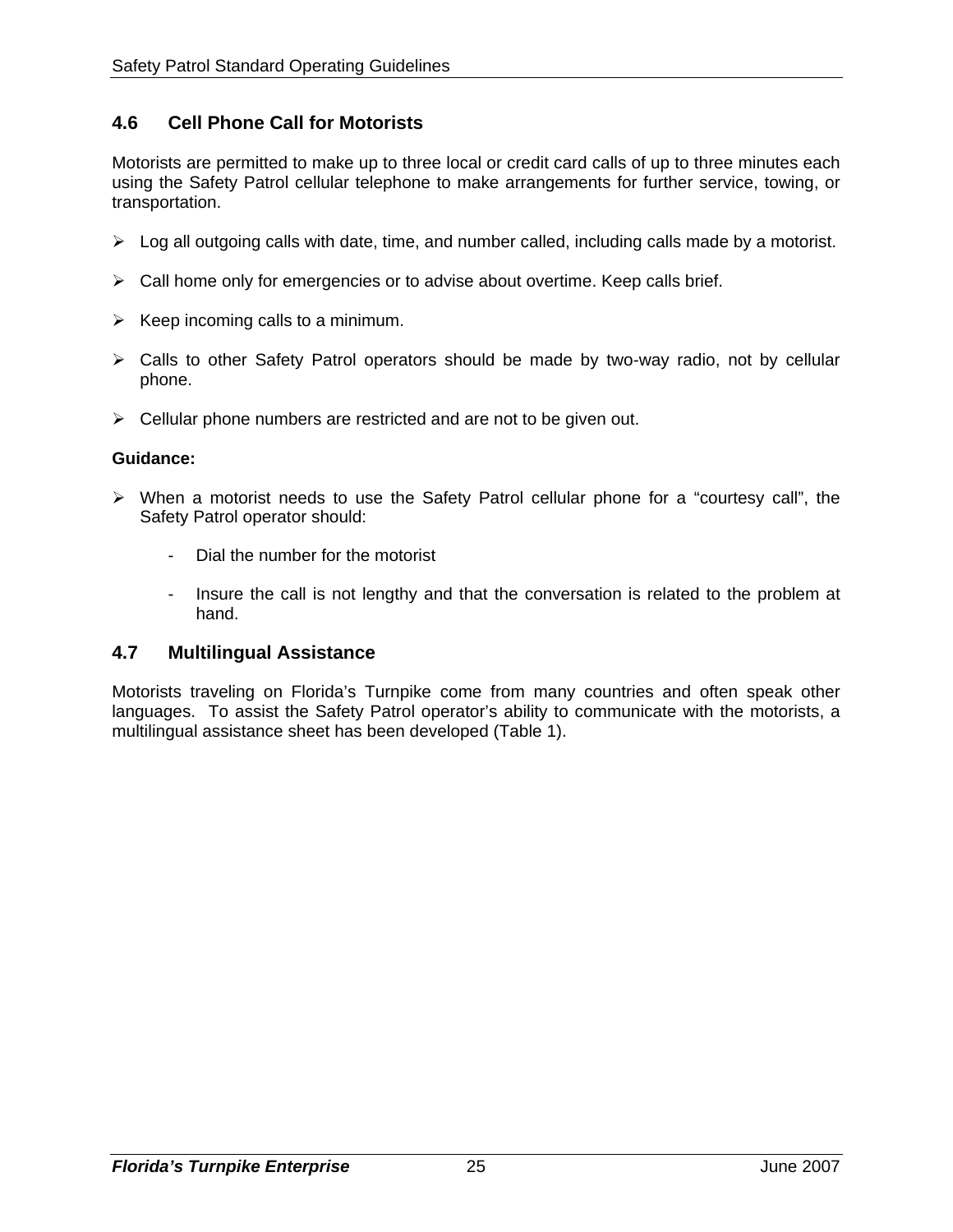## 4.6 Cell Phone Call for Motorists

Motorists are permitted to make up to three local or credit card calls of up to three minutes each using the Safety Patrol cellular telephone to make arrangements for further service, towing, or transportation.

- Log all outgoing calls with date, time, and number called, including calls made by a motorist.
- Call home only for emergencies or to advise about overtime. Keep calls brief.
- Keep incoming calls to a minimum.
- Calls to other Safety Patrol operators should be made by two-way radio, not by cellular phone.
- Cellular phone numbers are restricted and are not to be given out.

**Guidance:**

- When a motorist needs to use the Safety Patrol cellular phone for a "courtesy call", the Safety Patrol operator should:
  - Dial the number for the motorist
  - Insure the call is not lengthy and that the conversation is related to the problem at hand.

## 4.7 Multilingual Assistance

Motorists traveling on Florida's Turnpike come from many countries and often speak other languages. To assist the Safety Patrol operator's ability to communicate with the motorists, a multilingual assistance sheet has been developed (Table 1).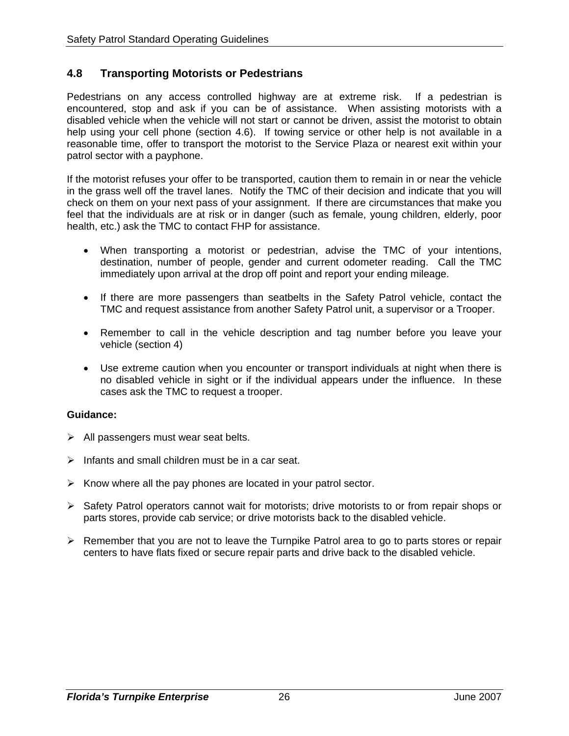## 4.8 Transporting Motorists or Pedestrians

Pedestrians on any access controlled highway are at extreme risk. If a pedestrian is encountered, stop and ask if you can be of assistance. When assisting motorists with a disabled vehicle when the vehicle will not start or cannot be driven, assist the motorist to obtain help using your cell phone (section 4.6). If towing service or other help is not available in a reasonable time, offer to transport the motorist to the Service Plaza or nearest exit within your patrol sector with a payphone.

If the motorist refuses your offer to be transported, caution them to remain in or near the vehicle in the grass well off the travel lanes. Notify the TMC of their decision and indicate that you will check on them on your next pass of your assignment. If there are circumstances that make you feel that the individuals are at risk or in danger (such as female, young children, elderly, poor health, etc.) ask the TMC to contact FHP for assistance.

- When transporting a motorist or pedestrian, advise the TMC of your intentions, destination, number of people, gender and current odometer reading. Call the TMC immediately upon arrival at the drop off point and report your ending mileage.
- If there are more passengers than seatbelts in the Safety Patrol vehicle, contact the TMC and request assistance from another Safety Patrol unit, a supervisor or a Trooper.
- Remember to call in the vehicle description and tag number before you leave your vehicle (section 4)
- Use extreme caution when you encounter or transport individuals at night when there is no disabled vehicle in sight or if the individual appears under the influence. In these cases ask the TMC to request a trooper.

**Guidance:**

- All passengers must wear seat belts.
- Infants and small children must be in a car seat.
- Know where all the pay phones are located in your patrol sector.
- Safety Patrol operators cannot wait for motorists; drive motorists to or from repair shops or parts stores, provide cab service; or drive motorists back to the disabled vehicle.
- Remember that you are not to leave the Turnpike Patrol area to go to parts stores or repair centers to have flats fixed or secure repair parts and drive back to the disabled vehicle.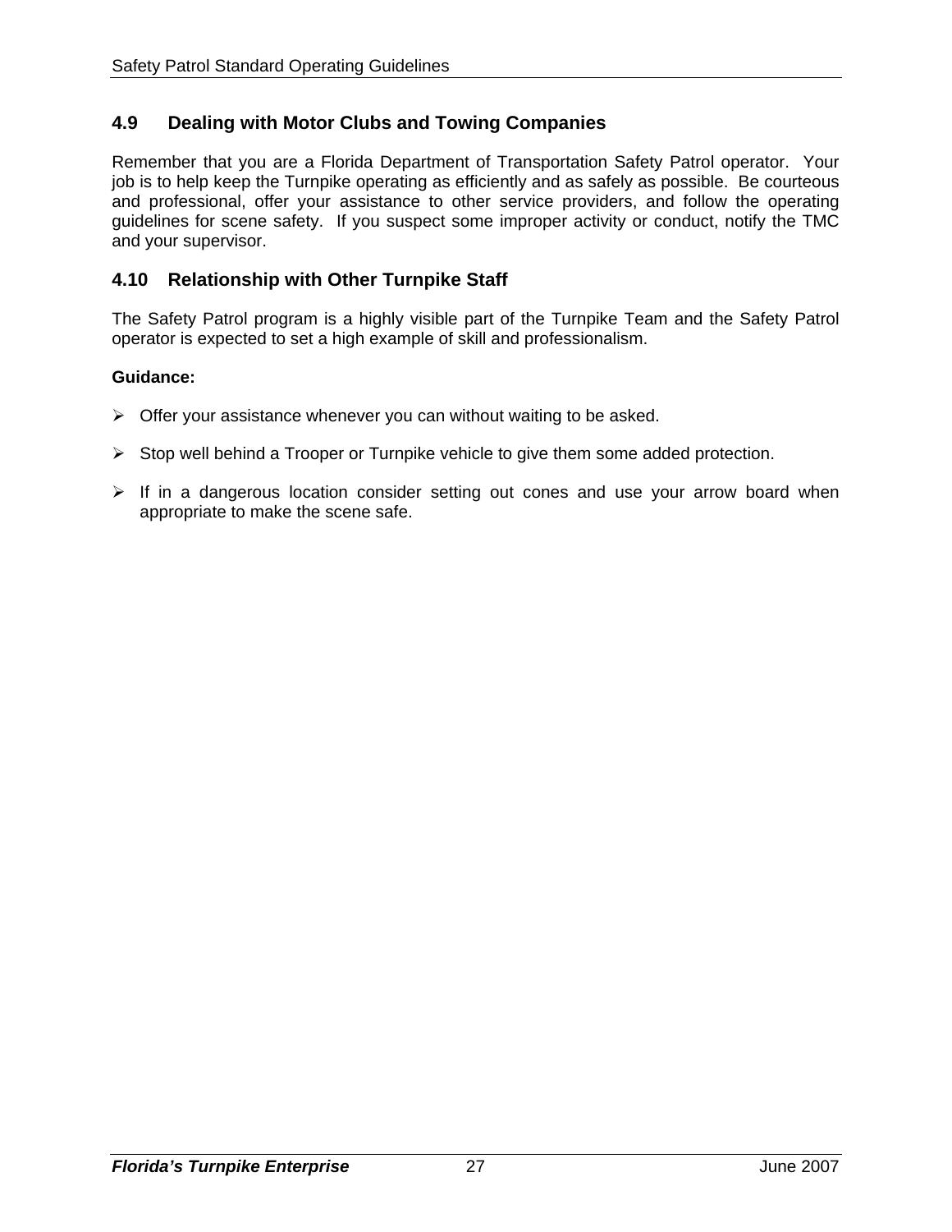## 4.9 Dealing with Motor Clubs and Towing Companies

Remember that you are a Florida Department of Transportation Safety Patrol operator. Your job is to help keep the Turnpike operating as efficiently and as safely as possible. Be courteous and professional, offer your assistance to other service providers, and follow the operating guidelines for scene safety. If you suspect some improper activity or conduct, notify the TMC and your supervisor.

## 4.10 Relationship with Other Turnpike Staff

The Safety Patrol program is a highly visible part of the Turnpike Team and the Safety Patrol operator is expected to set a high example of skill and professionalism.

**Guidance:**

- Offer your assistance whenever you can without waiting to be asked.
- Stop well behind a Trooper or Turnpike vehicle to give them some added protection.
- If in a dangerous location consider setting out cones and use your arrow board when appropriate to make the scene safe.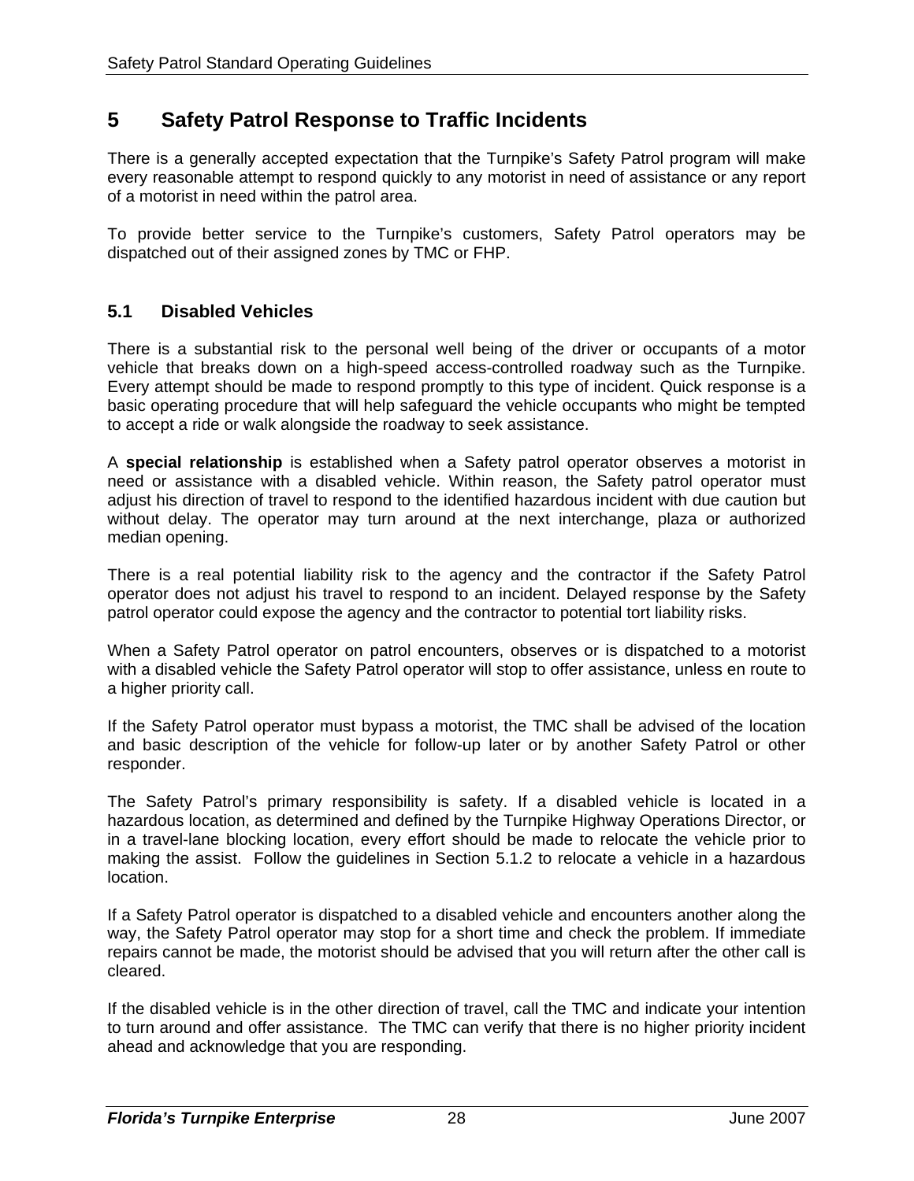# 5 Safety Patrol Response to Traffic Incidents

There is a generally accepted expectation that the Turnpike's Safety Patrol program will make every reasonable attempt to respond quickly to any motorist in need of assistance or any report of a motorist in need within the patrol area.

To provide better service to the Turnpike's customers, Safety Patrol operators may be dispatched out of their assigned zones by TMC or FHP.

## 5.1 Disabled Vehicles

There is a substantial risk to the personal well being of the driver or occupants of a motor vehicle that breaks down on a high-speed access-controlled roadway such as the Turnpike. Every attempt should be made to respond promptly to this type of incident. Quick response is a basic operating procedure that will help safeguard the vehicle occupants who might be tempted to accept a ride or walk alongside the roadway to seek assistance.

A **special relationship** is established when a Safety patrol operator observes a motorist in need or assistance with a disabled vehicle. Within reason, the Safety patrol operator must adjust his direction of travel to respond to the identified hazardous incident with due caution but without delay. The operator may turn around at the next interchange, plaza or authorized median opening.

There is a real potential liability risk to the agency and the contractor if the Safety Patrol operator does not adjust his travel to respond to an incident. Delayed response by the Safety patrol operator could expose the agency and the contractor to potential tort liability risks.

When a Safety Patrol operator on patrol encounters, observes or is dispatched to a motorist with a disabled vehicle the Safety Patrol operator will stop to offer assistance, unless en route to a higher priority call.

If the Safety Patrol operator must bypass a motorist, the TMC shall be advised of the location and basic description of the vehicle for follow-up later or by another Safety Patrol or other responder.

The Safety Patrol's primary responsibility is safety. If a disabled vehicle is located in a hazardous location, as determined and defined by the Turnpike Highway Operations Director, or in a travel-lane blocking location, every effort should be made to relocate the vehicle prior to making the assist. Follow the guidelines in Section 5.1.2 to relocate a vehicle in a hazardous location.

If a Safety Patrol operator is dispatched to a disabled vehicle and encounters another along the way, the Safety Patrol operator may stop for a short time and check the problem. If immediate repairs cannot be made, the motorist should be advised that you will return after the other call is cleared.

If the disabled vehicle is in the other direction of travel, call the TMC and indicate your intention to turn around and offer assistance. The TMC can verify that there is no higher priority incident ahead and acknowledge that you are responding.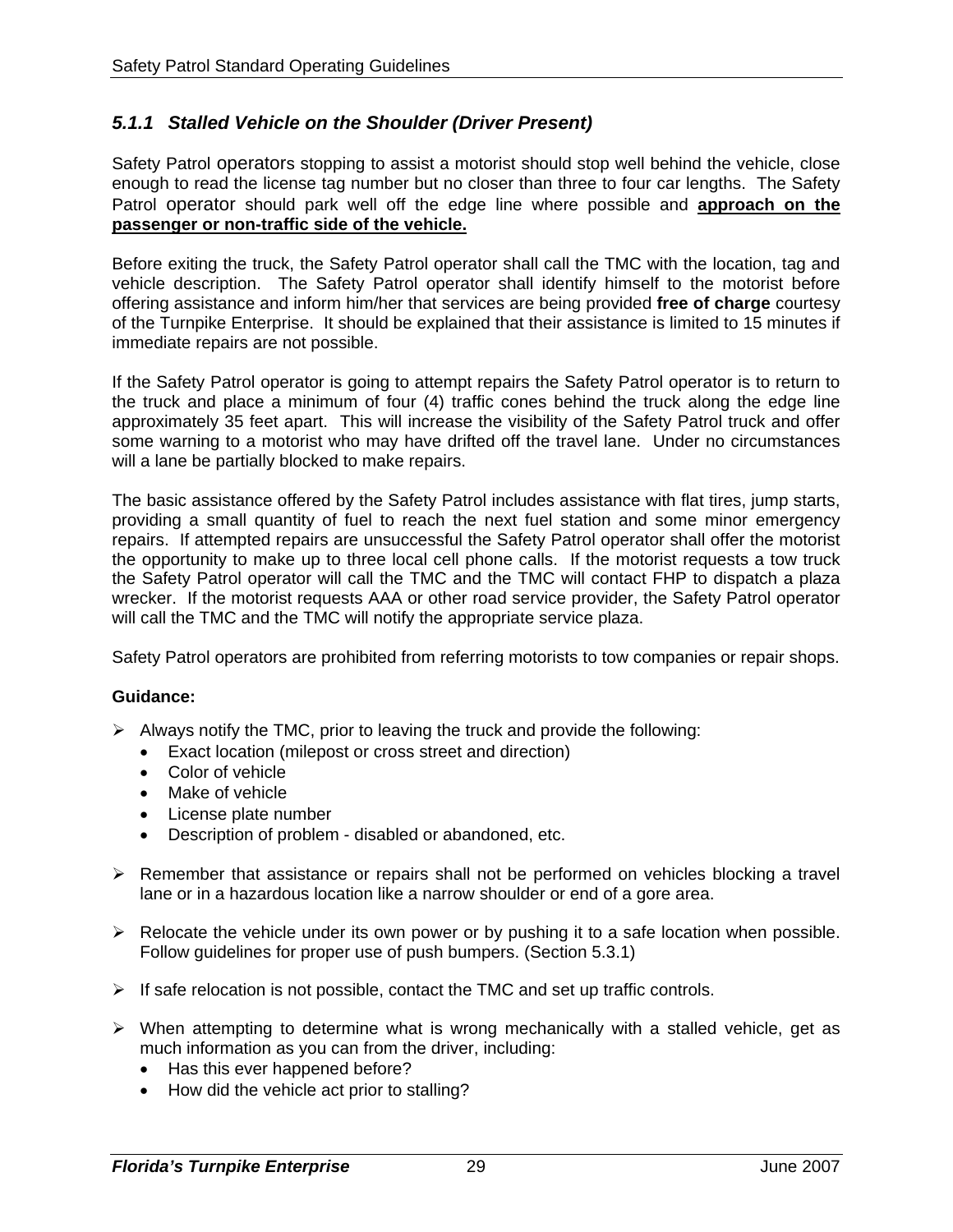### *5.1.1 Stalled Vehicle on the Shoulder (Driver Present)*

Safety Patrol operators stopping to assist a motorist should stop well behind the vehicle, close enough to read the license tag number but no closer than three to four car lengths. The Safety Patrol operator should park well off the edge line where possible and **approach on the passenger or non-traffic side of the vehicle.**

Before exiting the truck, the Safety Patrol operator shall call the TMC with the location, tag and vehicle description. The Safety Patrol operator shall identify himself to the motorist before offering assistance and inform him/her that services are being provided **free of charge** courtesy of the Turnpike Enterprise. It should be explained that their assistance is limited to 15 minutes if immediate repairs are not possible.

If the Safety Patrol operator is going to attempt repairs the Safety Patrol operator is to return to the truck and place a minimum of four (4) traffic cones behind the truck along the edge line approximately 35 feet apart. This will increase the visibility of the Safety Patrol truck and offer some warning to a motorist who may have drifted off the travel lane. Under no circumstances will a lane be partially blocked to make repairs.

The basic assistance offered by the Safety Patrol includes assistance with flat tires, jump starts, providing a small quantity of fuel to reach the next fuel station and some minor emergency repairs. If attempted repairs are unsuccessful the Safety Patrol operator shall offer the motorist the opportunity to make up to three local cell phone calls. If the motorist requests a tow truck the Safety Patrol operator will call the TMC and the TMC will contact FHP to dispatch a plaza wrecker. If the motorist requests AAA or other road service provider, the Safety Patrol operator will call the TMC and the TMC will notify the appropriate service plaza.

Safety Patrol operators are prohibited from referring motorists to tow companies or repair shops.

**Guidance:**

- Always notify the TMC, prior to leaving the truck and provide the following:
  - Exact location (milepost or cross street and direction)
  - Color of vehicle
  - Make of vehicle
  - License plate number
  - Description of problem - disabled or abandoned, etc.
- Remember that assistance or repairs shall not be performed on vehicles blocking a travel lane or in a hazardous location like a narrow shoulder or end of a gore area.
- Relocate the vehicle under its own power or by pushing it to a safe location when possible. Follow guidelines for proper use of push bumpers. (Section 5.3.1)
- If safe relocation is not possible, contact the TMC and set up traffic controls.
- When attempting to determine what is wrong mechanically with a stalled vehicle, get as much information as you can from the driver, including:
  - Has this ever happened before?
  - How did the vehicle act prior to stalling?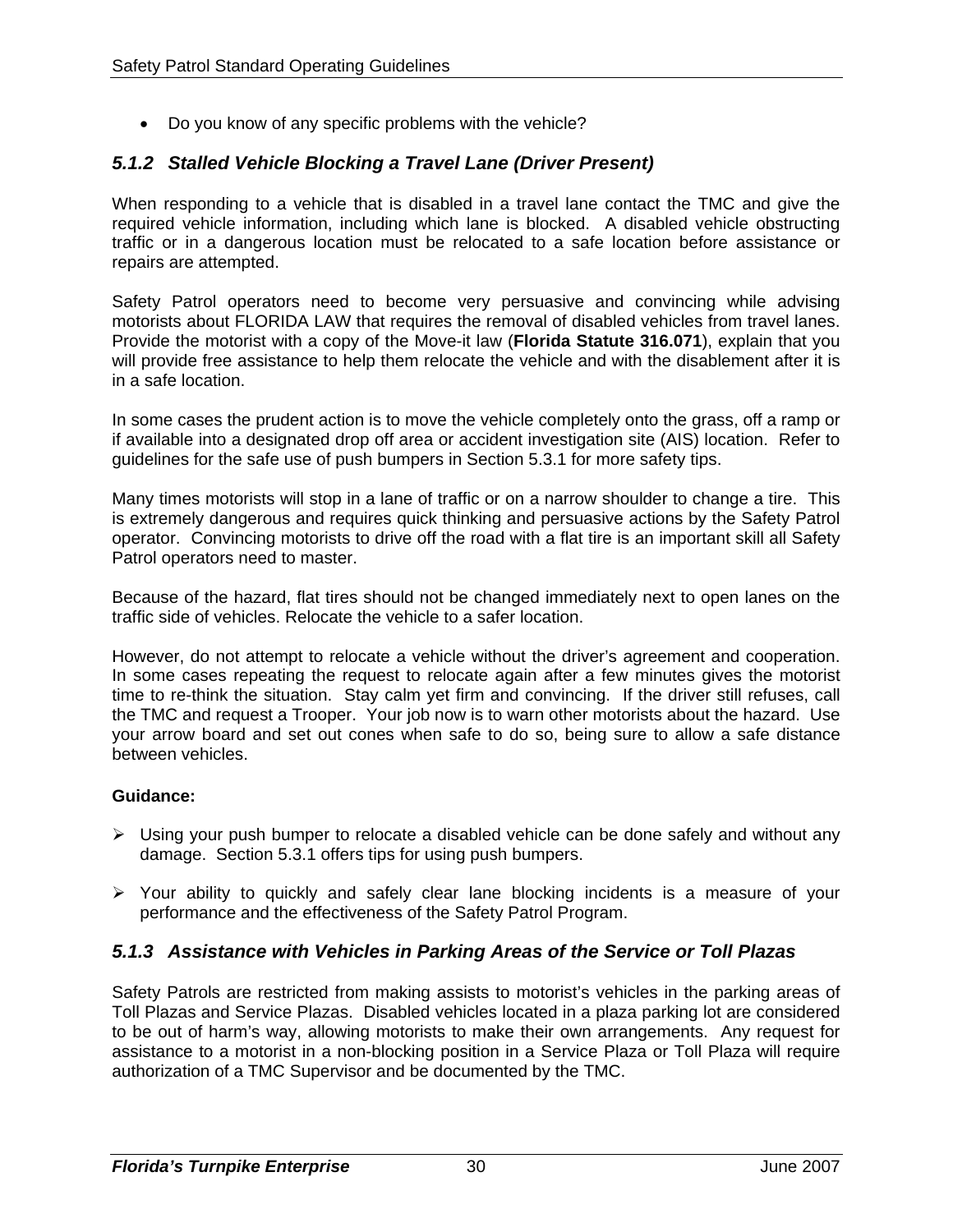- Do you know of any specific problems with the vehicle?

### *5.1.2 Stalled Vehicle Blocking a Travel Lane (Driver Present)*

When responding to a vehicle that is disabled in a travel lane contact the TMC and give the required vehicle information, including which lane is blocked. A disabled vehicle obstructing traffic or in a dangerous location must be relocated to a safe location before assistance or repairs are attempted.

Safety Patrol operators need to become very persuasive and convincing while advising motorists about FLORIDA LAW that requires the removal of disabled vehicles from travel lanes. Provide the motorist with a copy of the Move-it law (**Florida Statute 316.071**), explain that you will provide free assistance to help them relocate the vehicle and with the disablement after it is in a safe location.

In some cases the prudent action is to move the vehicle completely onto the grass, off a ramp or if available into a designated drop off area or accident investigation site (AIS) location. Refer to guidelines for the safe use of push bumpers in Section 5.3.1 for more safety tips.

Many times motorists will stop in a lane of traffic or on a narrow shoulder to change a tire. This is extremely dangerous and requires quick thinking and persuasive actions by the Safety Patrol operator. Convincing motorists to drive off the road with a flat tire is an important skill all Safety Patrol operators need to master.

Because of the hazard, flat tires should not be changed immediately next to open lanes on the traffic side of vehicles. Relocate the vehicle to a safer location.

However, do not attempt to relocate a vehicle without the driver's agreement and cooperation. In some cases repeating the request to relocate again after a few minutes gives the motorist time to re-think the situation. Stay calm yet firm and convincing. If the driver still refuses, call the TMC and request a Trooper. Your job now is to warn other motorists about the hazard. Use your arrow board and set out cones when safe to do so, being sure to allow a safe distance between vehicles.

**Guidance:**

- Using your push bumper to relocate a disabled vehicle can be done safely and without any damage. Section 5.3.1 offers tips for using push bumpers.
- Your ability to quickly and safely clear lane blocking incidents is a measure of your performance and the effectiveness of the Safety Patrol Program.

### *5.1.3 Assistance with Vehicles in Parking Areas of the Service or Toll Plazas*

Safety Patrols are restricted from making assists to motorist's vehicles in the parking areas of Toll Plazas and Service Plazas. Disabled vehicles located in a plaza parking lot are considered to be out of harm's way, allowing motorists to make their own arrangements. Any request for assistance to a motorist in a non-blocking position in a Service Plaza or Toll Plaza will require authorization of a TMC Supervisor and be documented by the TMC.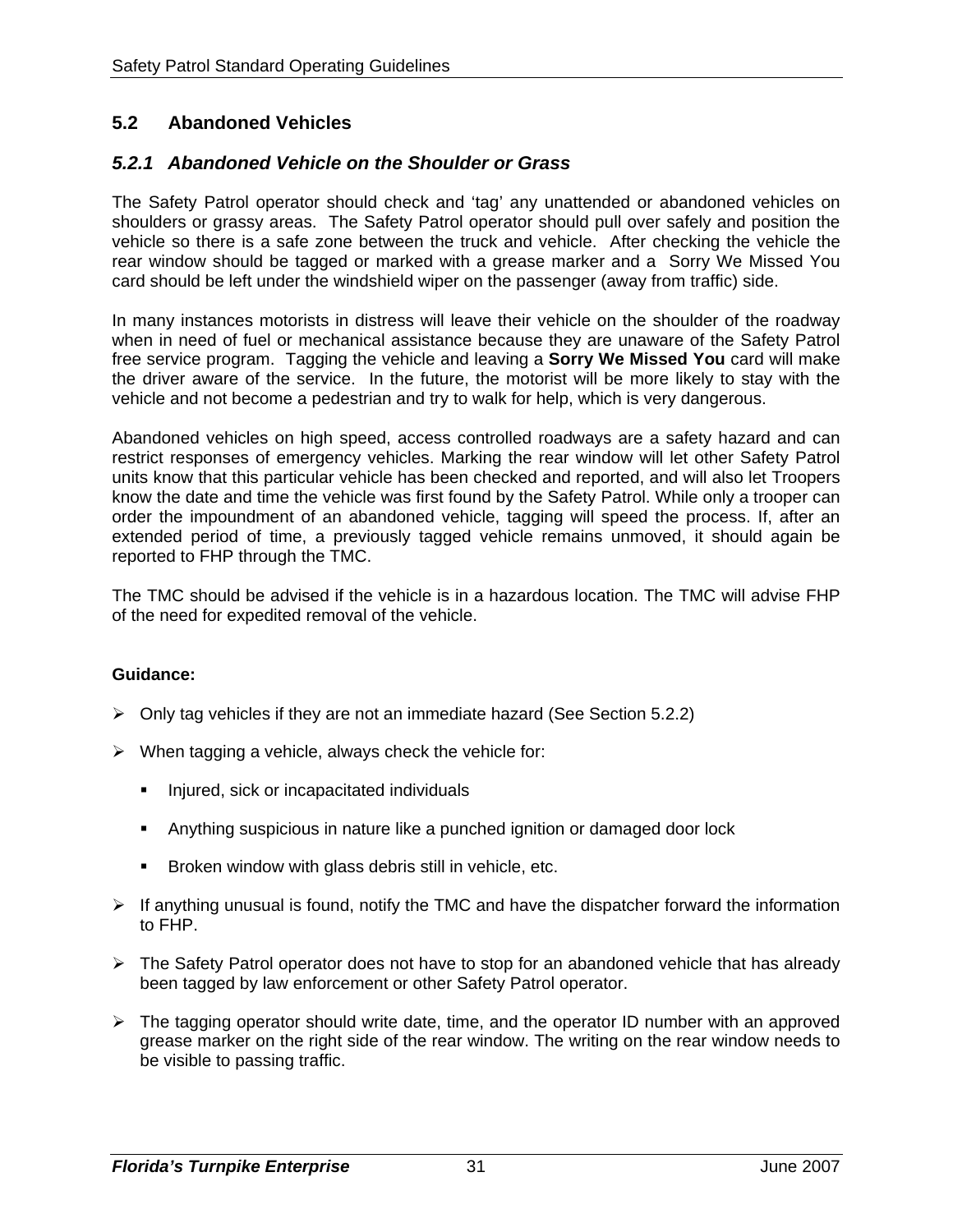## 5.2 Abandoned Vehicles

### *5.2.1 Abandoned Vehicle on the Shoulder or Grass*

The Safety Patrol operator should check and 'tag' any unattended or abandoned vehicles on shoulders or grassy areas. The Safety Patrol operator should pull over safely and position the vehicle so there is a safe zone between the truck and vehicle. After checking the vehicle the rear window should be tagged or marked with a grease marker and a Sorry We Missed You card should be left under the windshield wiper on the passenger (away from traffic) side.

In many instances motorists in distress will leave their vehicle on the shoulder of the roadway when in need of fuel or mechanical assistance because they are unaware of the Safety Patrol free service program. Tagging the vehicle and leaving a **Sorry We Missed You** card will make the driver aware of the service. In the future, the motorist will be more likely to stay with the vehicle and not become a pedestrian and try to walk for help, which is very dangerous.

Abandoned vehicles on high speed, access controlled roadways are a safety hazard and can restrict responses of emergency vehicles. Marking the rear window will let other Safety Patrol units know that this particular vehicle has been checked and reported, and will also let Troopers know the date and time the vehicle was first found by the Safety Patrol. While only a trooper can order the impoundment of an abandoned vehicle, tagging will speed the process. If, after an extended period of time, a previously tagged vehicle remains unmoved, it should again be reported to FHP through the TMC.

The TMC should be advised if the vehicle is in a hazardous location. The TMC will advise FHP of the need for expedited removal of the vehicle.

**Guidance:**

- Only tag vehicles if they are not an immediate hazard (See Section 5.2.2)
- When tagging a vehicle, always check the vehicle for:
  - Injured, sick or incapacitated individuals
  - Anything suspicious in nature like a punched ignition or damaged door lock
  - Broken window with glass debris still in vehicle, etc.
- If anything unusual is found, notify the TMC and have the dispatcher forward the information to FHP.
- The Safety Patrol operator does not have to stop for an abandoned vehicle that has already been tagged by law enforcement or other Safety Patrol operator.
- The tagging operator should write date, time, and the operator ID number with an approved grease marker on the right side of the rear window. The writing on the rear window needs to be visible to passing traffic.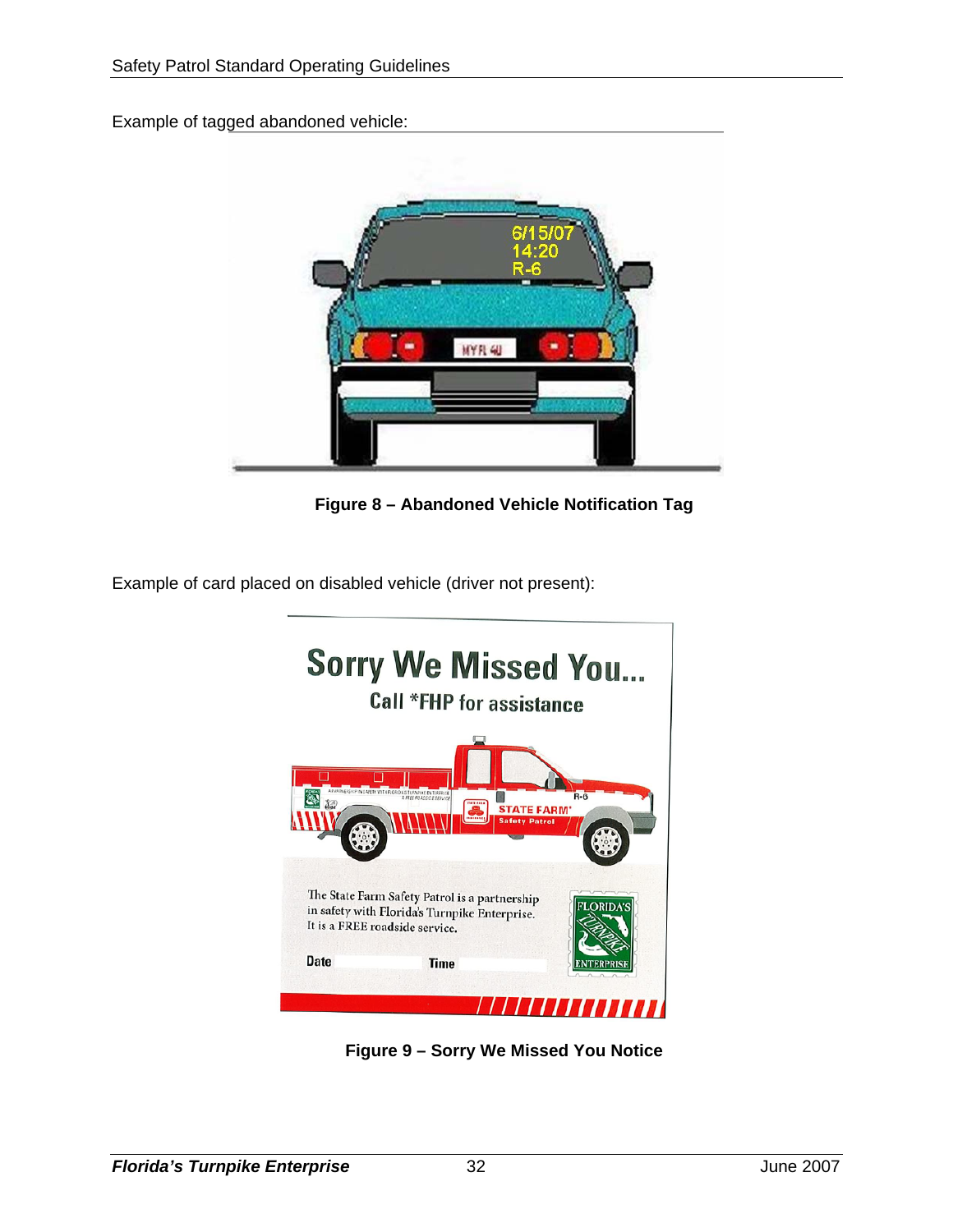Example of tagged abandoned vehicle:

**Figure 8 – Abandoned Vehicle Notification Tag**

Example of card placed on disabled vehicle (driver not present):

**Figure 9 – Sorry We Missed You Notice**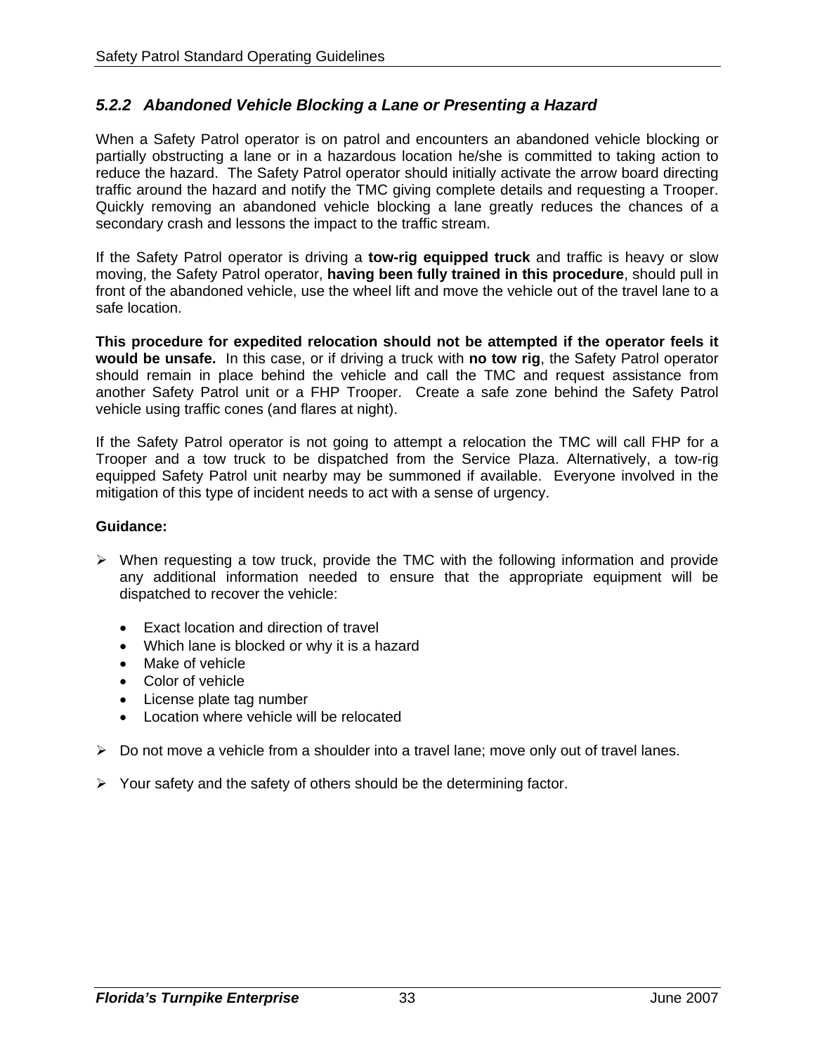### *5.2.2 Abandoned Vehicle Blocking a Lane or Presenting a Hazard*

When a Safety Patrol operator is on patrol and encounters an abandoned vehicle blocking or partially obstructing a lane or in a hazardous location he/she is committed to taking action to reduce the hazard. The Safety Patrol operator should initially activate the arrow board directing traffic around the hazard and notify the TMC giving complete details and requesting a Trooper. Quickly removing an abandoned vehicle blocking a lane greatly reduces the chances of a secondary crash and lessons the impact to the traffic stream.

If the Safety Patrol operator is driving a **tow-rig equipped truck** and traffic is heavy or slow moving, the Safety Patrol operator, **having been fully trained in this procedure**, should pull in front of the abandoned vehicle, use the wheel lift and move the vehicle out of the travel lane to a safe location.

**This procedure for expedited relocation should not be attempted if the operator feels it would be unsafe.** In this case, or if driving a truck with **no tow rig**, the Safety Patrol operator should remain in place behind the vehicle and call the TMC and request assistance from another Safety Patrol unit or a FHP Trooper. Create a safe zone behind the Safety Patrol vehicle using traffic cones (and flares at night).

If the Safety Patrol operator is not going to attempt a relocation the TMC will call FHP for a Trooper and a tow truck to be dispatched from the Service Plaza. Alternatively, a tow-rig equipped Safety Patrol unit nearby may be summoned if available. Everyone involved in the mitigation of this type of incident needs to act with a sense of urgency.

**Guidance:**

- When requesting a tow truck, provide the TMC with the following information and provide any additional information needed to ensure that the appropriate equipment will be dispatched to recover the vehicle:
  - Exact location and direction of travel
  - Which lane is blocked or why it is a hazard
  - Make of vehicle
  - Color of vehicle
  - License plate tag number
  - Location where vehicle will be relocated
- Do not move a vehicle from a shoulder into a travel lane; move only out of travel lanes.
- Your safety and the safety of others should be the determining factor.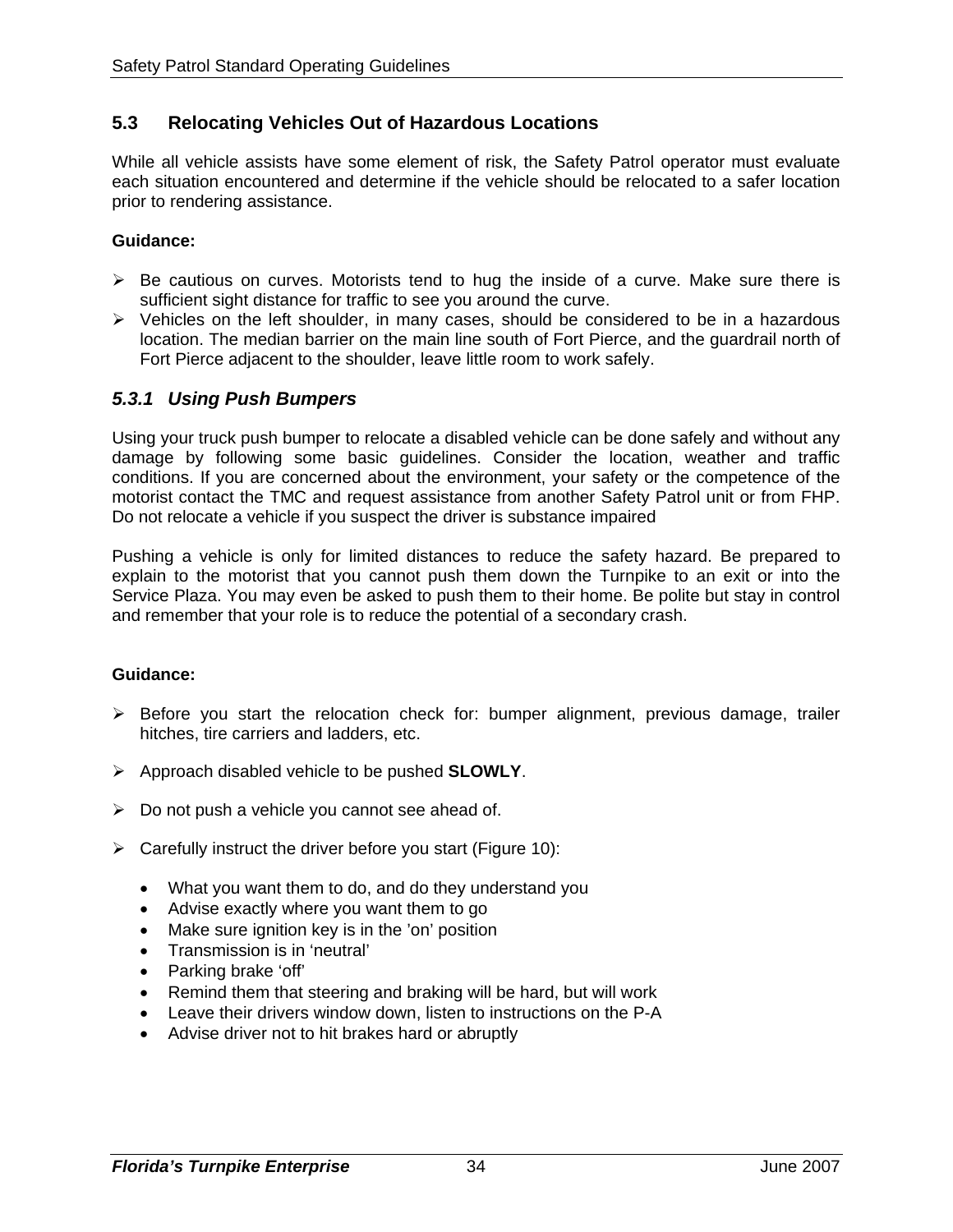## 5.3 Relocating Vehicles Out of Hazardous Locations

While all vehicle assists have some element of risk, the Safety Patrol operator must evaluate each situation encountered and determine if the vehicle should be relocated to a safer location prior to rendering assistance.

**Guidance:**

- Be cautious on curves. Motorists tend to hug the inside of a curve. Make sure there is sufficient sight distance for traffic to see you around the curve.
- Vehicles on the left shoulder, in many cases, should be considered to be in a hazardous location. The median barrier on the main line south of Fort Pierce, and the guardrail north of Fort Pierce adjacent to the shoulder, leave little room to work safely.

### *5.3.1 Using Push Bumpers*

Using your truck push bumper to relocate a disabled vehicle can be done safely and without any damage by following some basic guidelines. Consider the location, weather and traffic conditions. If you are concerned about the environment, your safety or the competence of the motorist contact the TMC and request assistance from another Safety Patrol unit or from FHP. Do not relocate a vehicle if you suspect the driver is substance impaired

Pushing a vehicle is only for limited distances to reduce the safety hazard. Be prepared to explain to the motorist that you cannot push them down the Turnpike to an exit or into the Service Plaza. You may even be asked to push them to their home. Be polite but stay in control and remember that your role is to reduce the potential of a secondary crash.

**Guidance:**

- Before you start the relocation check for: bumper alignment, previous damage, trailer hitches, tire carriers and ladders, etc.
- Approach disabled vehicle to be pushed **SLOWLY**.
- Do not push a vehicle you cannot see ahead of.
- Carefully instruct the driver before you start (Figure 10):
  - What you want them to do, and do they understand you
  - Advise exactly where you want them to go
  - Make sure ignition key is in the 'on' position
  - Transmission is in 'neutral'
  - Parking brake 'off'
  - Remind them that steering and braking will be hard, but will work
  - Leave their drivers window down, listen to instructions on the P-A
  - Advise driver not to hit brakes hard or abruptly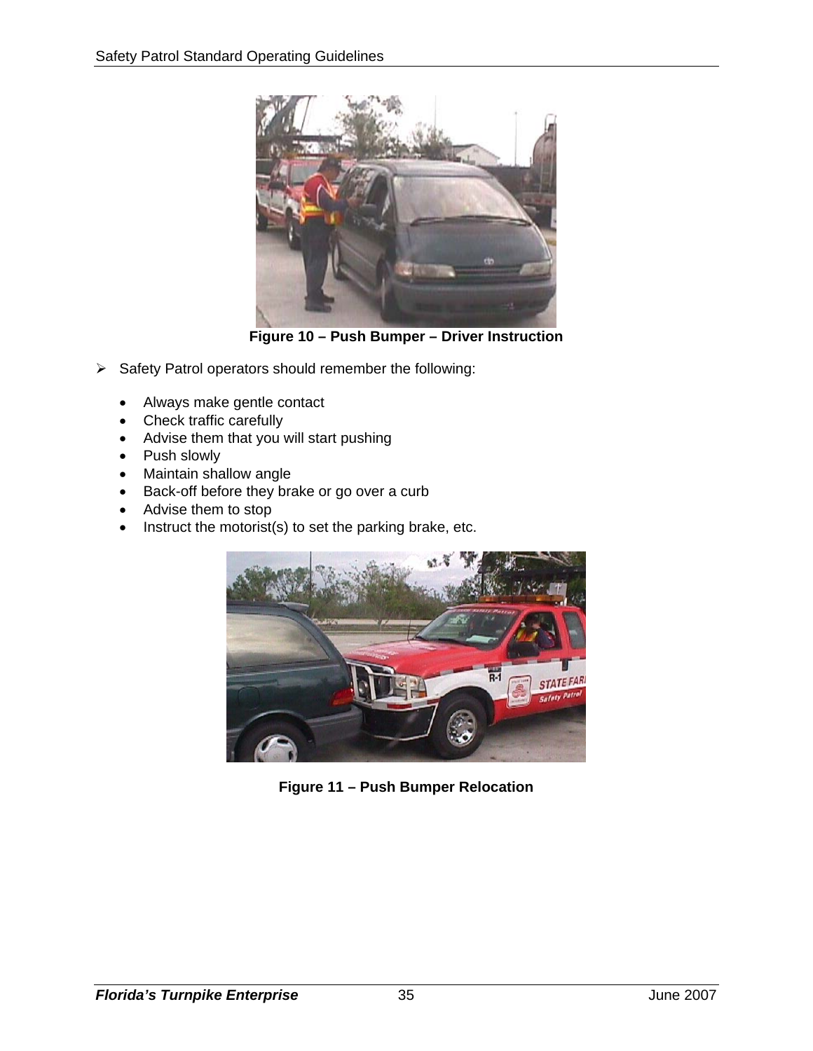Figure 10 – Push Bumper – Driver Instruction

- Safety Patrol operators should remember the following:

  - Always make gentle contact
  - Check traffic carefully
  - Advise them that you will start pushing
  - Push slowly
  - Maintain shallow angle
  - Back-off before they brake or go over a curb
  - Advise them to stop
  - Instruct the motorist(s) to set the parking brake, etc.

Figure 11 – Push Bumper Relocation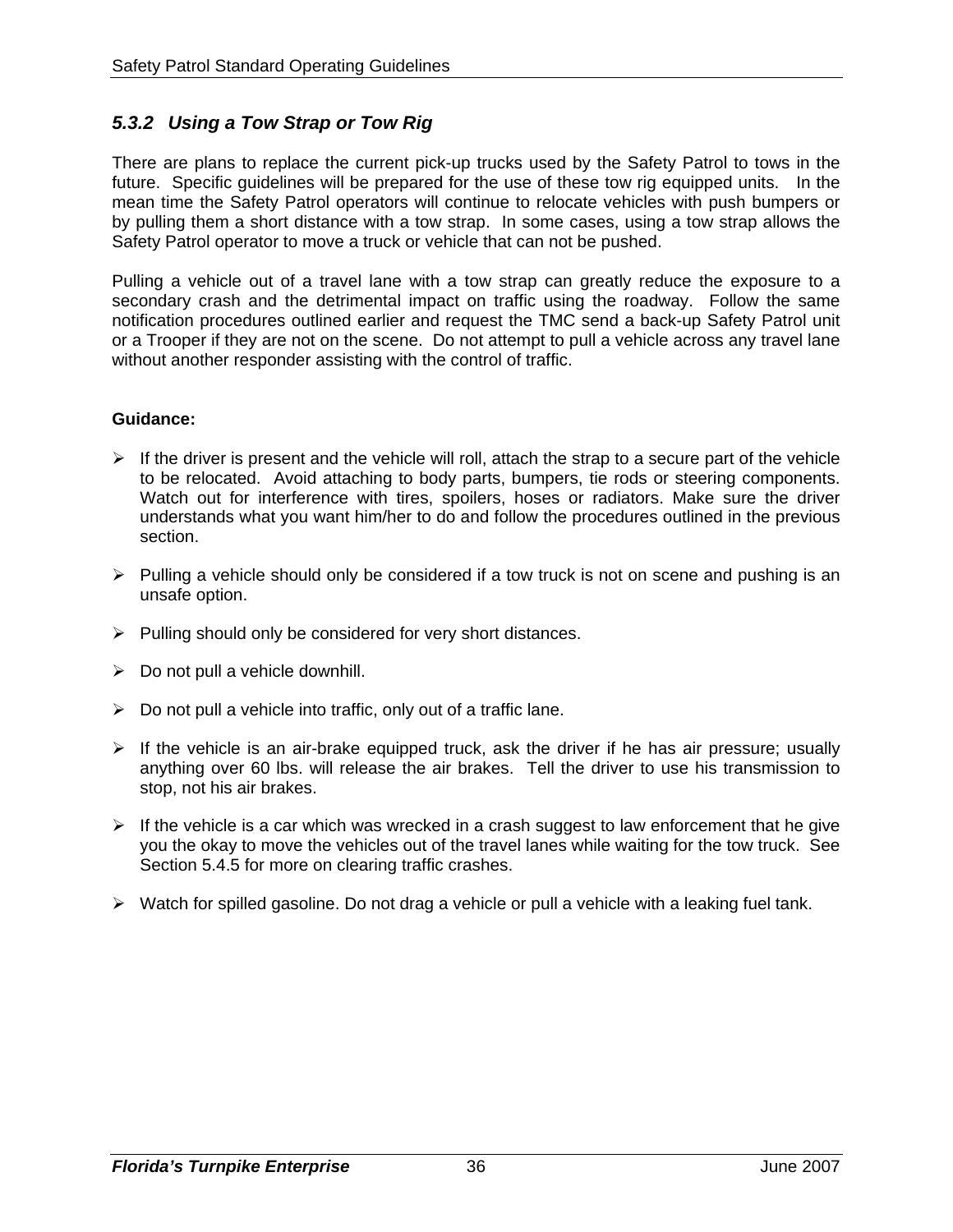### *5.3.2 Using a Tow Strap or Tow Rig*

There are plans to replace the current pick-up trucks used by the Safety Patrol to tows in the future. Specific guidelines will be prepared for the use of these tow rig equipped units. In the mean time the Safety Patrol operators will continue to relocate vehicles with push bumpers or by pulling them a short distance with a tow strap. In some cases, using a tow strap allows the Safety Patrol operator to move a truck or vehicle that can not be pushed.

Pulling a vehicle out of a travel lane with a tow strap can greatly reduce the exposure to a secondary crash and the detrimental impact on traffic using the roadway. Follow the same notification procedures outlined earlier and request the TMC send a back-up Safety Patrol unit or a Trooper if they are not on the scene. Do not attempt to pull a vehicle across any travel lane without another responder assisting with the control of traffic.

**Guidance:**

- If the driver is present and the vehicle will roll, attach the strap to a secure part of the vehicle to be relocated. Avoid attaching to body parts, bumpers, tie rods or steering components. Watch out for interference with tires, spoilers, hoses or radiators. Make sure the driver understands what you want him/her to do and follow the procedures outlined in the previous section.
- Pulling a vehicle should only be considered if a tow truck is not on scene and pushing is an unsafe option.
- Pulling should only be considered for very short distances.
- Do not pull a vehicle downhill.
- Do not pull a vehicle into traffic, only out of a traffic lane.
- If the vehicle is an air-brake equipped truck, ask the driver if he has air pressure; usually anything over 60 lbs. will release the air brakes. Tell the driver to use his transmission to stop, not his air brakes.
- If the vehicle is a car which was wrecked in a crash suggest to law enforcement that he give you the okay to move the vehicles out of the travel lanes while waiting for the tow truck. See Section 5.4.5 for more on clearing traffic crashes.
- Watch for spilled gasoline. Do not drag a vehicle or pull a vehicle with a leaking fuel tank.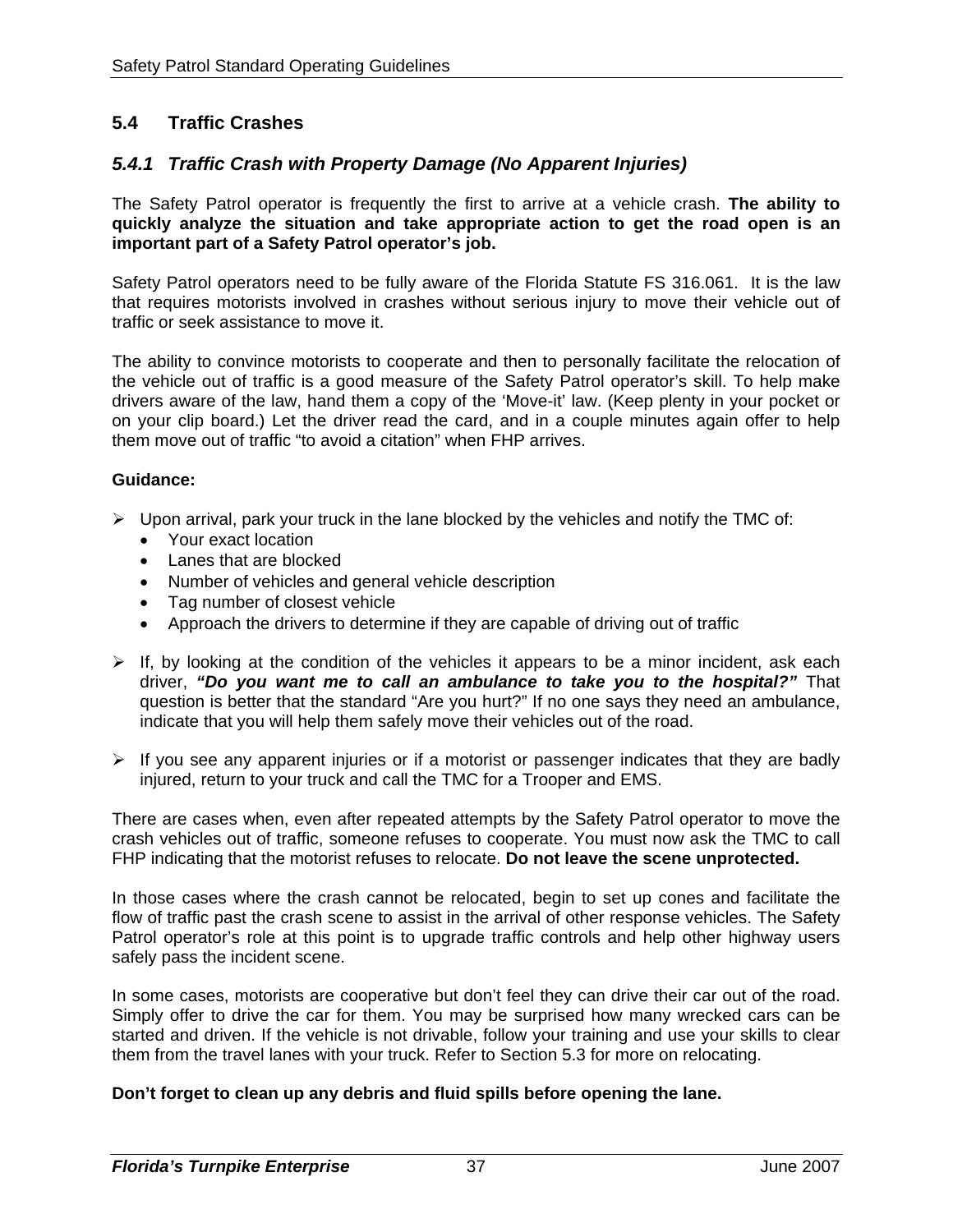## 5.4 Traffic Crashes

### *5.4.1 Traffic Crash with Property Damage (No Apparent Injuries)*

The Safety Patrol operator is frequently the first to arrive at a vehicle crash. **The ability to quickly analyze the situation and take appropriate action to get the road open is an important part of a Safety Patrol operator's job.**

Safety Patrol operators need to be fully aware of the Florida Statute FS 316.061. It is the law that requires motorists involved in crashes without serious injury to move their vehicle out of traffic or seek assistance to move it.

The ability to convince motorists to cooperate and then to personally facilitate the relocation of the vehicle out of traffic is a good measure of the Safety Patrol operator's skill. To help make drivers aware of the law, hand them a copy of the 'Move-it' law. (Keep plenty in your pocket or on your clip board.) Let the driver read the card, and in a couple minutes again offer to help them move out of traffic "to avoid a citation" when FHP arrives.

**Guidance:**

- Upon arrival, park your truck in the lane blocked by the vehicles and notify the TMC of:
  - Your exact location
  - Lanes that are blocked
  - Number of vehicles and general vehicle description
  - Tag number of closest vehicle
  - Approach the drivers to determine if they are capable of driving out of traffic

- If, by looking at the condition of the vehicles it appears to be a minor incident, ask each driver, ***"Do you want me to call an ambulance to take you to the hospital?"*** That question is better that the standard "Are you hurt?" If no one says they need an ambulance, indicate that you will help them safely move their vehicles out of the road.

- If you see any apparent injuries or if a motorist or passenger indicates that they are badly injured, return to your truck and call the TMC for a Trooper and EMS.

There are cases when, even after repeated attempts by the Safety Patrol operator to move the crash vehicles out of traffic, someone refuses to cooperate. You must now ask the TMC to call FHP indicating that the motorist refuses to relocate. **Do not leave the scene unprotected.**

In those cases where the crash cannot be relocated, begin to set up cones and facilitate the flow of traffic past the crash scene to assist in the arrival of other response vehicles. The Safety Patrol operator's role at this point is to upgrade traffic controls and help other highway users safely pass the incident scene.

In some cases, motorists are cooperative but don't feel they can drive their car out of the road. Simply offer to drive the car for them. You may be surprised how many wrecked cars can be started and driven. If the vehicle is not drivable, follow your training and use your skills to clear them from the travel lanes with your truck. Refer to Section 5.3 for more on relocating.

**Don't forget to clean up any debris and fluid spills before opening the lane.**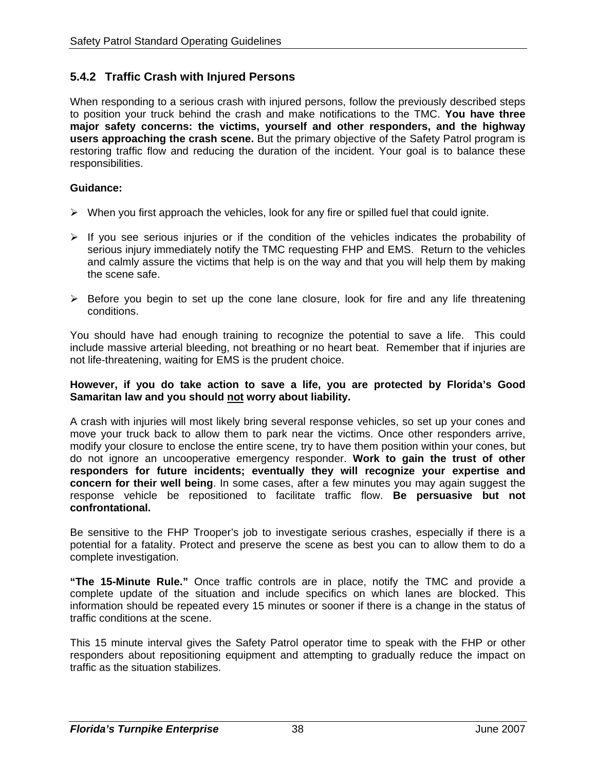### 5.4.2 Traffic Crash with Injured Persons

When responding to a serious crash with injured persons, follow the previously described steps to position your truck behind the crash and make notifications to the TMC. **You have three major safety concerns: the victims, yourself and other responders, and the highway users approaching the crash scene.** But the primary objective of the Safety Patrol program is restoring traffic flow and reducing the duration of the incident. Your goal is to balance these responsibilities.

**Guidance:**

- When you first approach the vehicles, look for any fire or spilled fuel that could ignite.
- If you see serious injuries or if the condition of the vehicles indicates the probability of serious injury immediately notify the TMC requesting FHP and EMS. Return to the vehicles and calmly assure the victims that help is on the way and that you will help them by making the scene safe.
- Before you begin to set up the cone lane closure, look for fire and any life threatening conditions.

You should have had enough training to recognize the potential to save a life. This could include massive arterial bleeding, not breathing or no heart beat. Remember that if injuries are not life-threatening, waiting for EMS is the prudent choice.

**However, if you do take action to save a life, you are protected by Florida's Good Samaritan law and you should <u>not</u> worry about liability.**

A crash with injuries will most likely bring several response vehicles, so set up your cones and move your truck back to allow them to park near the victims. Once other responders arrive, modify your closure to enclose the entire scene, try to have them position within your cones, but do not ignore an uncooperative emergency responder. **Work to gain the trust of other responders for future incidents; eventually they will recognize your expertise and concern for their well being**. In some cases, after a few minutes you may again suggest the response vehicle be repositioned to facilitate traffic flow. **Be persuasive but not confrontational.**

Be sensitive to the FHP Trooper's job to investigate serious crashes, especially if there is a potential for a fatality. Protect and preserve the scene as best you can to allow them to do a complete investigation.

**"The 15-Minute Rule."** Once traffic controls are in place, notify the TMC and provide a complete update of the situation and include specifics on which lanes are blocked. This information should be repeated every 15 minutes or sooner if there is a change in the status of traffic conditions at the scene.

This 15 minute interval gives the Safety Patrol operator time to speak with the FHP or other responders about repositioning equipment and attempting to gradually reduce the impact on traffic as the situation stabilizes.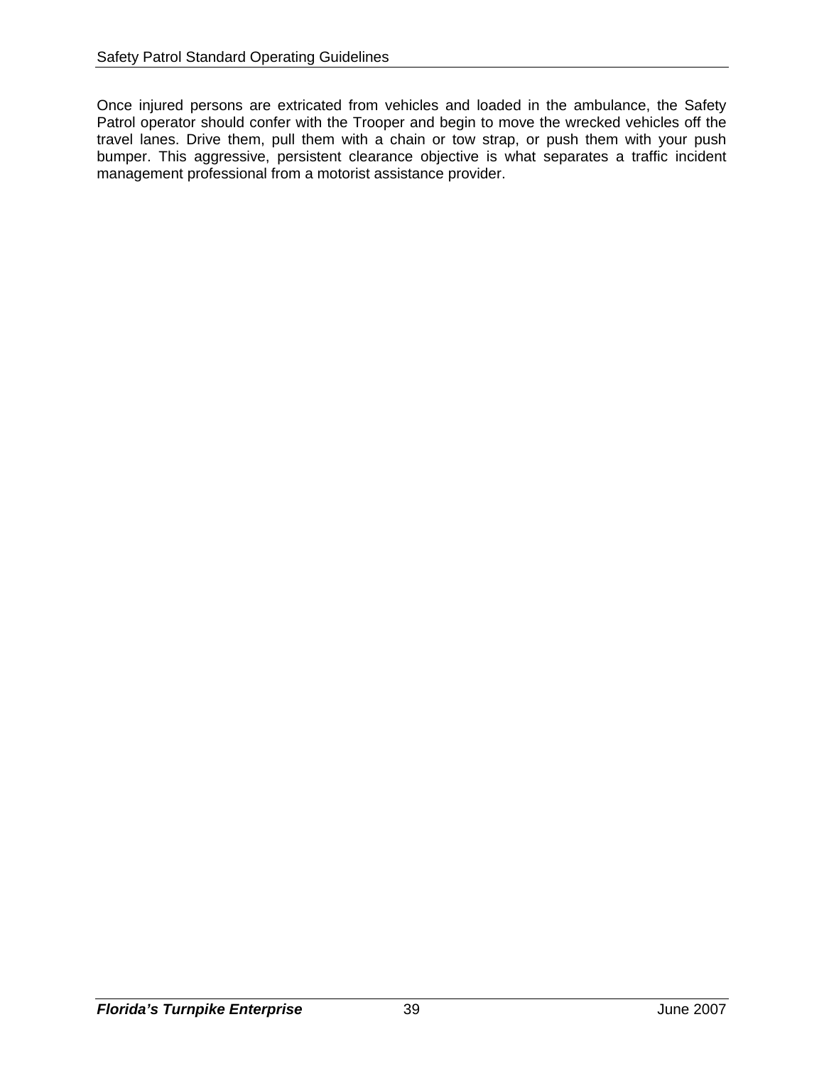Once injured persons are extricated from vehicles and loaded in the ambulance, the Safety Patrol operator should confer with the Trooper and begin to move the wrecked vehicles off the travel lanes. Drive them, pull them with a chain or tow strap, or push them with your push bumper. This aggressive, persistent clearance objective is what separates a traffic incident management professional from a motorist assistance provider.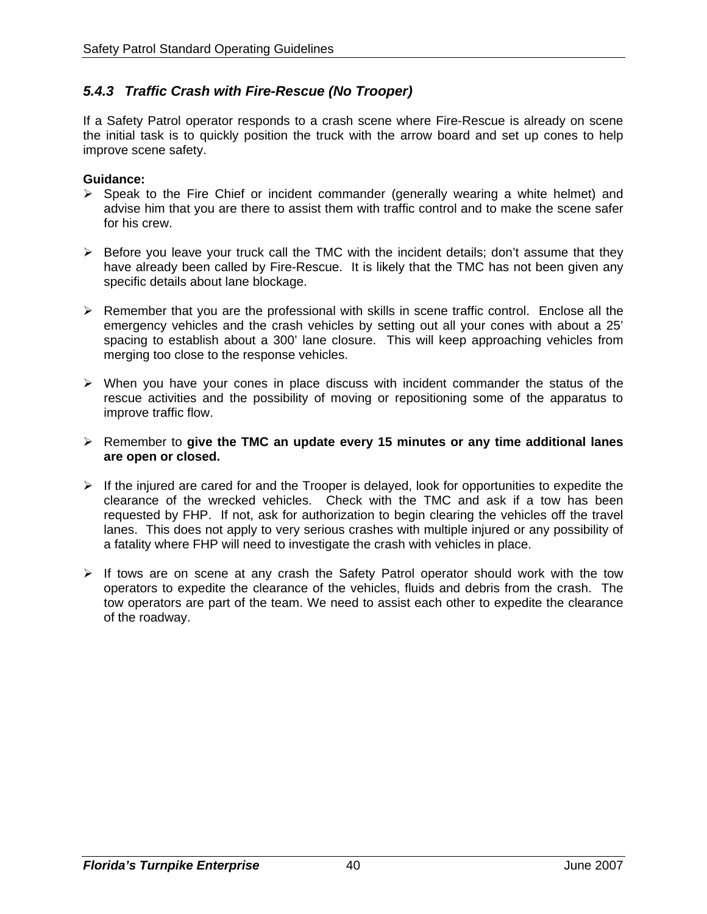### *5.4.3 Traffic Crash with Fire-Rescue (No Trooper)*

If a Safety Patrol operator responds to a crash scene where Fire-Rescue is already on scene the initial task is to quickly position the truck with the arrow board and set up cones to help improve scene safety.

**Guidance:**

- Speak to the Fire Chief or incident commander (generally wearing a white helmet) and advise him that you are there to assist them with traffic control and to make the scene safer for his crew.

- Before you leave your truck call the TMC with the incident details; don't assume that they have already been called by Fire-Rescue. It is likely that the TMC has not been given any specific details about lane blockage.

- Remember that you are the professional with skills in scene traffic control. Enclose all the emergency vehicles and the crash vehicles by setting out all your cones with about a 25' spacing to establish about a 300' lane closure. This will keep approaching vehicles from merging too close to the response vehicles.

- When you have your cones in place discuss with incident commander the status of the rescue activities and the possibility of moving or repositioning some of the apparatus to improve traffic flow.

- Remember to **give the TMC an update every 15 minutes or any time additional lanes are open or closed.**

- If the injured are cared for and the Trooper is delayed, look for opportunities to expedite the clearance of the wrecked vehicles. Check with the TMC and ask if a tow has been requested by FHP. If not, ask for authorization to begin clearing the vehicles off the travel lanes. This does not apply to very serious crashes with multiple injured or any possibility of a fatality where FHP will need to investigate the crash with vehicles in place.

- If tows are on scene at any crash the Safety Patrol operator should work with the tow operators to expedite the clearance of the vehicles, fluids and debris from the crash. The tow operators are part of the team. We need to assist each other to expedite the clearance of the roadway.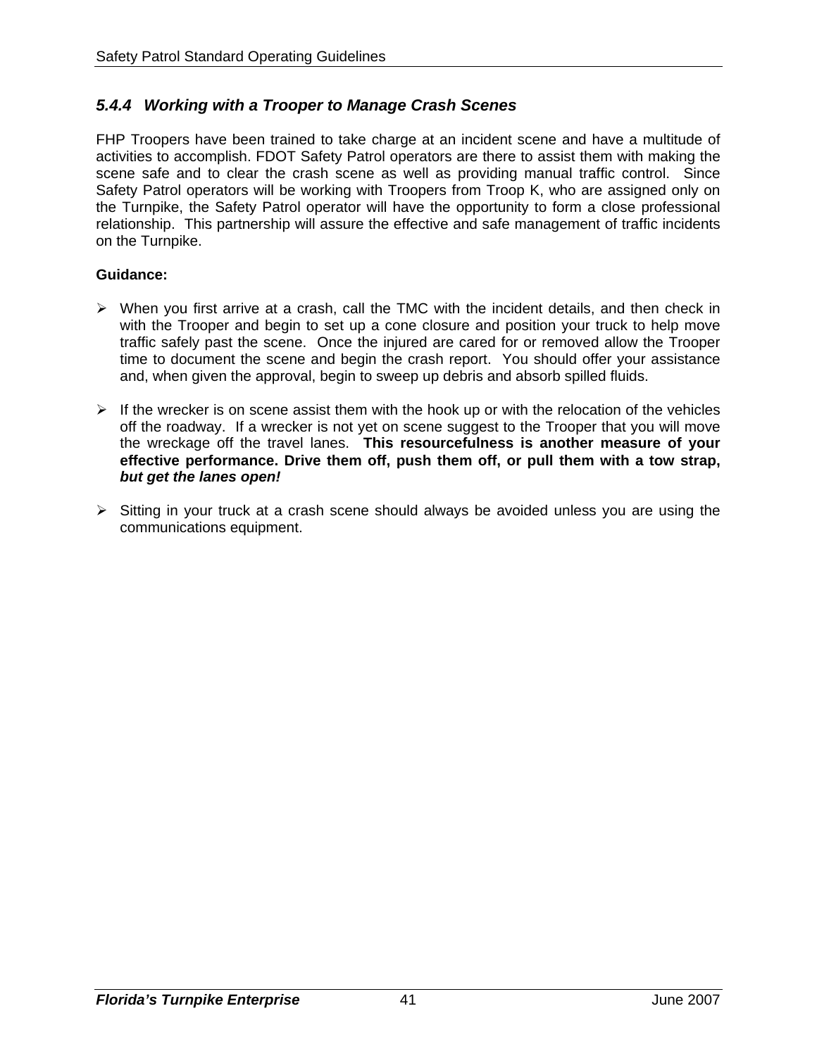### *5.4.4 Working with a Trooper to Manage Crash Scenes*

FHP Troopers have been trained to take charge at an incident scene and have a multitude of activities to accomplish. FDOT Safety Patrol operators are there to assist them with making the scene safe and to clear the crash scene as well as providing manual traffic control. Since Safety Patrol operators will be working with Troopers from Troop K, who are assigned only on the Turnpike, the Safety Patrol operator will have the opportunity to form a close professional relationship. This partnership will assure the effective and safe management of traffic incidents on the Turnpike.

**Guidance:**

- When you first arrive at a crash, call the TMC with the incident details, and then check in with the Trooper and begin to set up a cone closure and position your truck to help move traffic safely past the scene. Once the injured are cared for or removed allow the Trooper time to document the scene and begin the crash report. You should offer your assistance and, when given the approval, begin to sweep up debris and absorb spilled fluids.

- If the wrecker is on scene assist them with the hook up or with the relocation of the vehicles off the roadway. If a wrecker is not yet on scene suggest to the Trooper that you will move the wreckage off the travel lanes. **This resourcefulness is another measure of your effective performance. Drive them off, push them off, or pull them with a tow strap, *but get the lanes open!***

- Sitting in your truck at a crash scene should always be avoided unless you are using the communications equipment.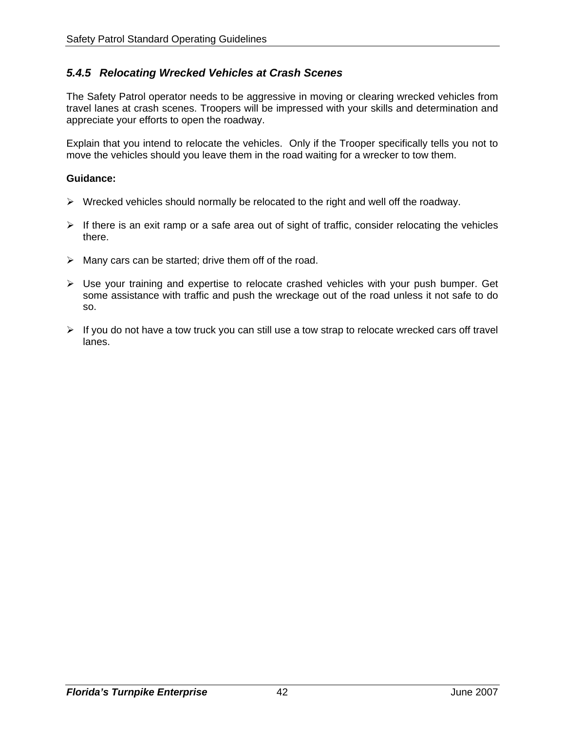### *5.4.5 Relocating Wrecked Vehicles at Crash Scenes*

The Safety Patrol operator needs to be aggressive in moving or clearing wrecked vehicles from travel lanes at crash scenes. Troopers will be impressed with your skills and determination and appreciate your efforts to open the roadway.

Explain that you intend to relocate the vehicles. Only if the Trooper specifically tells you not to move the vehicles should you leave them in the road waiting for a wrecker to tow them.

**Guidance:**

- Wrecked vehicles should normally be relocated to the right and well off the roadway.
- If there is an exit ramp or a safe area out of sight of traffic, consider relocating the vehicles there.
- Many cars can be started; drive them off of the road.
- Use your training and expertise to relocate crashed vehicles with your push bumper. Get some assistance with traffic and push the wreckage out of the road unless it not safe to do so.
- If you do not have a tow truck you can still use a tow strap to relocate wrecked cars off travel lanes.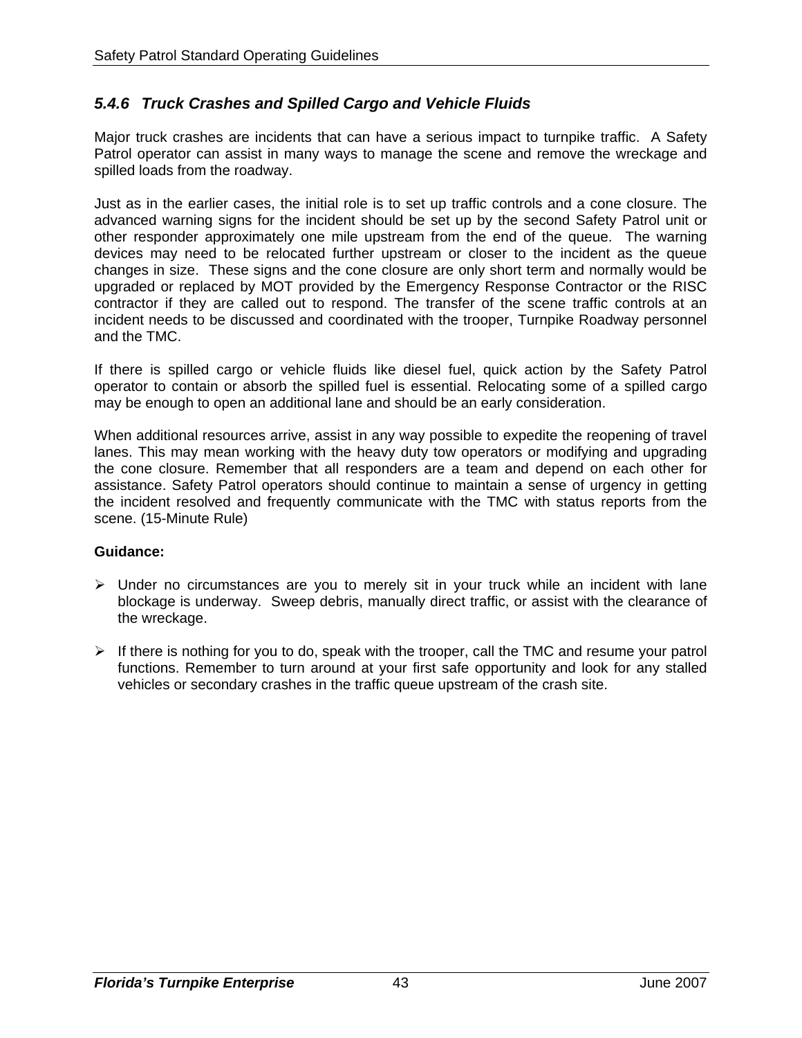### *5.4.6 Truck Crashes and Spilled Cargo and Vehicle Fluids*

Major truck crashes are incidents that can have a serious impact to turnpike traffic. A Safety Patrol operator can assist in many ways to manage the scene and remove the wreckage and spilled loads from the roadway.

Just as in the earlier cases, the initial role is to set up traffic controls and a cone closure. The advanced warning signs for the incident should be set up by the second Safety Patrol unit or other responder approximately one mile upstream from the end of the queue. The warning devices may need to be relocated further upstream or closer to the incident as the queue changes in size. These signs and the cone closure are only short term and normally would be upgraded or replaced by MOT provided by the Emergency Response Contractor or the RISC contractor if they are called out to respond. The transfer of the scene traffic controls at an incident needs to be discussed and coordinated with the trooper, Turnpike Roadway personnel and the TMC.

If there is spilled cargo or vehicle fluids like diesel fuel, quick action by the Safety Patrol operator to contain or absorb the spilled fuel is essential. Relocating some of a spilled cargo may be enough to open an additional lane and should be an early consideration.

When additional resources arrive, assist in any way possible to expedite the reopening of travel lanes. This may mean working with the heavy duty tow operators or modifying and upgrading the cone closure. Remember that all responders are a team and depend on each other for assistance. Safety Patrol operators should continue to maintain a sense of urgency in getting the incident resolved and frequently communicate with the TMC with status reports from the scene. (15-Minute Rule)

**Guidance:**

- Under no circumstances are you to merely sit in your truck while an incident with lane blockage is underway. Sweep debris, manually direct traffic, or assist with the clearance of the wreckage.

- If there is nothing for you to do, speak with the trooper, call the TMC and resume your patrol functions. Remember to turn around at your first safe opportunity and look for any stalled vehicles or secondary crashes in the traffic queue upstream of the crash site.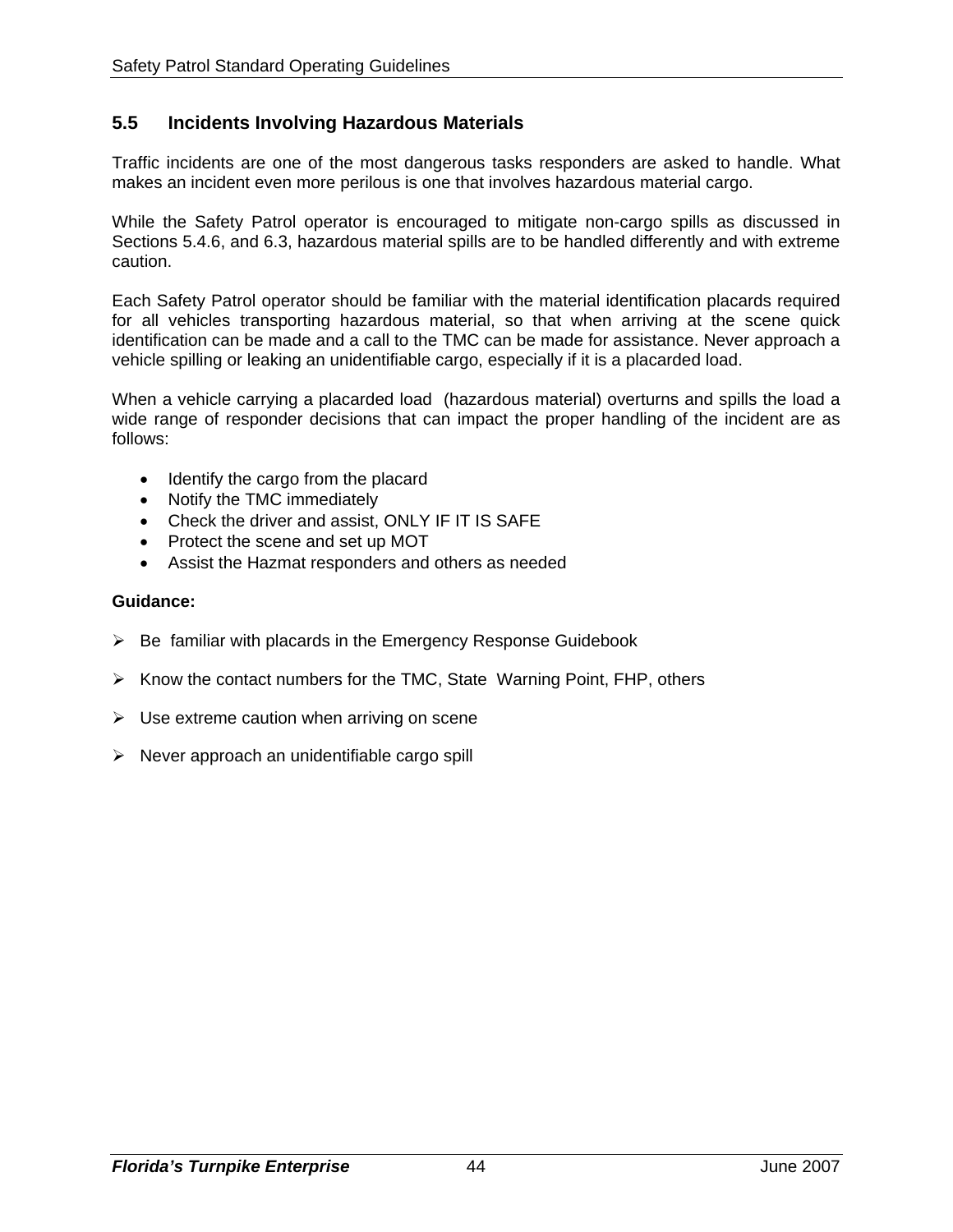## 5.5 Incidents Involving Hazardous Materials

Traffic incidents are one of the most dangerous tasks responders are asked to handle. What makes an incident even more perilous is one that involves hazardous material cargo.

While the Safety Patrol operator is encouraged to mitigate non-cargo spills as discussed in Sections 5.4.6, and 6.3, hazardous material spills are to be handled differently and with extreme caution.

Each Safety Patrol operator should be familiar with the material identification placards required for all vehicles transporting hazardous material, so that when arriving at the scene quick identification can be made and a call to the TMC can be made for assistance. Never approach a vehicle spilling or leaking an unidentifiable cargo, especially if it is a placarded load.

When a vehicle carrying a placarded load (hazardous material) overturns and spills the load a wide range of responder decisions that can impact the proper handling of the incident are as follows:

- Identify the cargo from the placard
- Notify the TMC immediately
- Check the driver and assist, ONLY IF IT IS SAFE
- Protect the scene and set up MOT
- Assist the Hazmat responders and others as needed

**Guidance:**

- Be familiar with placards in the Emergency Response Guidebook
- Know the contact numbers for the TMC, State Warning Point, FHP, others
- Use extreme caution when arriving on scene
- Never approach an unidentifiable cargo spill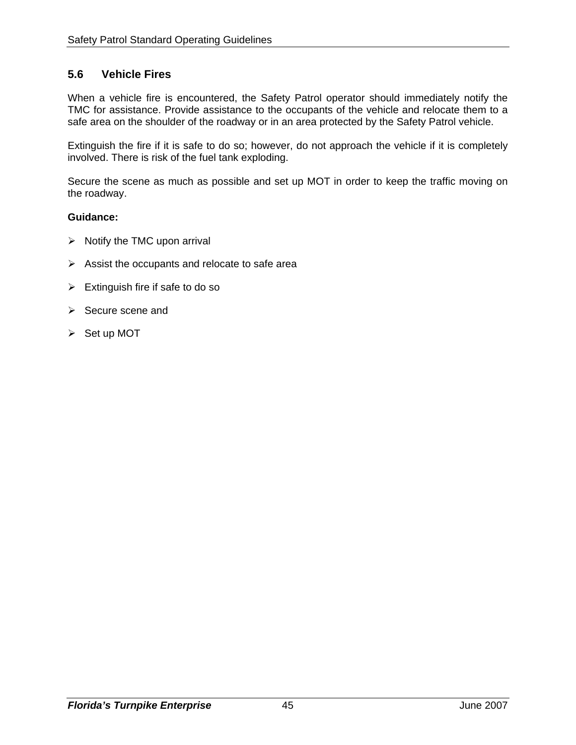## 5.6 Vehicle Fires

When a vehicle fire is encountered, the Safety Patrol operator should immediately notify the TMC for assistance. Provide assistance to the occupants of the vehicle and relocate them to a safe area on the shoulder of the roadway or in an area protected by the Safety Patrol vehicle.

Extinguish the fire if it is safe to do so; however, do not approach the vehicle if it is completely involved. There is risk of the fuel tank exploding.

Secure the scene as much as possible and set up MOT in order to keep the traffic moving on the roadway.

**Guidance:**

- Notify the TMC upon arrival
- Assist the occupants and relocate to safe area
- Extinguish fire if safe to do so
- Secure scene and
- Set up MOT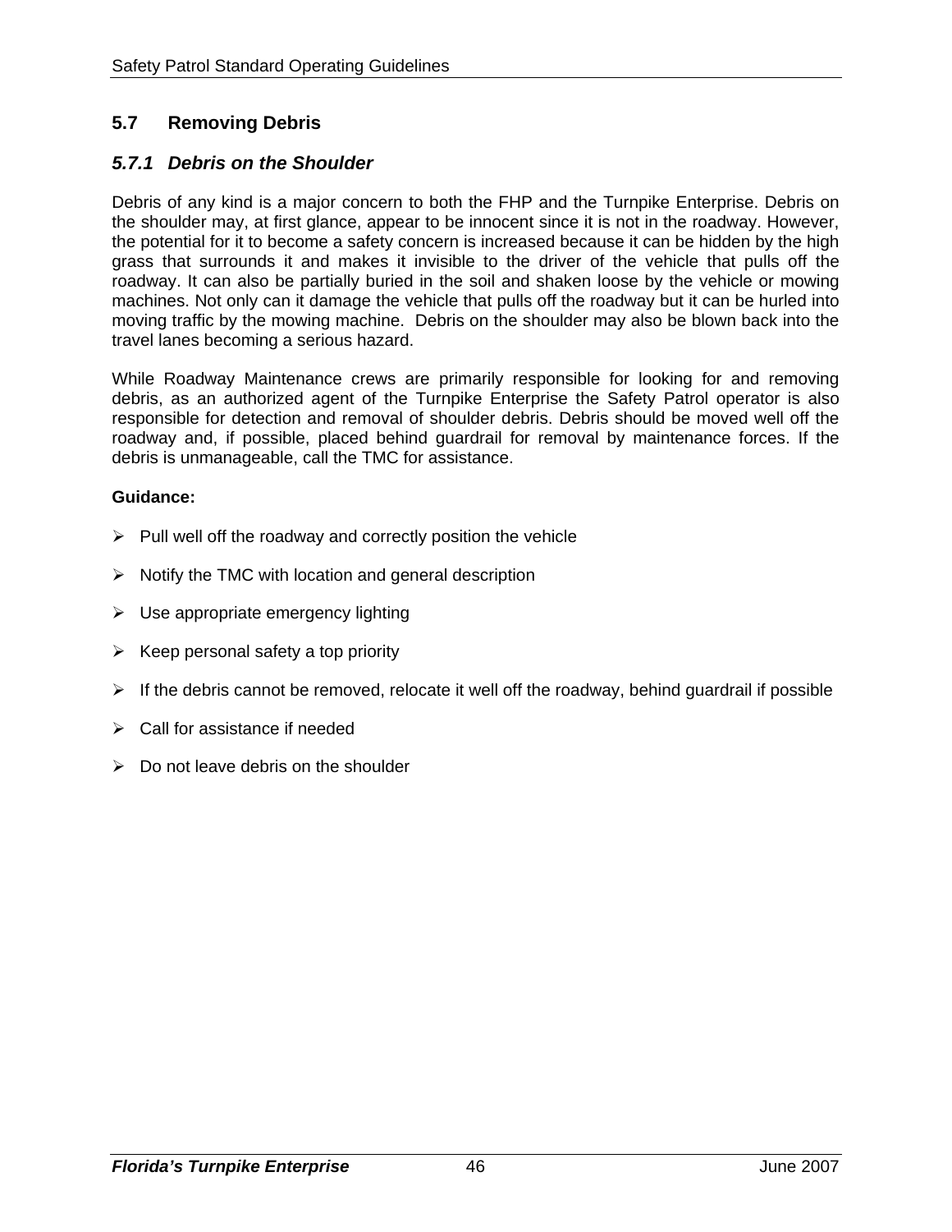## 5.7 Removing Debris

### *5.7.1 Debris on the Shoulder*

Debris of any kind is a major concern to both the FHP and the Turnpike Enterprise. Debris on the shoulder may, at first glance, appear to be innocent since it is not in the roadway. However, the potential for it to become a safety concern is increased because it can be hidden by the high grass that surrounds it and makes it invisible to the driver of the vehicle that pulls off the roadway. It can also be partially buried in the soil and shaken loose by the vehicle or mowing machines. Not only can it damage the vehicle that pulls off the roadway but it can be hurled into moving traffic by the mowing machine. Debris on the shoulder may also be blown back into the travel lanes becoming a serious hazard.

While Roadway Maintenance crews are primarily responsible for looking for and removing debris, as an authorized agent of the Turnpike Enterprise the Safety Patrol operator is also responsible for detection and removal of shoulder debris. Debris should be moved well off the roadway and, if possible, placed behind guardrail for removal by maintenance forces. If the debris is unmanageable, call the TMC for assistance.

**Guidance:**

- Pull well off the roadway and correctly position the vehicle
- Notify the TMC with location and general description
- Use appropriate emergency lighting
- Keep personal safety a top priority
- If the debris cannot be removed, relocate it well off the roadway, behind guardrail if possible
- Call for assistance if needed
- Do not leave debris on the shoulder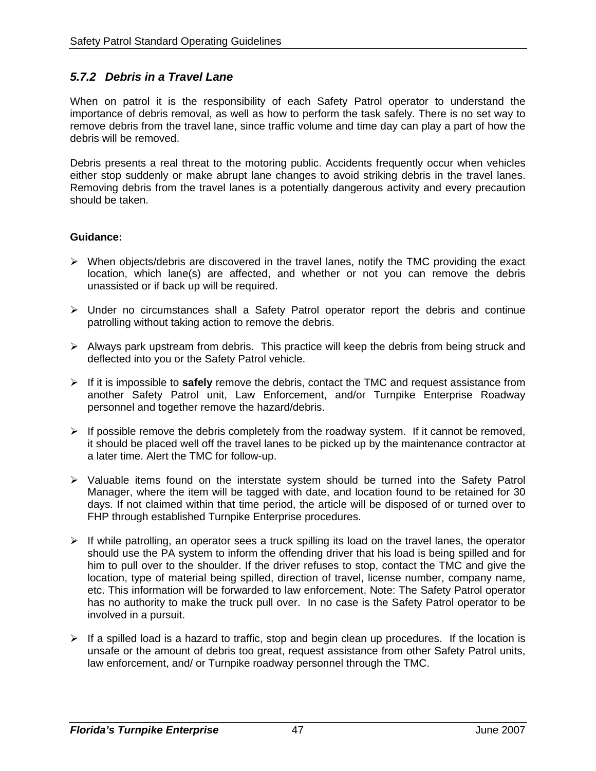### *5.7.2 Debris in a Travel Lane*

When on patrol it is the responsibility of each Safety Patrol operator to understand the importance of debris removal, as well as how to perform the task safely. There is no set way to remove debris from the travel lane, since traffic volume and time day can play a part of how the debris will be removed.

Debris presents a real threat to the motoring public. Accidents frequently occur when vehicles either stop suddenly or make abrupt lane changes to avoid striking debris in the travel lanes. Removing debris from the travel lanes is a potentially dangerous activity and every precaution should be taken.

**Guidance:**

- When objects/debris are discovered in the travel lanes, notify the TMC providing the exact location, which lane(s) are affected, and whether or not you can remove the debris unassisted or if back up will be required.

- Under no circumstances shall a Safety Patrol operator report the debris and continue patrolling without taking action to remove the debris.

- Always park upstream from debris. This practice will keep the debris from being struck and deflected into you or the Safety Patrol vehicle.

- If it is impossible to **safely** remove the debris, contact the TMC and request assistance from another Safety Patrol unit, Law Enforcement, and/or Turnpike Enterprise Roadway personnel and together remove the hazard/debris.

- If possible remove the debris completely from the roadway system. If it cannot be removed, it should be placed well off the travel lanes to be picked up by the maintenance contractor at a later time. Alert the TMC for follow-up.

- Valuable items found on the interstate system should be turned into the Safety Patrol Manager, where the item will be tagged with date, and location found to be retained for 30 days. If not claimed within that time period, the article will be disposed of or turned over to FHP through established Turnpike Enterprise procedures.

- If while patrolling, an operator sees a truck spilling its load on the travel lanes, the operator should use the PA system to inform the offending driver that his load is being spilled and for him to pull over to the shoulder. If the driver refuses to stop, contact the TMC and give the location, type of material being spilled, direction of travel, license number, company name, etc. This information will be forwarded to law enforcement. Note: The Safety Patrol operator has no authority to make the truck pull over. In no case is the Safety Patrol operator to be involved in a pursuit.

- If a spilled load is a hazard to traffic, stop and begin clean up procedures. If the location is unsafe or the amount of debris too great, request assistance from other Safety Patrol units, law enforcement, and/ or Turnpike roadway personnel through the TMC.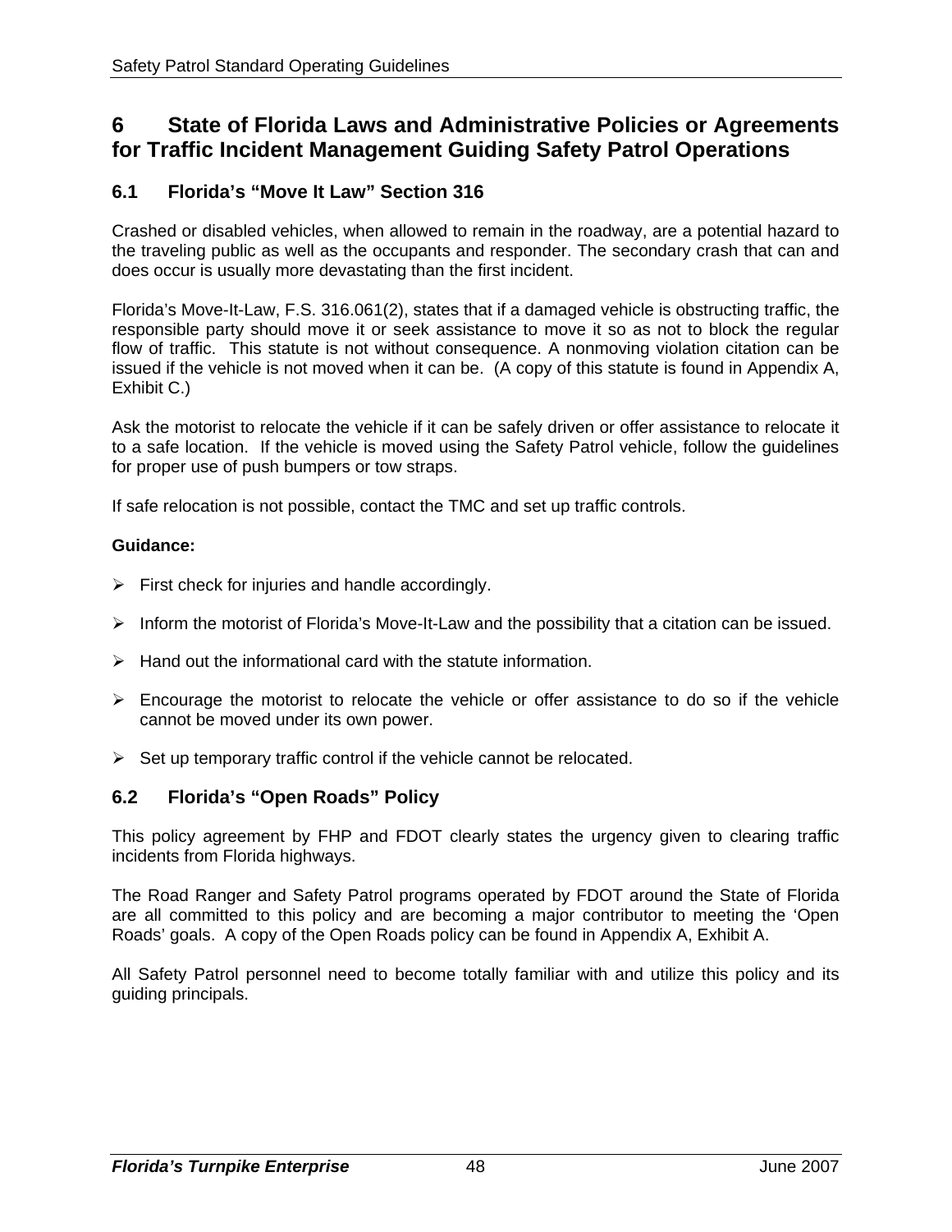# 6 State of Florida Laws and Administrative Policies or Agreements for Traffic Incident Management Guiding Safety Patrol Operations

## 6.1 Florida's "Move It Law" Section 316

Crashed or disabled vehicles, when allowed to remain in the roadway, are a potential hazard to the traveling public as well as the occupants and responder. The secondary crash that can and does occur is usually more devastating than the first incident.

Florida's Move-It-Law, F.S. 316.061(2), states that if a damaged vehicle is obstructing traffic, the responsible party should move it or seek assistance to move it so as not to block the regular flow of traffic. This statute is not without consequence. A nonmoving violation citation can be issued if the vehicle is not moved when it can be. (A copy of this statute is found in Appendix A, Exhibit C.)

Ask the motorist to relocate the vehicle if it can be safely driven or offer assistance to relocate it to a safe location. If the vehicle is moved using the Safety Patrol vehicle, follow the guidelines for proper use of push bumpers or tow straps.

If safe relocation is not possible, contact the TMC and set up traffic controls.

**Guidance:**

- First check for injuries and handle accordingly.
- Inform the motorist of Florida's Move-It-Law and the possibility that a citation can be issued.
- Hand out the informational card with the statute information.
- Encourage the motorist to relocate the vehicle or offer assistance to do so if the vehicle cannot be moved under its own power.
- Set up temporary traffic control if the vehicle cannot be relocated.

## 6.2 Florida's "Open Roads" Policy

This policy agreement by FHP and FDOT clearly states the urgency given to clearing traffic incidents from Florida highways.

The Road Ranger and Safety Patrol programs operated by FDOT around the State of Florida are all committed to this policy and are becoming a major contributor to meeting the 'Open Roads' goals. A copy of the Open Roads policy can be found in Appendix A, Exhibit A.

All Safety Patrol personnel need to become totally familiar with and utilize this policy and its guiding principals.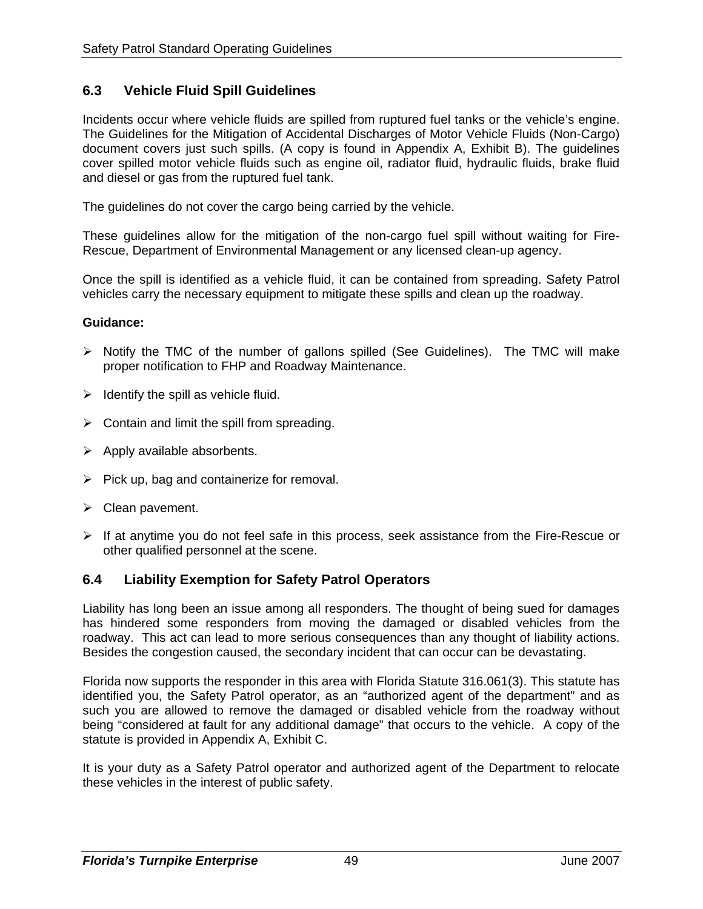## 6.3 Vehicle Fluid Spill Guidelines

Incidents occur where vehicle fluids are spilled from ruptured fuel tanks or the vehicle's engine. The Guidelines for the Mitigation of Accidental Discharges of Motor Vehicle Fluids (Non-Cargo) document covers just such spills. (A copy is found in Appendix A, Exhibit B). The guidelines cover spilled motor vehicle fluids such as engine oil, radiator fluid, hydraulic fluids, brake fluid and diesel or gas from the ruptured fuel tank.

The guidelines do not cover the cargo being carried by the vehicle.

These guidelines allow for the mitigation of the non-cargo fuel spill without waiting for Fire-Rescue, Department of Environmental Management or any licensed clean-up agency.

Once the spill is identified as a vehicle fluid, it can be contained from spreading. Safety Patrol vehicles carry the necessary equipment to mitigate these spills and clean up the roadway.

**Guidance:**

- Notify the TMC of the number of gallons spilled (See Guidelines). The TMC will make proper notification to FHP and Roadway Maintenance.
- Identify the spill as vehicle fluid.
- Contain and limit the spill from spreading.
- Apply available absorbents.
- Pick up, bag and containerize for removal.
- Clean pavement.
- If at anytime you do not feel safe in this process, seek assistance from the Fire-Rescue or other qualified personnel at the scene.

## 6.4 Liability Exemption for Safety Patrol Operators

Liability has long been an issue among all responders. The thought of being sued for damages has hindered some responders from moving the damaged or disabled vehicles from the roadway. This act can lead to more serious consequences than any thought of liability actions. Besides the congestion caused, the secondary incident that can occur can be devastating.

Florida now supports the responder in this area with Florida Statute 316.061(3). This statute has identified you, the Safety Patrol operator, as an "authorized agent of the department" and as such you are allowed to remove the damaged or disabled vehicle from the roadway without being "considered at fault for any additional damage" that occurs to the vehicle. A copy of the statute is provided in Appendix A, Exhibit C.

It is your duty as a Safety Patrol operator and authorized agent of the Department to relocate these vehicles in the interest of public safety.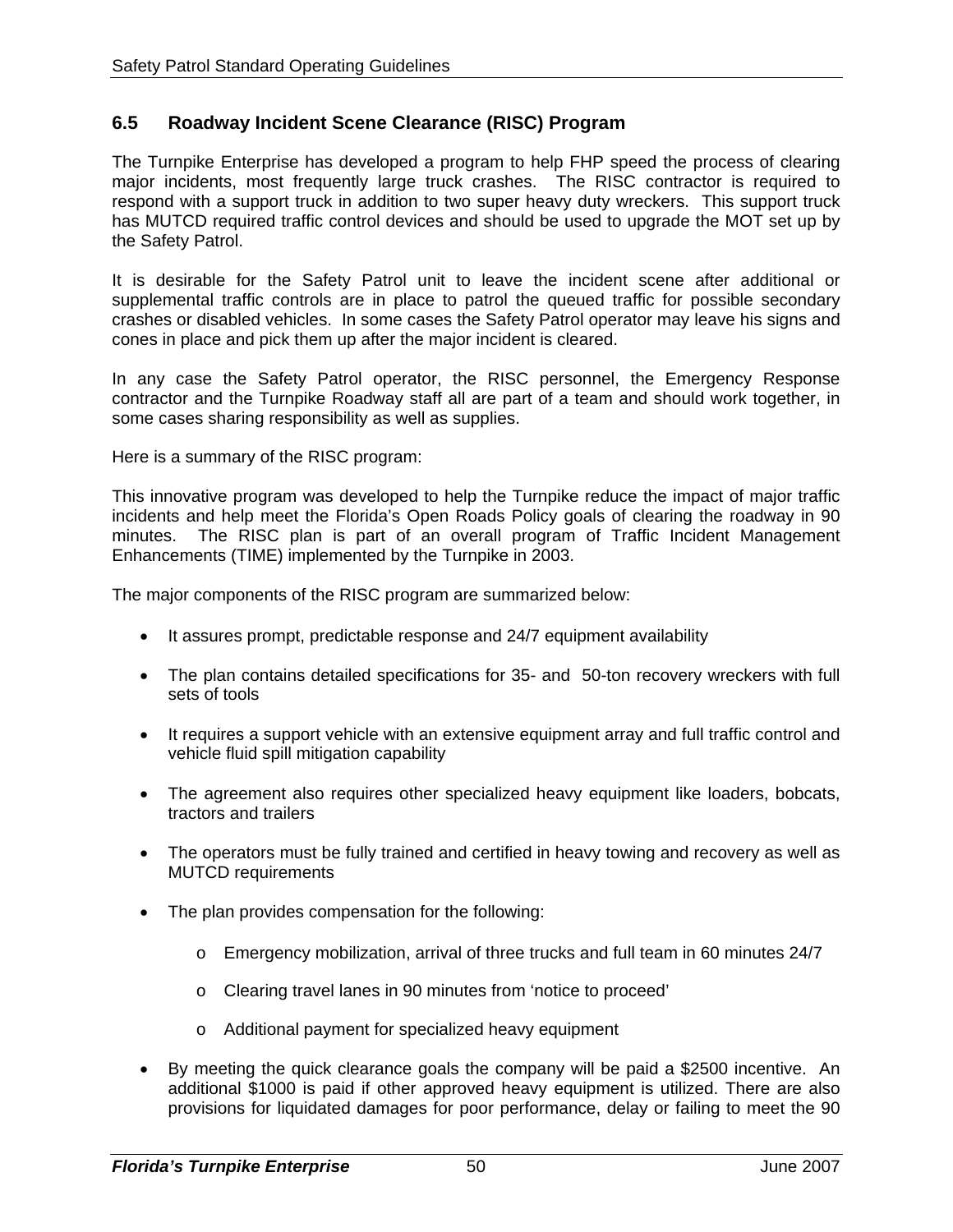## 6.5 Roadway Incident Scene Clearance (RISC) Program

The Turnpike Enterprise has developed a program to help FHP speed the process of clearing major incidents, most frequently large truck crashes. The RISC contractor is required to respond with a support truck in addition to two super heavy duty wreckers. This support truck has MUTCD required traffic control devices and should be used to upgrade the MOT set up by the Safety Patrol.

It is desirable for the Safety Patrol unit to leave the incident scene after additional or supplemental traffic controls are in place to patrol the queued traffic for possible secondary crashes or disabled vehicles. In some cases the Safety Patrol operator may leave his signs and cones in place and pick them up after the major incident is cleared.

In any case the Safety Patrol operator, the RISC personnel, the Emergency Response contractor and the Turnpike Roadway staff all are part of a team and should work together, in some cases sharing responsibility as well as supplies.

Here is a summary of the RISC program:

This innovative program was developed to help the Turnpike reduce the impact of major traffic incidents and help meet the Florida's Open Roads Policy goals of clearing the roadway in 90 minutes. The RISC plan is part of an overall program of Traffic Incident Management Enhancements (TIME) implemented by the Turnpike in 2003.

The major components of the RISC program are summarized below:

- It assures prompt, predictable response and 24/7 equipment availability
- The plan contains detailed specifications for 35- and 50-ton recovery wreckers with full sets of tools
- It requires a support vehicle with an extensive equipment array and full traffic control and vehicle fluid spill mitigation capability
- The agreement also requires other specialized heavy equipment like loaders, bobcats, tractors and trailers
- The operators must be fully trained and certified in heavy towing and recovery as well as MUTCD requirements
- The plan provides compensation for the following:
  - Emergency mobilization, arrival of three trucks and full team in 60 minutes 24/7
  - Clearing travel lanes in 90 minutes from 'notice to proceed'
  - Additional payment for specialized heavy equipment
- By meeting the quick clearance goals the company will be paid a $2500 incentive. An additional $1000 is paid if other approved heavy equipment is utilized. There are also provisions for liquidated damages for poor performance, delay or failing to meet the 90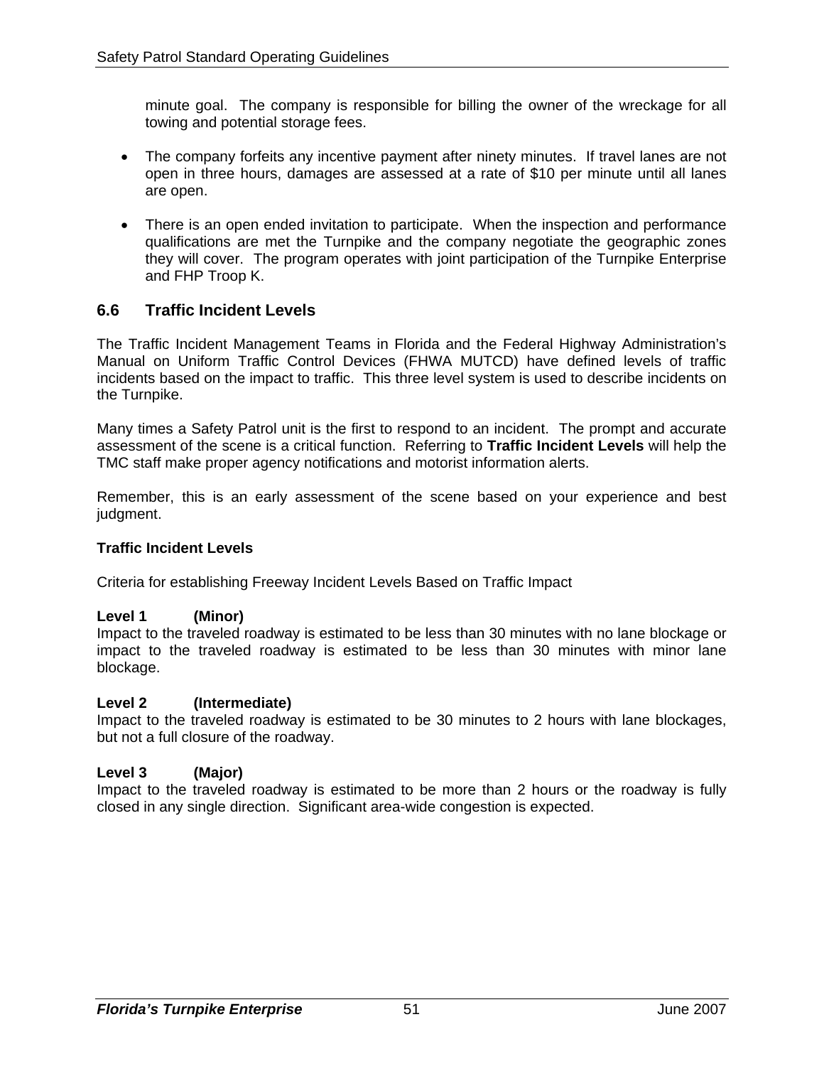minute goal. The company is responsible for billing the owner of the wreckage for all towing and potential storage fees.

- The company forfeits any incentive payment after ninety minutes. If travel lanes are not open in three hours, damages are assessed at a rate of $10 per minute until all lanes are open.

- There is an open ended invitation to participate. When the inspection and performance qualifications are met the Turnpike and the company negotiate the geographic zones they will cover. The program operates with joint participation of the Turnpike Enterprise and FHP Troop K.

## 6.6 Traffic Incident Levels

The Traffic Incident Management Teams in Florida and the Federal Highway Administration's Manual on Uniform Traffic Control Devices (FHWA MUTCD) have defined levels of traffic incidents based on the impact to traffic. This three level system is used to describe incidents on the Turnpike.

Many times a Safety Patrol unit is the first to respond to an incident. The prompt and accurate assessment of the scene is a critical function. Referring to **Traffic Incident Levels** will help the TMC staff make proper agency notifications and motorist information alerts.

Remember, this is an early assessment of the scene based on your experience and best judgment.

**Traffic Incident Levels**

Criteria for establishing Freeway Incident Levels Based on Traffic Impact

**Level 1 (Minor)**
Impact to the traveled roadway is estimated to be less than 30 minutes with no lane blockage or impact to the traveled roadway is estimated to be less than 30 minutes with minor lane blockage.

**Level 2 (Intermediate)**
Impact to the traveled roadway is estimated to be 30 minutes to 2 hours with lane blockages, but not a full closure of the roadway.

**Level 3 (Major)**
Impact to the traveled roadway is estimated to be more than 2 hours or the roadway is fully closed in any single direction. Significant area-wide congestion is expected.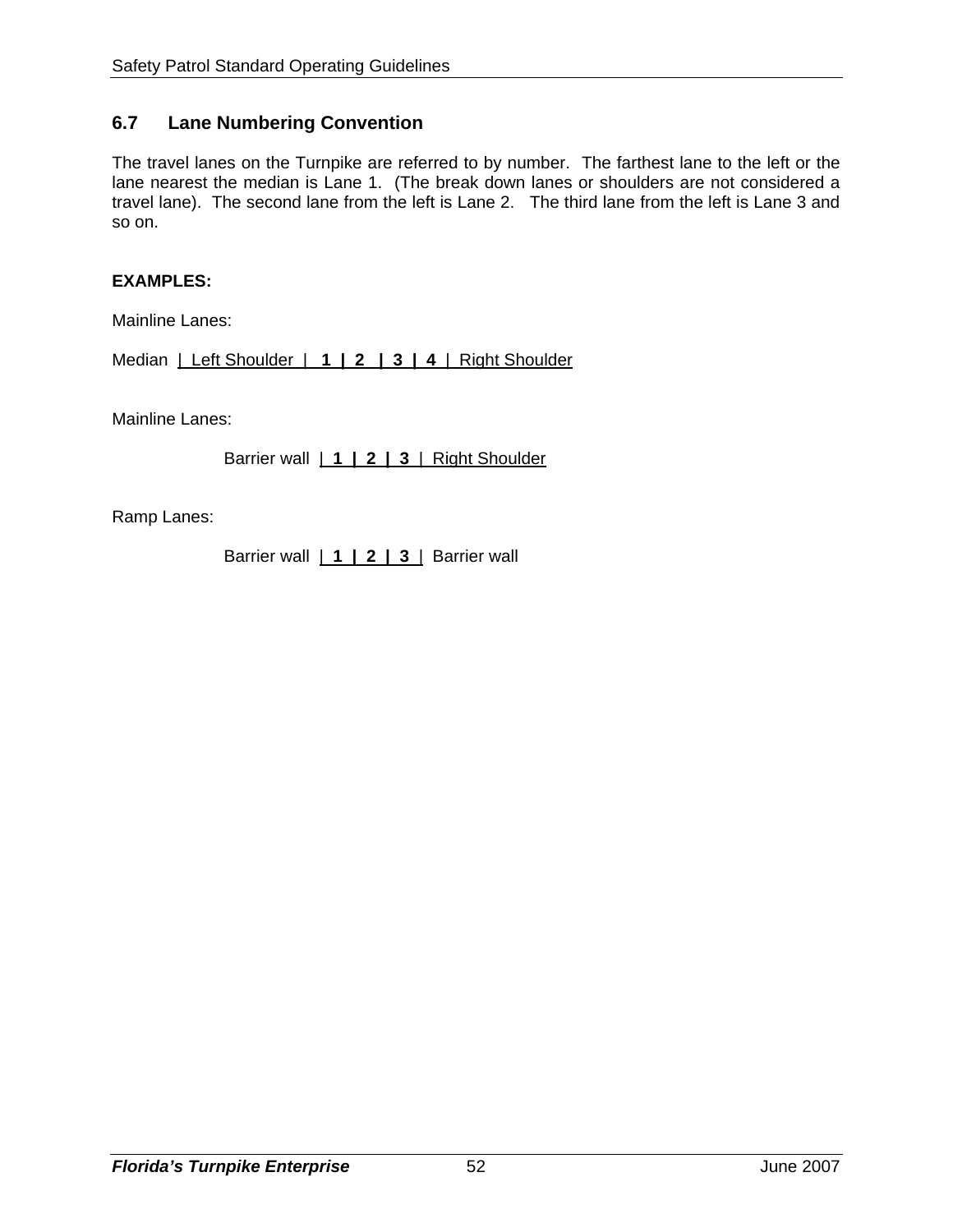## 6.7 Lane Numbering Convention

The travel lanes on the Turnpike are referred to by number. The farthest lane to the left or the lane nearest the median is Lane 1. (The break down lanes or shoulders are not considered a travel lane). The second lane from the left is Lane 2. The third lane from the left is Lane 3 and so on.

**EXAMPLES:**

Mainline Lanes:

Median | Left Shoulder | **1 | 2 | 3 | 4** | Right Shoulder

Mainline Lanes:

Barrier wall | **1 | 2 | 3** | Right Shoulder

Ramp Lanes:

Barrier wall | **1 | 2 | 3** | Barrier wall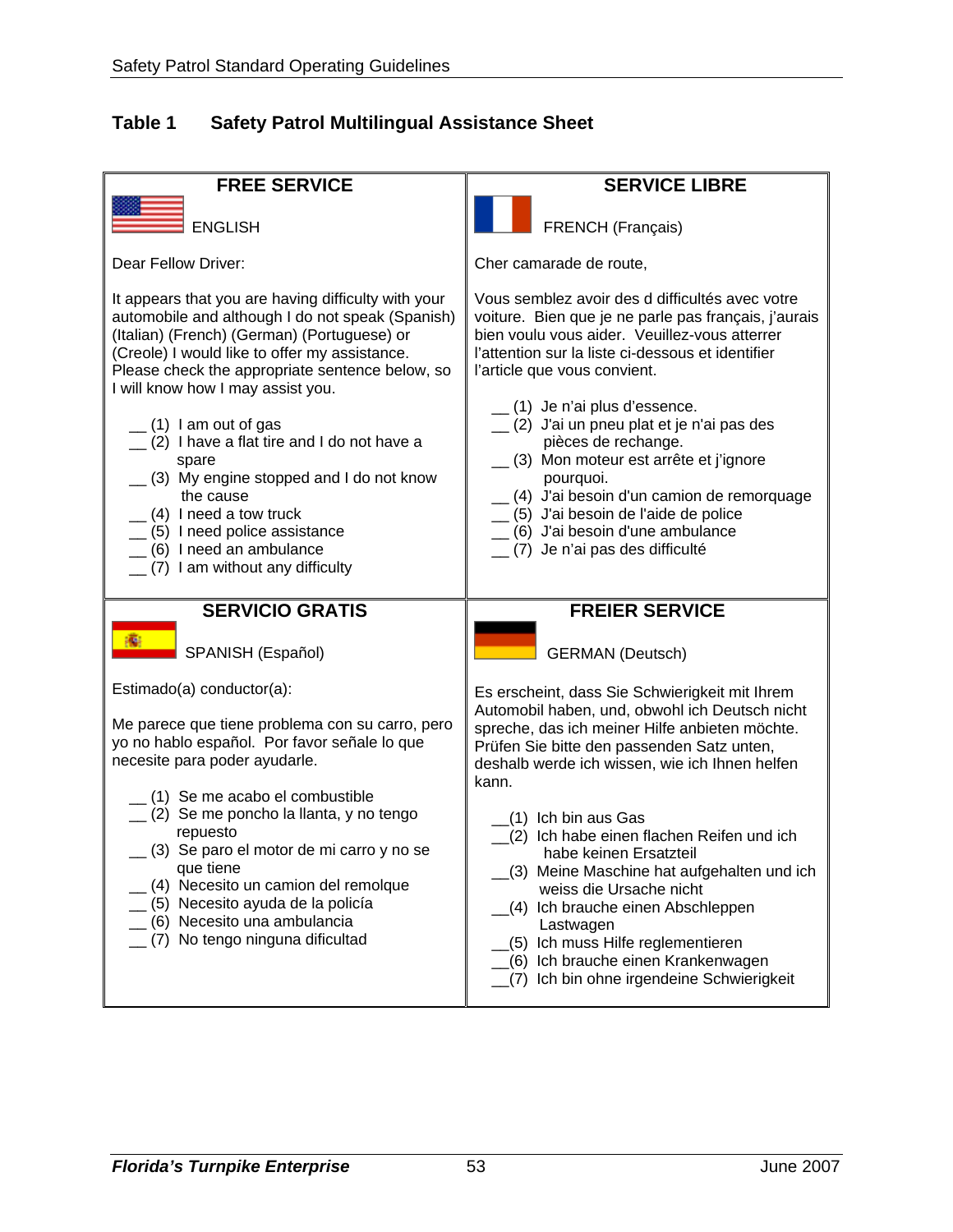**Table 1 Safety Patrol Multilingual Assistance Sheet**

## FREE SERVICE

ENGLISH

Dear Fellow Driver:

It appears that you are having difficulty with your automobile and although I do not speak (Spanish) (Italian) (French) (German) (Portuguese) or (Creole) I would like to offer my assistance. Please check the appropriate sentence below, so I will know how I may assist you.

__ (1) I am out of gas
__ (2) I have a flat tire and I do not have a spare
__ (3) My engine stopped and I do not know the cause
__ (4) I need a tow truck
__ (5) I need police assistance
__ (6) I need an ambulance
__ (7) I am without any difficulty

## SERVICE LIBRE

FRENCH (Français)

Cher camarade de route,

Vous semblez avoir des d difficultés avec votre voiture. Bien que je ne parle pas français, j'aurais bien voulu vous aider. Veuillez-vous atterrer l'attention sur la liste ci-dessous et identifier l'article que vous convient.

__ (1) Je n'ai plus d'essence.
__ (2) J'ai un pneu plat et je n'ai pas des pièces de rechange.
__ (3) Mon moteur est arrête et j'ignore pourquoi.
__ (4) J'ai besoin d'un camion de remorquage
__ (5) J'ai besoin de l'aide de police
__ (6) J'ai besoin d'une ambulance
__ (7) Je n'ai pas des difficulté

## SERVICIO GRATIS

SPANISH (Español)

Estimado(a) conductor(a):

Me parece que tiene problema con su carro, pero yo no hablo español. Por favor señale lo que necesite para poder ayudarle.

__ (1) Se me acabo el combustible
__ (2) Se me poncho la llanta, y no tengo repuesto
__ (3) Se paro el motor de mi carro y no se que tiene
__ (4) Necesito un camion del remolque
__ (5) Necesito ayuda de la policía
__ (6) Necesito una ambulancia
__ (7) No tengo ninguna dificultad

## FREIER SERVICE

GERMAN (Deutsch)

Es erscheint, dass Sie Schwierigkeit mit Ihrem Automobil haben, und, obwohl ich Deutsch nicht spreche, das ich meiner Hilfe anbieten möchte. Prüfen Sie bitte den passenden Satz unten, deshalb werde ich wissen, wie ich Ihnen helfen kann.

__(1) Ich bin aus Gas
__(2) Ich habe einen flachen Reifen und ich habe keinen Ersatzteil
__(3) Meine Maschine hat aufgehalten und ich weiss die Ursache nicht
__(4) Ich brauche einen Abschleppen Lastwagen
__(5) Ich muss Hilfe reglementieren
__(6) Ich brauche einen Krankenwagen
__(7) Ich bin ohne irgendeine Schwierigkeit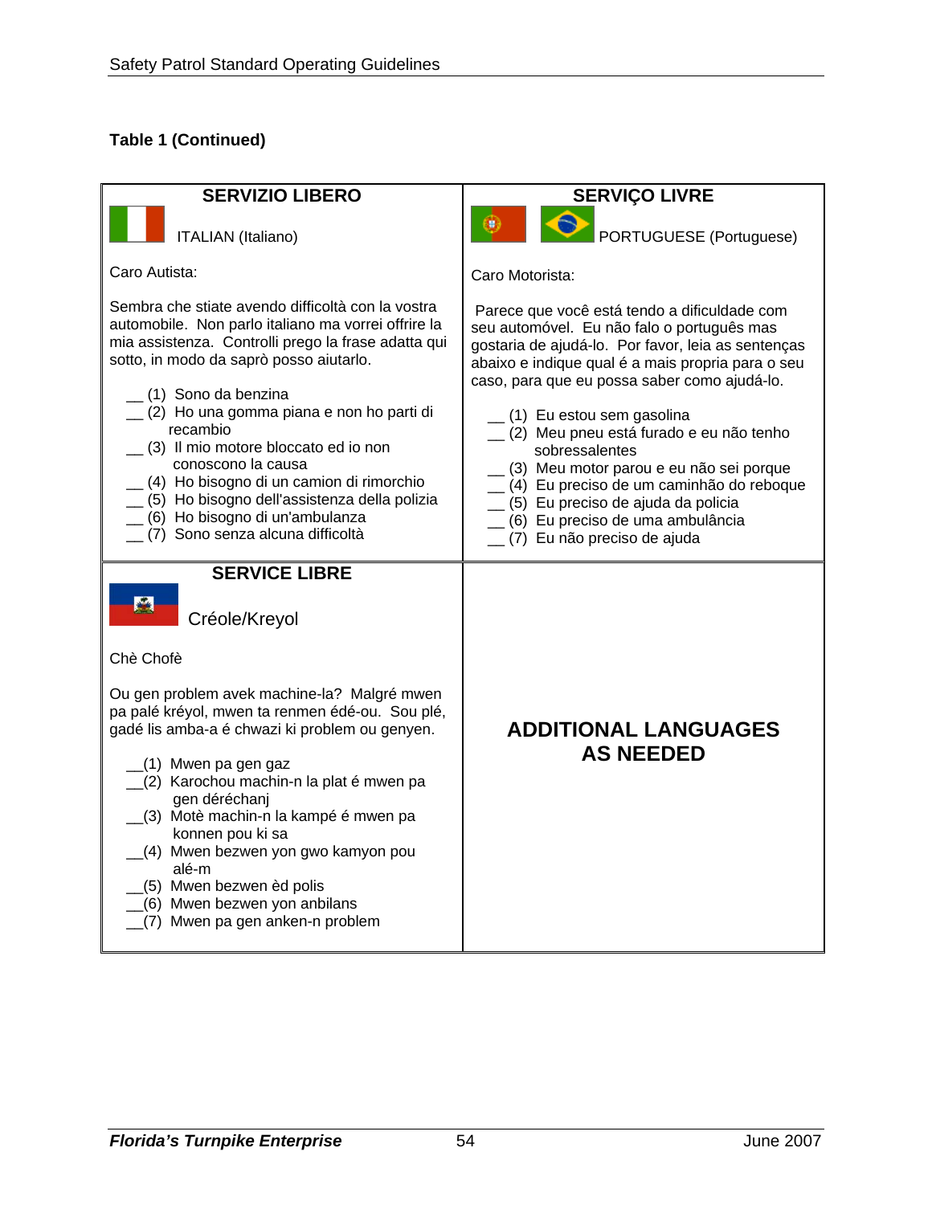**Table 1 (Continued)**

**SERVIZIO LIBERO**

ITALIAN (Italiano)

Caro Autista:

Sembra che stiate avendo difficoltà con la vostra automobile. Non parlo italiano ma vorrei offrire la mia assistenza. Controlli prego la frase adatta qui sotto, in modo da saprò posso aiutarlo.

__ (1) Sono da benzina
__ (2) Ho una gomma piana e non ho parti di recambio
__ (3) Il mio motore bloccato ed io non conoscono la causa
__ (4) Ho bisogno di un camion di rimorchio
__ (5) Ho bisogno dell'assistenza della polizia
__ (6) Ho bisogno di un'ambulanza
__ (7) Sono senza alcuna difficoltà

**SERVIÇO LIVRE**

PORTUGUESE (Portuguese)

Caro Motorista:

Parece que você está tendo a dificuldade com seu automóvel. Eu não falo o português mas gostaria de ajudá-lo. Por favor, leia as sentenças abaixo e indique qual é a mais propria para o seu caso, para que eu possa saber como ajudá-lo.

__ (1) Eu estou sem gasolina
__ (2) Meu pneu está furado e eu não tenho sobressalentes
__ (3) Meu motor parou e eu não sei porque
__ (4) Eu preciso de um caminhão do reboque
__ (5) Eu preciso de ajuda da policia
__ (6) Eu preciso de uma ambulância
__ (7) Eu não preciso de ajuda

**SERVICE LIBRE**

Créole/Kreyol

Chè Chofè

Ou gen problem avek machine-la? Malgré mwen pa palé kréyol, mwen ta renmen édé-ou. Sou plé, gadé lis amba-a é chwazi ki problem ou genyen.

__(1) Mwen pa gen gaz
__(2) Karochou machin-n la plat é mwen pa gen déréchanj
__(3) Motè machin-n la kampé é mwen pa konnen pou ki sa
__(4) Mwen bezwen yon gwo kamyon pou alé-m
__(5) Mwen bezwen èd polis
__(6) Mwen bezwen yon anbilans
__(7) Mwen pa gen anken-n problem

**ADDITIONAL LANGUAGES AS NEEDED**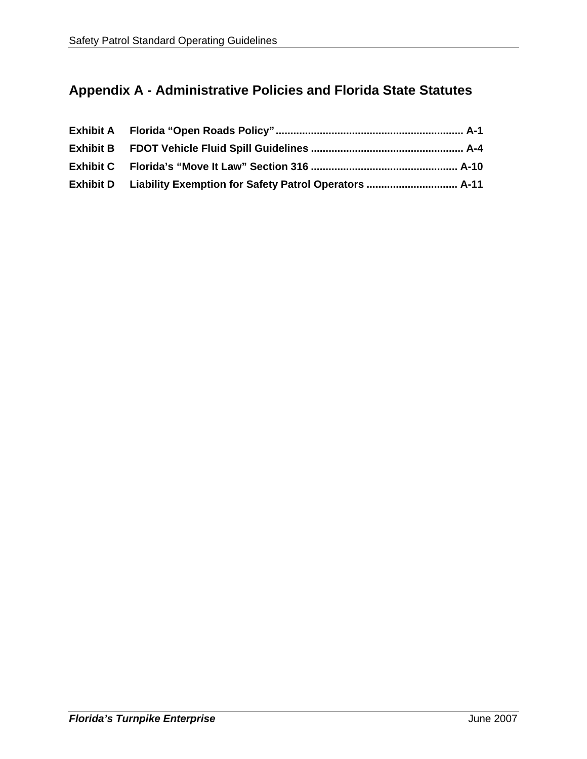## Appendix A - Administrative Policies and Florida State Statutes

**Exhibit A Florida "Open Roads Policy" ............................................................... A-1**

**Exhibit B FDOT Vehicle Fluid Spill Guidelines ................................................... A-4**

**Exhibit C Florida's "Move It Law" Section 316 ................................................. A-10**

**Exhibit D Liability Exemption for Safety Patrol Operators .............................. A-11**